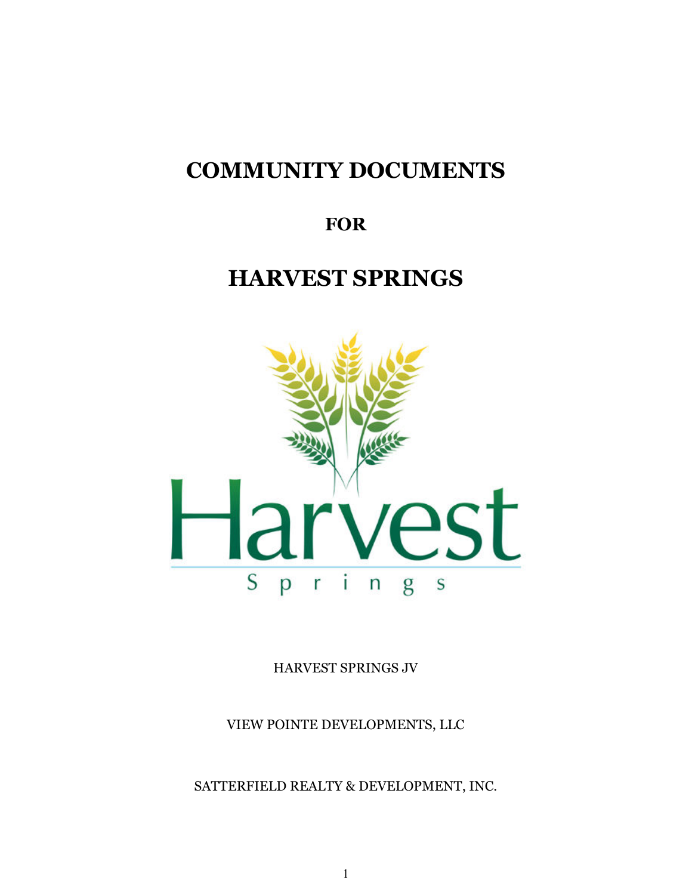# COMMUNITY DOCUMENTS

## FOR

# HARVEST SPRINGS

Harvest

Springs

HARVEST SPRINGS JV

VIEW POINTE DEVELOPMENTS, LLC

SATTERFIELD REALTY & DEVELOPMENT, INC.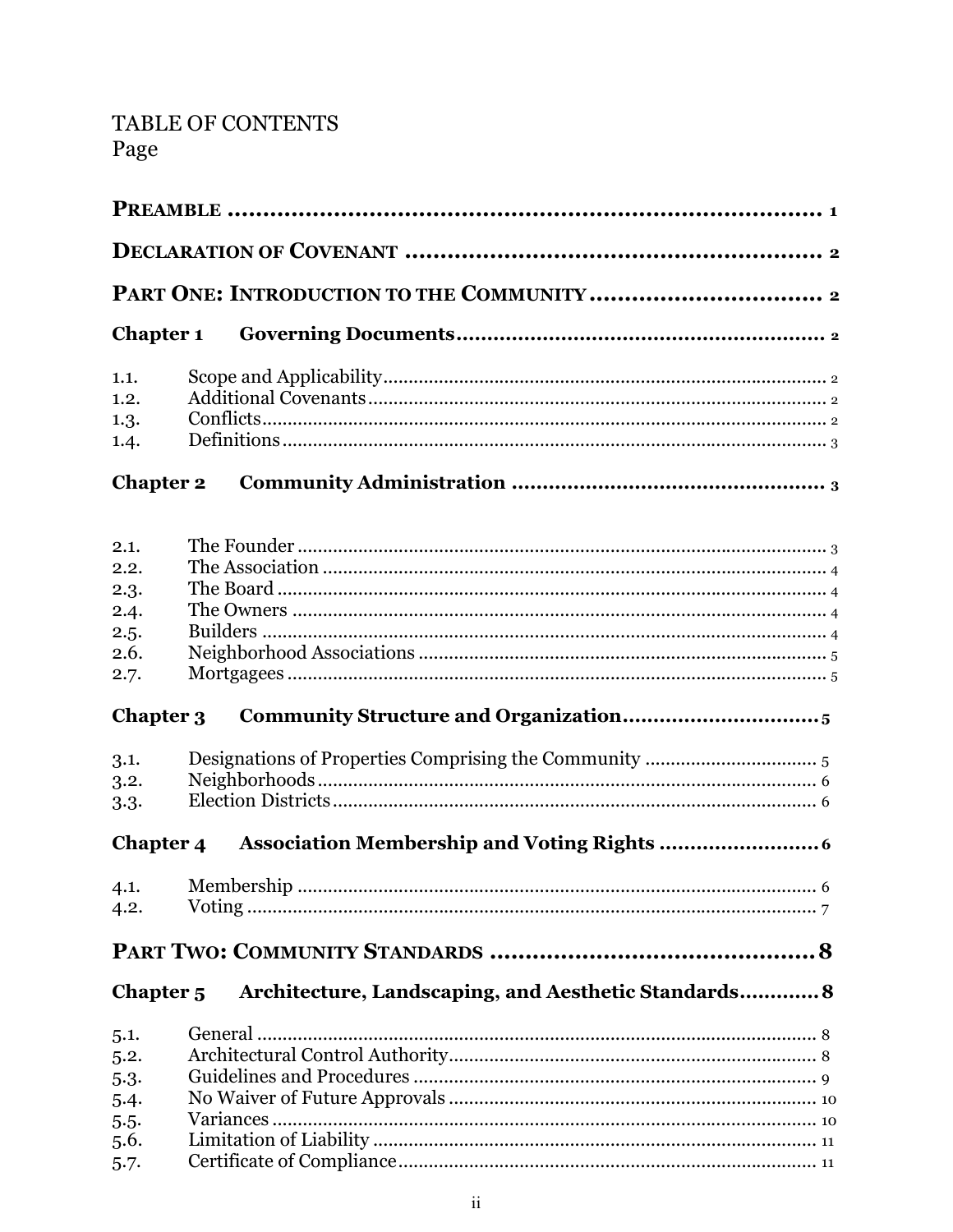TABLE OF CONTENTS
Page

**PREAMBLE** .......................................................................... 1

**DECLARATION OF COVENANT** .......................................................... 2

**PART ONE: INTRODUCTION TO THE COMMUNITY** ........................................ 2

**Chapter 1 Governing Documents** ..................................................... 2

| | | |
|---|---|---|
| 1.1. | Scope and Applicability | 2 |
| 1.2. | Additional Covenants | 2 |
| 1.3. | Conflicts | 2 |
| 1.4. | Definitions | 3 |

**Chapter 2 Community Administration** ................................................ 3

| | | |
|---|---|---|
| 2.1. | The Founder | 3 |
| 2.2. | The Association | 4 |
| 2.3. | The Board | 4 |
| 2.4. | The Owners | 4 |
| 2.5. | Builders | 4 |
| 2.6. | Neighborhood Associations | 5 |
| 2.7. | Mortgagees | 5 |

**Chapter 3 Community Structure and Organization** ................................... 5

| | | |
|---|---|---|
| 3.1. | Designations of Properties Comprising the Community | 5 |
| 3.2. | Neighborhoods | 6 |
| 3.3. | Election Districts | 6 |

**Chapter 4 Association Membership and Voting Rights** ............................... 6

| | | |
|---|---|---|
| 4.1. | Membership | 6 |
| 4.2. | Voting | 7 |

**PART TWO: COMMUNITY STANDARDS** ....................................................... 8

**Chapter 5 Architecture, Landscaping, and Aesthetic Standards** ..................... 8

| | | |
|---|---|---|
| 5.1. | General | 8 |
| 5.2. | Architectural Control Authority | 8 |
| 5.3. | Guidelines and Procedures | 9 |
| 5.4. | No Waiver of Future Approvals | 10 |
| 5.5. | Variances | 10 |
| 5.6. | Limitation of Liability | 11 |
| 5.7. | Certificate of Compliance | 11 |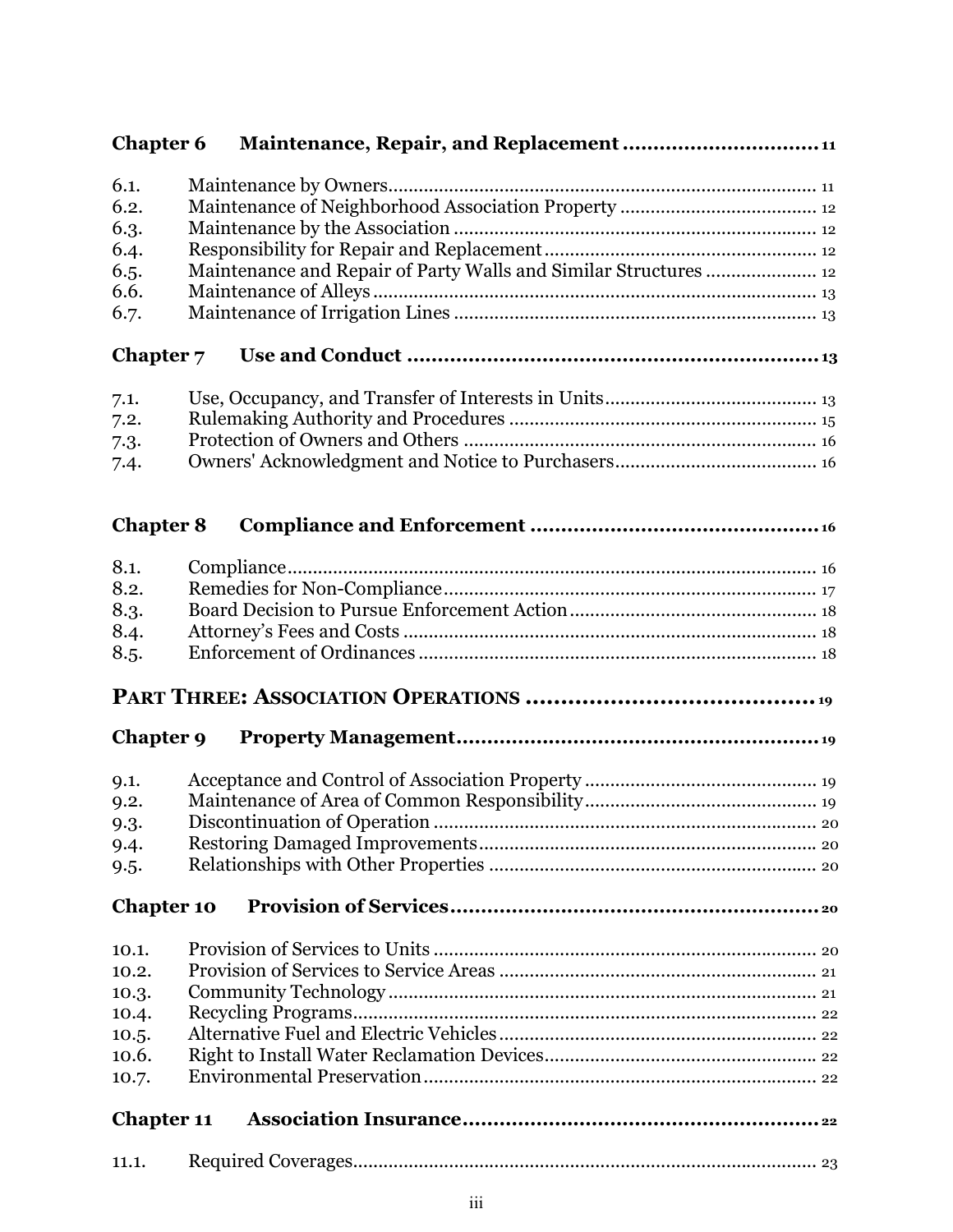**Chapter 6 Maintenance, Repair, and Replacement ................................ 11**

6.1. Maintenance by Owners .................................................................................. 11
6.2. Maintenance of Neighborhood Association Property ...................................... 12
6.3. Maintenance by the Association ...................................................................... 12
6.4. Responsibility for Repair and Replacement ..................................................... 12
6.5. Maintenance and Repair of Party Walls and Similar Structures ...................... 12
6.6. Maintenance of Alleys ....................................................................................... 13
6.7. Maintenance of Irrigation Lines ....................................................................... 13

**Chapter 7 Use and Conduct ................................................................ 13**

7.1. Use, Occupancy, and Transfer of Interests in Units .......................................... 13
7.2. Rulemaking Authority and Procedures ............................................................ 15
7.3. Protection of Owners and Others ..................................................................... 16
7.4. Owners' Acknowledgment and Notice to Purchasers ........................................ 16

**Chapter 8 Compliance and Enforcement ............................................. 16**

8.1. Compliance ........................................................................................................ 16
8.2. Remedies for Non-Compliance ......................................................................... 17
8.3. Board Decision to Pursue Enforcement Action ................................................ 18
8.4. Attorney's Fees and Costs ................................................................................. 18
8.5. Enforcement of Ordinances .............................................................................. 18

**PART THREE: ASSOCIATION OPERATIONS ......................................... 19**

**Chapter 9 Property Management ......................................................... 19**

9.1. Acceptance and Control of Association Property ............................................. 19
9.2. Maintenance of Area of Common Responsibility ............................................. 19
9.3. Discontinuation of Operation ........................................................................... 20
9.4. Restoring Damaged Improvements .................................................................. 20
9.5. Relationships with Other Properties ................................................................ 20

**Chapter 10 Provision of Services .......................................................... 20**

10.1. Provision of Services to Units ........................................................................... 20
10.2. Provision of Services to Service Areas .............................................................. 21
10.3. Community Technology .................................................................................... 21
10.4. Recycling Programs ........................................................................................... 22
10.5. Alternative Fuel and Electric Vehicles .............................................................. 22
10.6. Right to Install Water Reclamation Devices ..................................................... 22
10.7. Environmental Preservation ............................................................................. 22

**Chapter 11 Association Insurance ........................................................ 22**

11.1. Required Coverages ........................................................................................... 23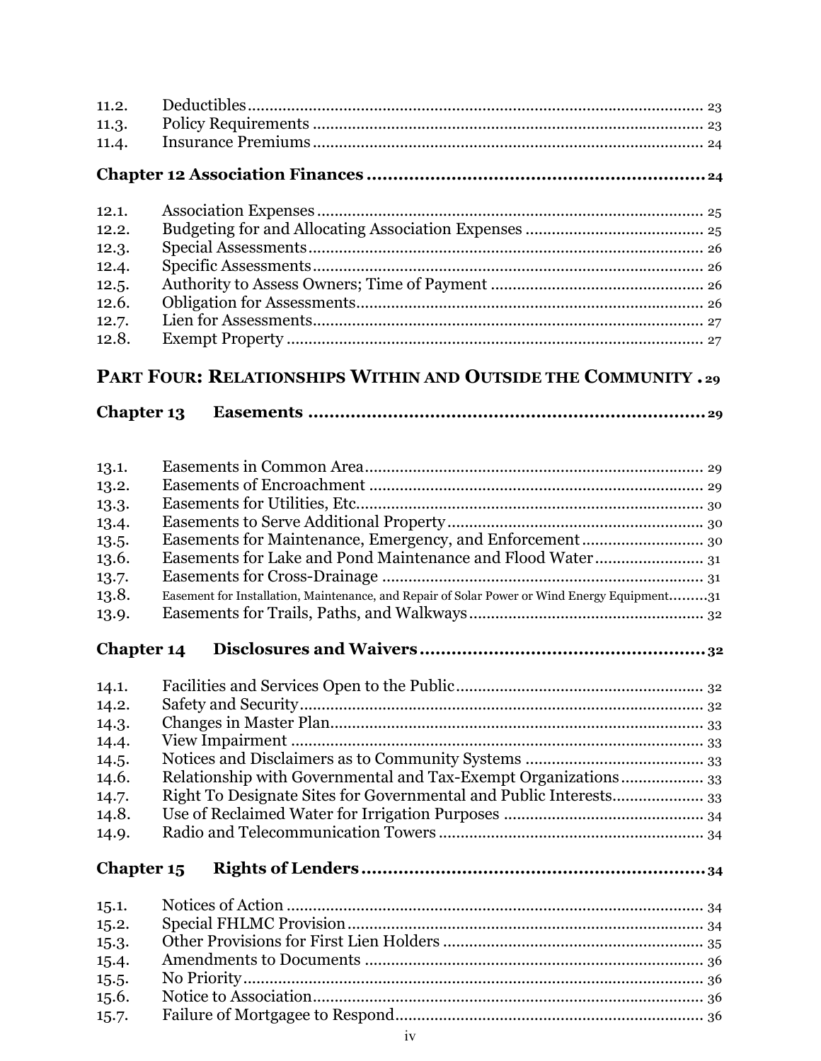| | | |
|---|---|---|
| 11.2. | Deductibles | 23 |
| 11.3. | Policy Requirements | 23 |
| 11.4. | Insurance Premiums | 24 |

**Chapter 12 Association Finances .......... 24**

| | | |
|---|---|---|
| 12.1. | Association Expenses | 25 |
| 12.2. | Budgeting for and Allocating Association Expenses | 25 |
| 12.3. | Special Assessments | 26 |
| 12.4. | Specific Assessments | 26 |
| 12.5. | Authority to Assess Owners; Time of Payment | 26 |
| 12.6. | Obligation for Assessments | 26 |
| 12.7. | Lien for Assessments | 27 |
| 12.8. | Exempt Property | 27 |

## PART FOUR: RELATIONSHIPS WITHIN AND OUTSIDE THE COMMUNITY . 29

**Chapter 13 Easements .......... 29**

| | | |
|---|---|---|
| 13.1. | Easements in Common Area | 29 |
| 13.2. | Easements of Encroachment | 29 |
| 13.3. | Easements for Utilities, Etc. | 30 |
| 13.4. | Easements to Serve Additional Property | 30 |
| 13.5. | Easements for Maintenance, Emergency, and Enforcement | 30 |
| 13.6. | Easements for Lake and Pond Maintenance and Flood Water | 31 |
| 13.7. | Easements for Cross-Drainage | 31 |
| 13.8. | Easement for Installation, Maintenance, and Repair of Solar Power or Wind Energy Equipment | 31 |
| 13.9. | Easements for Trails, Paths, and Walkways | 32 |

**Chapter 14 Disclosures and Waivers .......... 32**

| | | |
|---|---|---|
| 14.1. | Facilities and Services Open to the Public | 32 |
| 14.2. | Safety and Security | 32 |
| 14.3. | Changes in Master Plan | 33 |
| 14.4. | View Impairment | 33 |
| 14.5. | Notices and Disclaimers as to Community Systems | 33 |
| 14.6. | Relationship with Governmental and Tax-Exempt Organizations | 33 |
| 14.7. | Right To Designate Sites for Governmental and Public Interests | 33 |
| 14.8. | Use of Reclaimed Water for Irrigation Purposes | 34 |
| 14.9. | Radio and Telecommunication Towers | 34 |

**Chapter 15 Rights of Lenders .......... 34**

| | | |
|---|---|---|
| 15.1. | Notices of Action | 34 |
| 15.2. | Special FHLMC Provision | 34 |
| 15.3. | Other Provisions for First Lien Holders | 35 |
| 15.4. | Amendments to Documents | 36 |
| 15.5. | No Priority | 36 |
| 15.6. | Notice to Association | 36 |
| 15.7. | Failure of Mortgagee to Respond | 36 |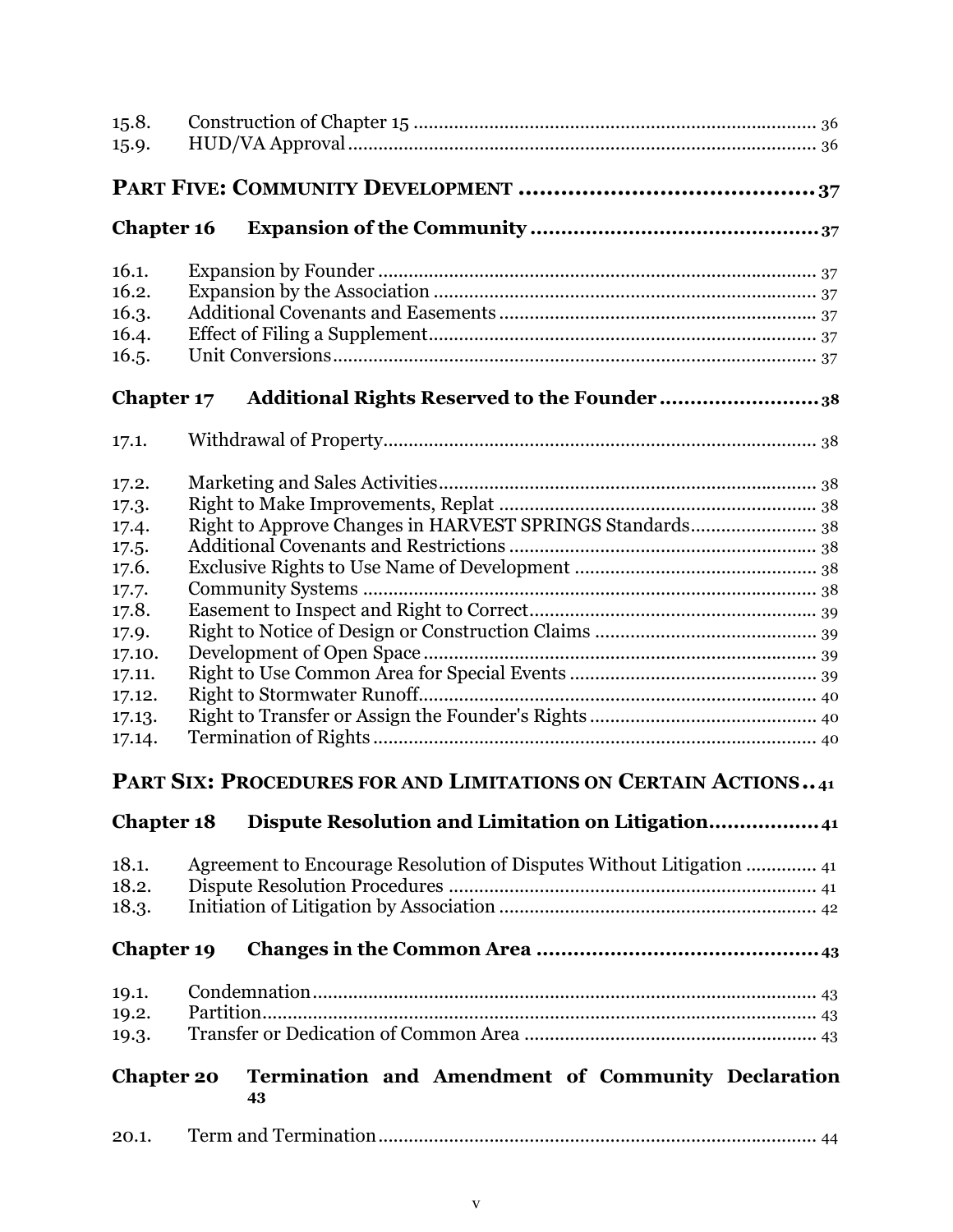| | | |
|---|---|---|
| 15.8. | Construction of Chapter 15 | 36 |
| 15.9. | HUD/VA Approval | 36 |

**PART FIVE: COMMUNITY DEVELOPMENT ........................................ 37**

**Chapter 16 Expansion of the Community ........................................ 37**

| | | |
|---|---|---|
| 16.1. | Expansion by Founder | 37 |
| 16.2. | Expansion by the Association | 37 |
| 16.3. | Additional Covenants and Easements | 37 |
| 16.4. | Effect of Filing a Supplement | 37 |
| 16.5. | Unit Conversions | 37 |

**Chapter 17 Additional Rights Reserved to the Founder ........................ 38**

| | | |
|---|---|---|
| 17.1. | Withdrawal of Property | 38 |
| 17.2. | Marketing and Sales Activities | 38 |
| 17.3. | Right to Make Improvements, Replat | 38 |
| 17.4. | Right to Approve Changes in HARVEST SPRINGS Standards | 38 |
| 17.5. | Additional Covenants and Restrictions | 38 |
| 17.6. | Exclusive Rights to Use Name of Development | 38 |
| 17.7. | Community Systems | 38 |
| 17.8. | Easement to Inspect and Right to Correct | 39 |
| 17.9. | Right to Notice of Design or Construction Claims | 39 |
| 17.10. | Development of Open Space | 39 |
| 17.11. | Right to Use Common Area for Special Events | 39 |
| 17.12. | Right to Stormwater Runoff | 40 |
| 17.13. | Right to Transfer or Assign the Founder's Rights | 40 |
| 17.14. | Termination of Rights | 40 |

**PART SIX: PROCEDURES FOR AND LIMITATIONS ON CERTAIN ACTIONS .. 41**

**Chapter 18 Dispute Resolution and Limitation on Litigation ................. 41**

| | | |
|---|---|---|
| 18.1. | Agreement to Encourage Resolution of Disputes Without Litigation | 41 |
| 18.2. | Dispute Resolution Procedures | 41 |
| 18.3. | Initiation of Litigation by Association | 42 |

**Chapter 19 Changes in the Common Area ........................................ 43**

| | | |
|---|---|---|
| 19.1. | Condemnation | 43 |
| 19.2. | Partition | 43 |
| 19.3. | Transfer or Dedication of Common Area | 43 |

**Chapter 20 Termination and Amendment of Community Declaration 43**

| | | |
|---|---|---|
| 20.1. | Term and Termination | 44 |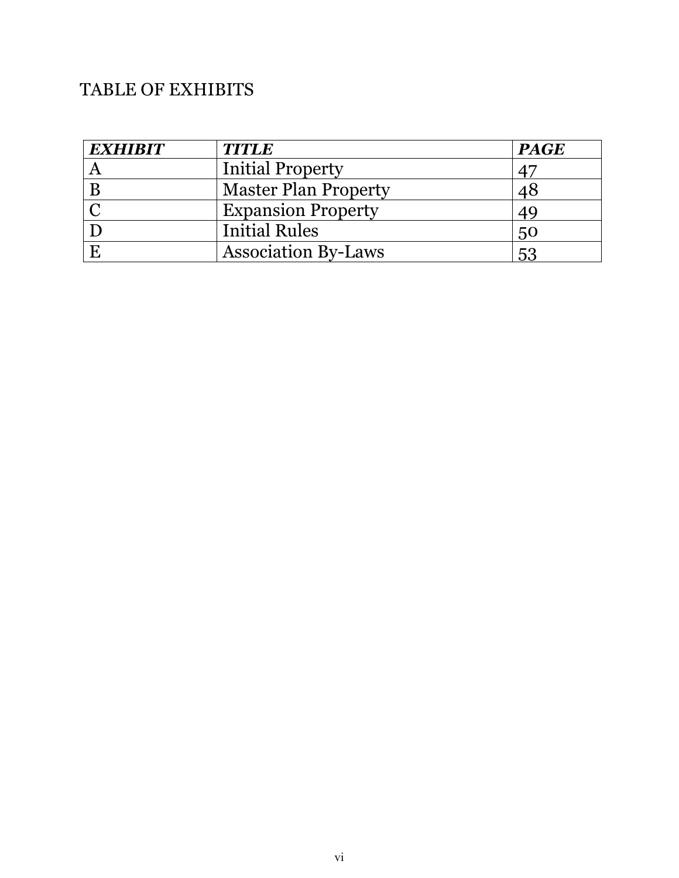# TABLE OF EXHIBITS

| ***EXHIBIT*** | ***TITLE*** | ***PAGE*** |
|---|---|---|
| A | Initial Property | 47 |
| B | Master Plan Property | 48 |
| C | Expansion Property | 49 |
| D | Initial Rules | 50 |
| E | Association By-Laws | 53 |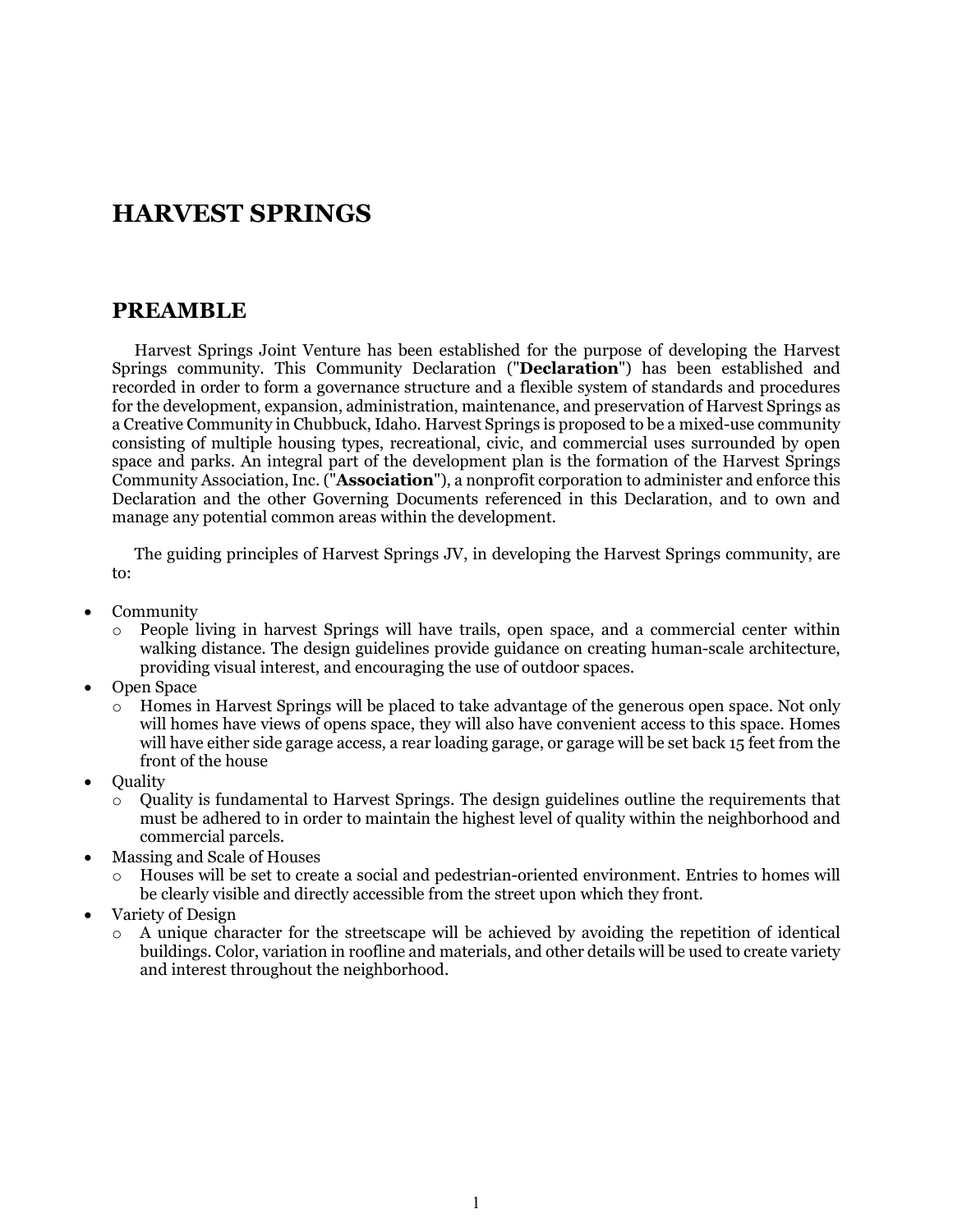# HARVEST SPRINGS

## PREAMBLE

Harvest Springs Joint Venture has been established for the purpose of developing the Harvest Springs community. This Community Declaration ("**Declaration**") has been established and recorded in order to form a governance structure and a flexible system of standards and procedures for the development, expansion, administration, maintenance, and preservation of Harvest Springs as a Creative Community in Chubbuck, Idaho. Harvest Springs is proposed to be a mixed-use community consisting of multiple housing types, recreational, civic, and commercial uses surrounded by open space and parks. An integral part of the development plan is the formation of the Harvest Springs Community Association, Inc. ("**Association**"), a nonprofit corporation to administer and enforce this Declaration and the other Governing Documents referenced in this Declaration, and to own and manage any potential common areas within the development.

The guiding principles of Harvest Springs JV, in developing the Harvest Springs community, are to:

- Community
  - People living in harvest Springs will have trails, open space, and a commercial center within walking distance. The design guidelines provide guidance on creating human-scale architecture, providing visual interest, and encouraging the use of outdoor spaces.
- Open Space
  - Homes in Harvest Springs will be placed to take advantage of the generous open space. Not only will homes have views of opens space, they will also have convenient access to this space. Homes will have either side garage access, a rear loading garage, or garage will be set back 15 feet from the front of the house
- Quality
  - Quality is fundamental to Harvest Springs. The design guidelines outline the requirements that must be adhered to in order to maintain the highest level of quality within the neighborhood and commercial parcels.
- Massing and Scale of Houses
  - Houses will be set to create a social and pedestrian-oriented environment. Entries to homes will be clearly visible and directly accessible from the street upon which they front.
- Variety of Design
  - A unique character for the streetscape will be achieved by avoiding the repetition of identical buildings. Color, variation in roofline and materials, and other details will be used to create variety and interest throughout the neighborhood.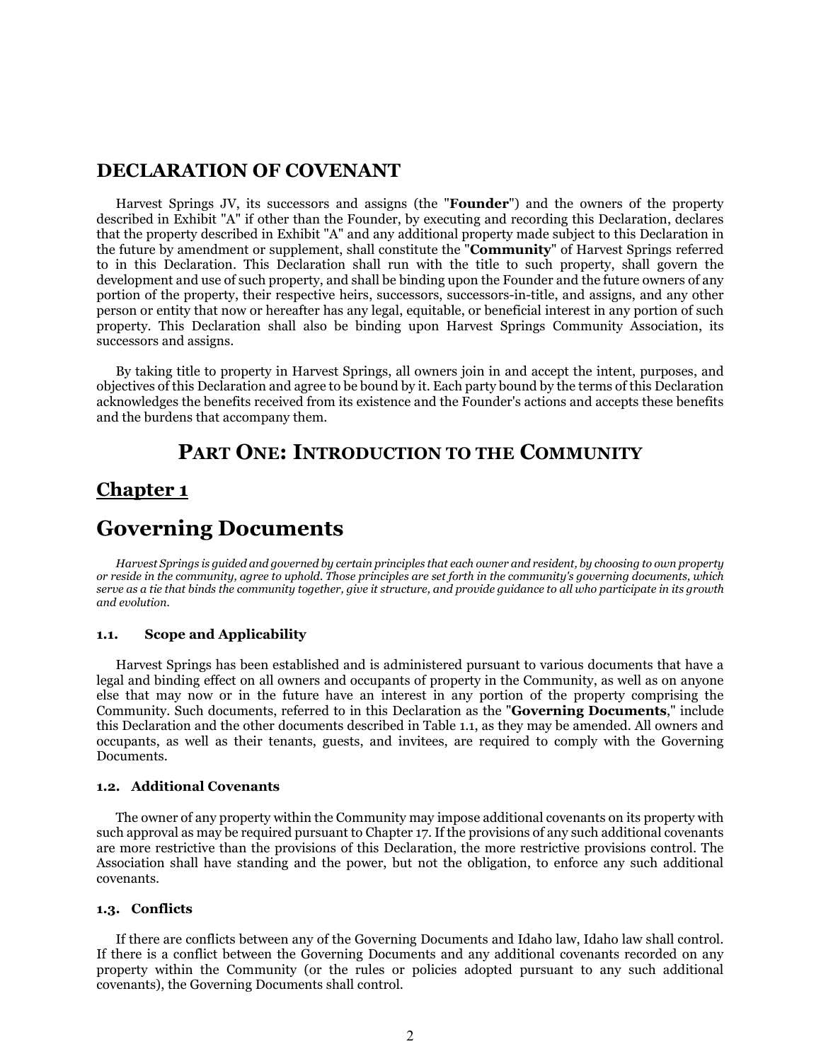## DECLARATION OF COVENANT

Harvest Springs JV, its successors and assigns (the "**Founder**") and the owners of the property described in Exhibit "A" if other than the Founder, by executing and recording this Declaration, declares that the property described in Exhibit "A" and any additional property made subject to this Declaration in the future by amendment or supplement, shall constitute the "**Community**" of Harvest Springs referred to in this Declaration. This Declaration shall run with the title to such property, shall govern the development and use of such property, and shall be binding upon the Founder and the future owners of any portion of the property, their respective heirs, successors, successors-in-title, and assigns, and any other person or entity that now or hereafter has any legal, equitable, or beneficial interest in any portion of such property. This Declaration shall also be binding upon Harvest Springs Community Association, its successors and assigns.

By taking title to property in Harvest Springs, all owners join in and accept the intent, purposes, and objectives of this Declaration and agree to be bound by it. Each party bound by the terms of this Declaration acknowledges the benefits received from its existence and the Founder's actions and accepts these benefits and the burdens that accompany them.

# PART ONE: INTRODUCTION TO THE COMMUNITY

## Chapter 1

# Governing Documents

*Harvest Springs is guided and governed by certain principles that each owner and resident, by choosing to own property or reside in the community, agree to uphold. Those principles are set forth in the community's governing documents, which serve as a tie that binds the community together, give it structure, and provide guidance to all who participate in its growth and evolution.*

### 1.1. Scope and Applicability

Harvest Springs has been established and is administered pursuant to various documents that have a legal and binding effect on all owners and occupants of property in the Community, as well as on anyone else that may now or in the future have an interest in any portion of the property comprising the Community. Such documents, referred to in this Declaration as the "**Governing Documents**," include this Declaration and the other documents described in Table 1.1, as they may be amended. All owners and occupants, as well as their tenants, guests, and invitees, are required to comply with the Governing Documents.

### 1.2. Additional Covenants

The owner of any property within the Community may impose additional covenants on its property with such approval as may be required pursuant to Chapter 17. If the provisions of any such additional covenants are more restrictive than the provisions of this Declaration, the more restrictive provisions control. The Association shall have standing and the power, but not the obligation, to enforce any such additional covenants.

### 1.3. Conflicts

If there are conflicts between any of the Governing Documents and Idaho law, Idaho law shall control. If there is a conflict between the Governing Documents and any additional covenants recorded on any property within the Community (or the rules or policies adopted pursuant to any such additional covenants), the Governing Documents shall control.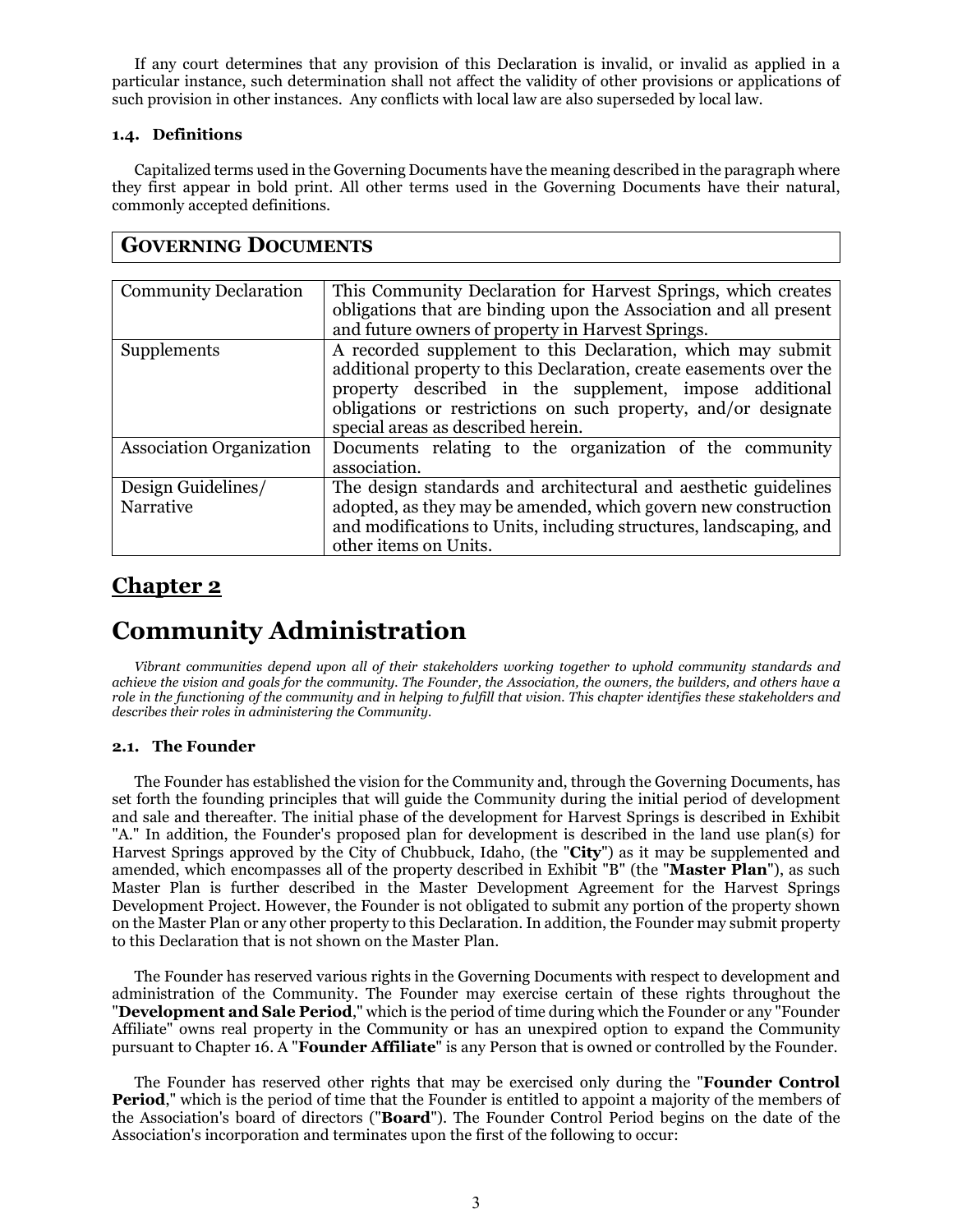If any court determines that any provision of this Declaration is invalid, or invalid as applied in a particular instance, such determination shall not affect the validity of other provisions or applications of such provision in other instances. Any conflicts with local law are also superseded by local law.

### 1.4. Definitions

Capitalized terms used in the Governing Documents have the meaning described in the paragraph where they first appear in bold print. All other terms used in the Governing Documents have their natural, commonly accepted definitions.

| **GOVERNING DOCUMENTS** | |
|---|---|
| Community Declaration | This Community Declaration for Harvest Springs, which creates obligations that are binding upon the Association and all present and future owners of property in Harvest Springs. |
| Supplements | A recorded supplement to this Declaration, which may submit additional property to this Declaration, create easements over the property described in the supplement, impose additional obligations or restrictions on such property, and/or designate special areas as described herein. |
| Association Organization | Documents relating to the organization of the community association. |
| Design Guidelines/ Narrative | The design standards and architectural and aesthetic guidelines adopted, as they may be amended, which govern new construction and modifications to Units, including structures, landscaping, and other items on Units. |

## Chapter 2

# Community Administration

*Vibrant communities depend upon all of their stakeholders working together to uphold community standards and achieve the vision and goals for the community. The Founder, the Association, the owners, the builders, and others have a role in the functioning of the community and in helping to fulfill that vision. This chapter identifies these stakeholders and describes their roles in administering the Community.*

### 2.1. The Founder

The Founder has established the vision for the Community and, through the Governing Documents, has set forth the founding principles that will guide the Community during the initial period of development and sale and thereafter. The initial phase of the development for Harvest Springs is described in Exhibit "A." In addition, the Founder's proposed plan for development is described in the land use plan(s) for Harvest Springs approved by the City of Chubbuck, Idaho, (the "**City**") as it may be supplemented and amended, which encompasses all of the property described in Exhibit "B" (the "**Master Plan**"), as such Master Plan is further described in the Master Development Agreement for the Harvest Springs Development Project. However, the Founder is not obligated to submit any portion of the property shown on the Master Plan or any other property to this Declaration. In addition, the Founder may submit property to this Declaration that is not shown on the Master Plan.

The Founder has reserved various rights in the Governing Documents with respect to development and administration of the Community. The Founder may exercise certain of these rights throughout the "**Development and Sale Period**," which is the period of time during which the Founder or any "Founder Affiliate" owns real property in the Community or has an unexpired option to expand the Community pursuant to Chapter 16. A "**Founder Affiliate**" is any Person that is owned or controlled by the Founder.

The Founder has reserved other rights that may be exercised only during the "**Founder Control Period**," which is the period of time that the Founder is entitled to appoint a majority of the members of the Association's board of directors ("**Board**"). The Founder Control Period begins on the date of the Association's incorporation and terminates upon the first of the following to occur: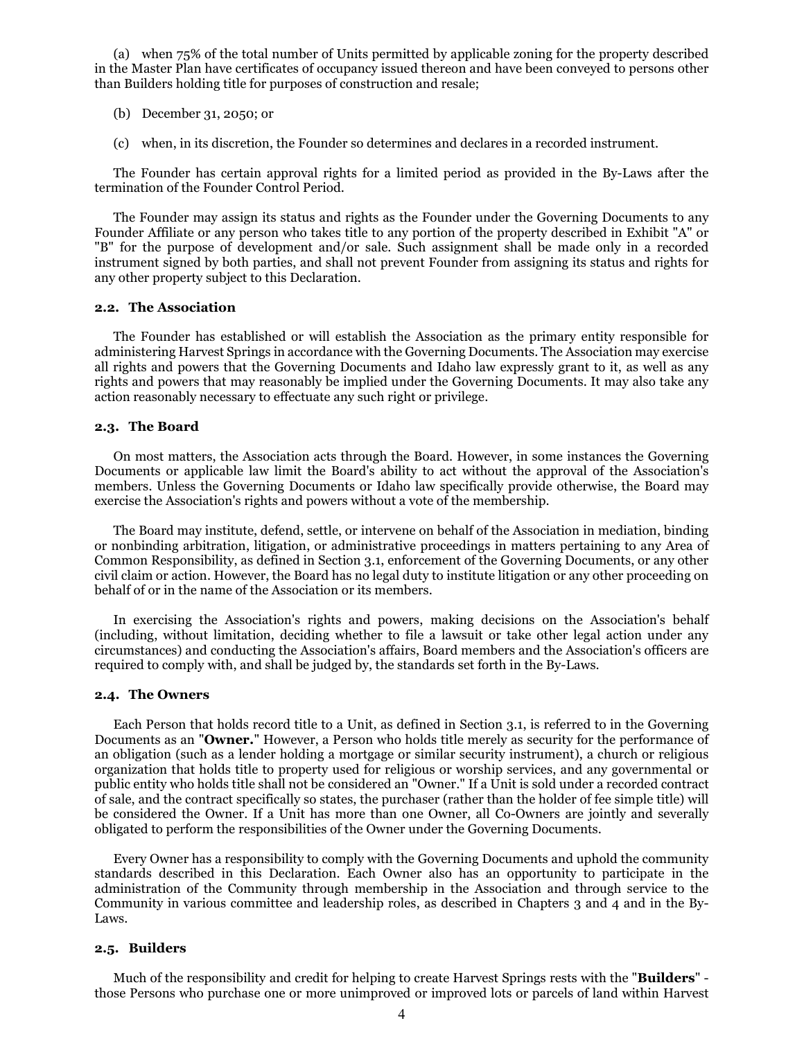(a) when 75% of the total number of Units permitted by applicable zoning for the property described in the Master Plan have certificates of occupancy issued thereon and have been conveyed to persons other than Builders holding title for purposes of construction and resale;

(b) December 31, 2050; or

(c) when, in its discretion, the Founder so determines and declares in a recorded instrument.

The Founder has certain approval rights for a limited period as provided in the By-Laws after the termination of the Founder Control Period.

The Founder may assign its status and rights as the Founder under the Governing Documents to any Founder Affiliate or any person who takes title to any portion of the property described in Exhibit "A" or "B" for the purpose of development and/or sale. Such assignment shall be made only in a recorded instrument signed by both parties, and shall not prevent Founder from assigning its status and rights for any other property subject to this Declaration.

### 2.2. The Association

The Founder has established or will establish the Association as the primary entity responsible for administering Harvest Springs in accordance with the Governing Documents. The Association may exercise all rights and powers that the Governing Documents and Idaho law expressly grant to it, as well as any rights and powers that may reasonably be implied under the Governing Documents. It may also take any action reasonably necessary to effectuate any such right or privilege.

### 2.3. The Board

On most matters, the Association acts through the Board. However, in some instances the Governing Documents or applicable law limit the Board's ability to act without the approval of the Association's members. Unless the Governing Documents or Idaho law specifically provide otherwise, the Board may exercise the Association's rights and powers without a vote of the membership.

The Board may institute, defend, settle, or intervene on behalf of the Association in mediation, binding or nonbinding arbitration, litigation, or administrative proceedings in matters pertaining to any Area of Common Responsibility, as defined in Section 3.1, enforcement of the Governing Documents, or any other civil claim or action. However, the Board has no legal duty to institute litigation or any other proceeding on behalf of or in the name of the Association or its members.

In exercising the Association's rights and powers, making decisions on the Association's behalf (including, without limitation, deciding whether to file a lawsuit or take other legal action under any circumstances) and conducting the Association's affairs, Board members and the Association's officers are required to comply with, and shall be judged by, the standards set forth in the By-Laws.

### 2.4. The Owners

Each Person that holds record title to a Unit, as defined in Section 3.1, is referred to in the Governing Documents as an "**Owner.**" However, a Person who holds title merely as security for the performance of an obligation (such as a lender holding a mortgage or similar security instrument), a church or religious organization that holds title to property used for religious or worship services, and any governmental or public entity who holds title shall not be considered an "Owner." If a Unit is sold under a recorded contract of sale, and the contract specifically so states, the purchaser (rather than the holder of fee simple title) will be considered the Owner. If a Unit has more than one Owner, all Co-Owners are jointly and severally obligated to perform the responsibilities of the Owner under the Governing Documents.

Every Owner has a responsibility to comply with the Governing Documents and uphold the community standards described in this Declaration. Each Owner also has an opportunity to participate in the administration of the Community through membership in the Association and through service to the Community in various committee and leadership roles, as described in Chapters 3 and 4 and in the By-Laws.

### 2.5. Builders

Much of the responsibility and credit for helping to create Harvest Springs rests with the "**Builders**" - those Persons who purchase one or more unimproved or improved lots or parcels of land within Harvest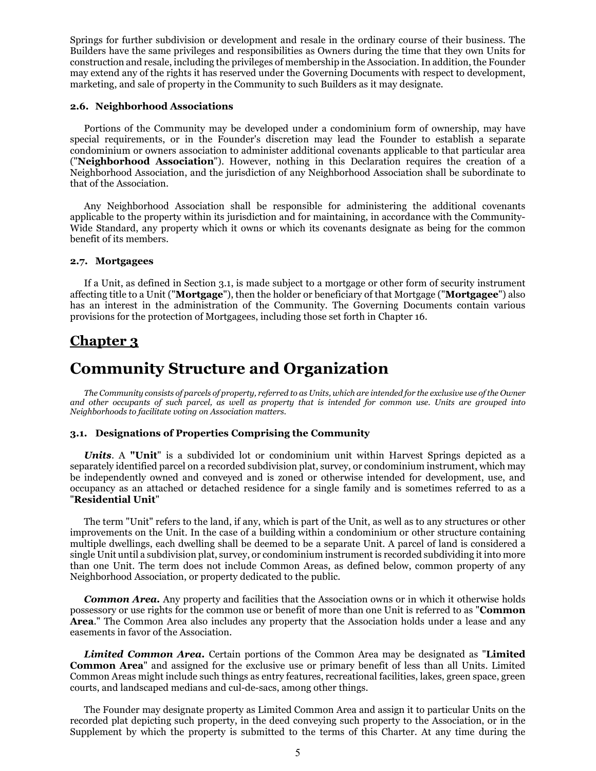Springs for further subdivision or development and resale in the ordinary course of their business. The Builders have the same privileges and responsibilities as Owners during the time that they own Units for construction and resale, including the privileges of membership in the Association. In addition, the Founder may extend any of the rights it has reserved under the Governing Documents with respect to development, marketing, and sale of property in the Community to such Builders as it may designate.

### 2.6. Neighborhood Associations

Portions of the Community may be developed under a condominium form of ownership, may have special requirements, or in the Founder's discretion may lead the Founder to establish a separate condominium or owners association to administer additional covenants applicable to that particular area ("**Neighborhood Association**"). However, nothing in this Declaration requires the creation of a Neighborhood Association, and the jurisdiction of any Neighborhood Association shall be subordinate to that of the Association.

Any Neighborhood Association shall be responsible for administering the additional covenants applicable to the property within its jurisdiction and for maintaining, in accordance with the Community-Wide Standard, any property which it owns or which its covenants designate as being for the common benefit of its members.

### 2.7. Mortgagees

If a Unit, as defined in Section 3.1, is made subject to a mortgage or other form of security instrument affecting title to a Unit ("**Mortgage**"), then the holder or beneficiary of that Mortgage ("**Mortgagee**") also has an interest in the administration of the Community. The Governing Documents contain various provisions for the protection of Mortgagees, including those set forth in Chapter 16.

## Chapter 3

# Community Structure and Organization

*The Community consists of parcels of property, referred to as Units, which are intended for the exclusive use of the Owner and other occupants of such parcel, as well as property that is intended for common use. Units are grouped into Neighborhoods to facilitate voting on Association matters.*

### 3.1. Designations of Properties Comprising the Community

***Units***. A **"Unit"** is a subdivided lot or condominium unit within Harvest Springs depicted as a separately identified parcel on a recorded subdivision plat, survey, or condominium instrument, which may be independently owned and conveyed and is zoned or otherwise intended for development, use, and occupancy as an attached or detached residence for a single family and is sometimes referred to as a "**Residential Unit**"

The term "Unit" refers to the land, if any, which is part of the Unit, as well as to any structures or other improvements on the Unit. In the case of a building within a condominium or other structure containing multiple dwellings, each dwelling shall be deemed to be a separate Unit. A parcel of land is considered a single Unit until a subdivision plat, survey, or condominium instrument is recorded subdividing it into more than one Unit. The term does not include Common Areas, as defined below, common property of any Neighborhood Association, or property dedicated to the public.

***Common Area.*** Any property and facilities that the Association owns or in which it otherwise holds possessory or use rights for the common use or benefit of more than one Unit is referred to as "**Common Area**." The Common Area also includes any property that the Association holds under a lease and any easements in favor of the Association.

***Limited Common Area.*** Certain portions of the Common Area may be designated as "**Limited Common Area**" and assigned for the exclusive use or primary benefit of less than all Units. Limited Common Areas might include such things as entry features, recreational facilities, lakes, green space, green courts, and landscaped medians and cul-de-sacs, among other things.

The Founder may designate property as Limited Common Area and assign it to particular Units on the recorded plat depicting such property, in the deed conveying such property to the Association, or in the Supplement by which the property is submitted to the terms of this Charter. At any time during the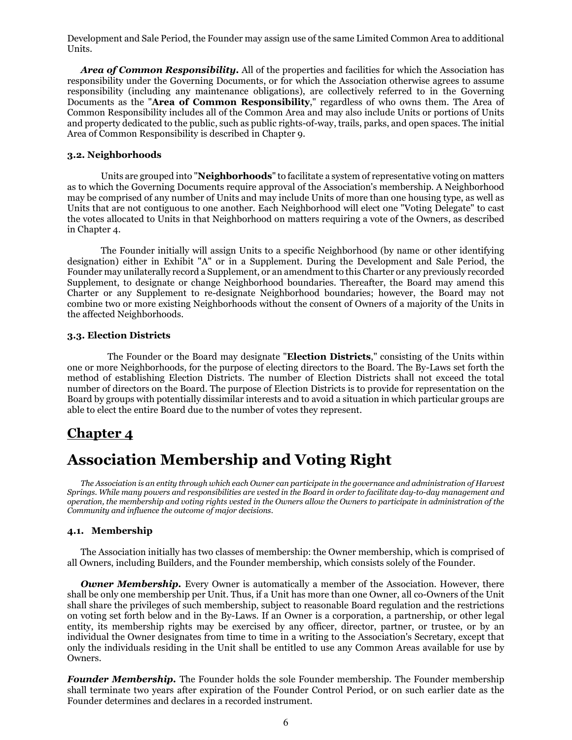Development and Sale Period, the Founder may assign use of the same Limited Common Area to additional Units.

***Area of Common Responsibility.*** All of the properties and facilities for which the Association has responsibility under the Governing Documents, or for which the Association otherwise agrees to assume responsibility (including any maintenance obligations), are collectively referred to in the Governing Documents as the "**Area of Common Responsibility**," regardless of who owns them. The Area of Common Responsibility includes all of the Common Area and may also include Units or portions of Units and property dedicated to the public, such as public rights-of-way, trails, parks, and open spaces. The initial Area of Common Responsibility is described in Chapter 9.

### 3.2. Neighborhoods

Units are grouped into "**Neighborhoods**" to facilitate a system of representative voting on matters as to which the Governing Documents require approval of the Association's membership. A Neighborhood may be comprised of any number of Units and may include Units of more than one housing type, as well as Units that are not contiguous to one another. Each Neighborhood will elect one "Voting Delegate" to cast the votes allocated to Units in that Neighborhood on matters requiring a vote of the Owners, as described in Chapter 4.

The Founder initially will assign Units to a specific Neighborhood (by name or other identifying designation) either in Exhibit "A" or in a Supplement. During the Development and Sale Period, the Founder may unilaterally record a Supplement, or an amendment to this Charter or any previously recorded Supplement, to designate or change Neighborhood boundaries. Thereafter, the Board may amend this Charter or any Supplement to re-designate Neighborhood boundaries; however, the Board may not combine two or more existing Neighborhoods without the consent of Owners of a majority of the Units in the affected Neighborhoods.

### 3.3. Election Districts

The Founder or the Board may designate "**Election Districts**," consisting of the Units within one or more Neighborhoods, for the purpose of electing directors to the Board. The By-Laws set forth the method of establishing Election Districts. The number of Election Districts shall not exceed the total number of directors on the Board. The purpose of Election Districts is to provide for representation on the Board by groups with potentially dissimilar interests and to avoid a situation in which particular groups are able to elect the entire Board due to the number of votes they represent.

## Chapter 4

# Association Membership and Voting Right

*The Association is an entity through which each Owner can participate in the governance and administration of Harvest Springs. While many powers and responsibilities are vested in the Board in order to facilitate day-to-day management and operation, the membership and voting rights vested in the Owners allow the Owners to participate in administration of the Community and influence the outcome of major decisions.*

### 4.1. Membership

The Association initially has two classes of membership: the Owner membership, which is comprised of all Owners, including Builders, and the Founder membership, which consists solely of the Founder.

***Owner Membership.*** Every Owner is automatically a member of the Association. However, there shall be only one membership per Unit. Thus, if a Unit has more than one Owner, all co-Owners of the Unit shall share the privileges of such membership, subject to reasonable Board regulation and the restrictions on voting set forth below and in the By-Laws. If an Owner is a corporation, a partnership, or other legal entity, its membership rights may be exercised by any officer, director, partner, or trustee, or by an individual the Owner designates from time to time in a writing to the Association's Secretary, except that only the individuals residing in the Unit shall be entitled to use any Common Areas available for use by Owners.

***Founder Membership.*** The Founder holds the sole Founder membership. The Founder membership shall terminate two years after expiration of the Founder Control Period, or on such earlier date as the Founder determines and declares in a recorded instrument.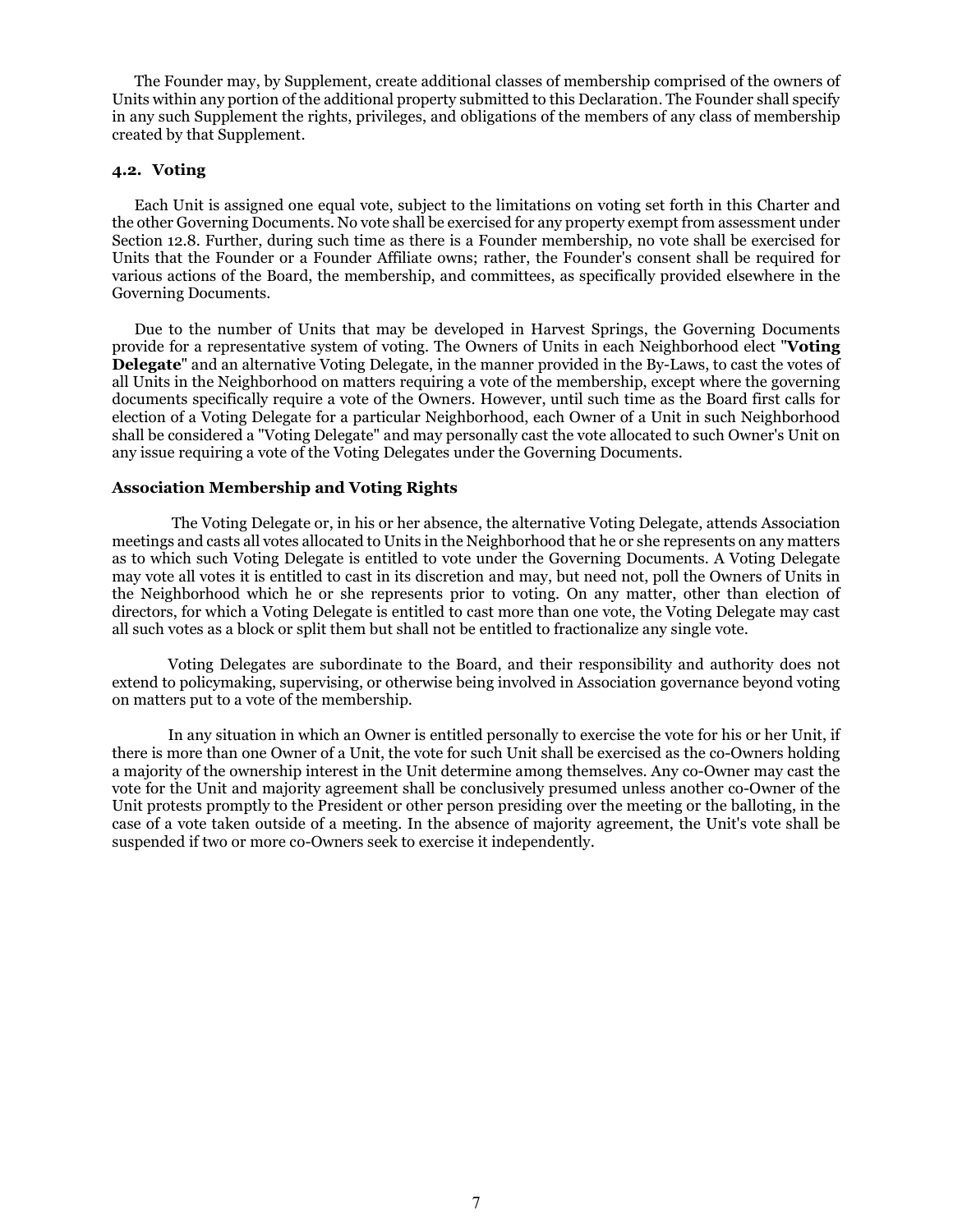The Founder may, by Supplement, create additional classes of membership comprised of the owners of Units within any portion of the additional property submitted to this Declaration. The Founder shall specify in any such Supplement the rights, privileges, and obligations of the members of any class of membership created by that Supplement.

### 4.2. Voting

Each Unit is assigned one equal vote, subject to the limitations on voting set forth in this Charter and the other Governing Documents. No vote shall be exercised for any property exempt from assessment under Section 12.8. Further, during such time as there is a Founder membership, no vote shall be exercised for Units that the Founder or a Founder Affiliate owns; rather, the Founder's consent shall be required for various actions of the Board, the membership, and committees, as specifically provided elsewhere in the Governing Documents.

Due to the number of Units that may be developed in Harvest Springs, the Governing Documents provide for a representative system of voting. The Owners of Units in each Neighborhood elect "**Voting Delegate**" and an alternative Voting Delegate, in the manner provided in the By-Laws, to cast the votes of all Units in the Neighborhood on matters requiring a vote of the membership, except where the governing documents specifically require a vote of the Owners. However, until such time as the Board first calls for election of a Voting Delegate for a particular Neighborhood, each Owner of a Unit in such Neighborhood shall be considered a "Voting Delegate" and may personally cast the vote allocated to such Owner's Unit on any issue requiring a vote of the Voting Delegates under the Governing Documents.

### Association Membership and Voting Rights

The Voting Delegate or, in his or her absence, the alternative Voting Delegate, attends Association meetings and casts all votes allocated to Units in the Neighborhood that he or she represents on any matters as to which such Voting Delegate is entitled to vote under the Governing Documents. A Voting Delegate may vote all votes it is entitled to cast in its discretion and may, but need not, poll the Owners of Units in the Neighborhood which he or she represents prior to voting. On any matter, other than election of directors, for which a Voting Delegate is entitled to cast more than one vote, the Voting Delegate may cast all such votes as a block or split them but shall not be entitled to fractionalize any single vote.

Voting Delegates are subordinate to the Board, and their responsibility and authority does not extend to policymaking, supervising, or otherwise being involved in Association governance beyond voting on matters put to a vote of the membership.

In any situation in which an Owner is entitled personally to exercise the vote for his or her Unit, if there is more than one Owner of a Unit, the vote for such Unit shall be exercised as the co-Owners holding a majority of the ownership interest in the Unit determine among themselves. Any co-Owner may cast the vote for the Unit and majority agreement shall be conclusively presumed unless another co-Owner of the Unit protests promptly to the President or other person presiding over the meeting or the balloting, in the case of a vote taken outside of a meeting. In the absence of majority agreement, the Unit's vote shall be suspended if two or more co-Owners seek to exercise it independently.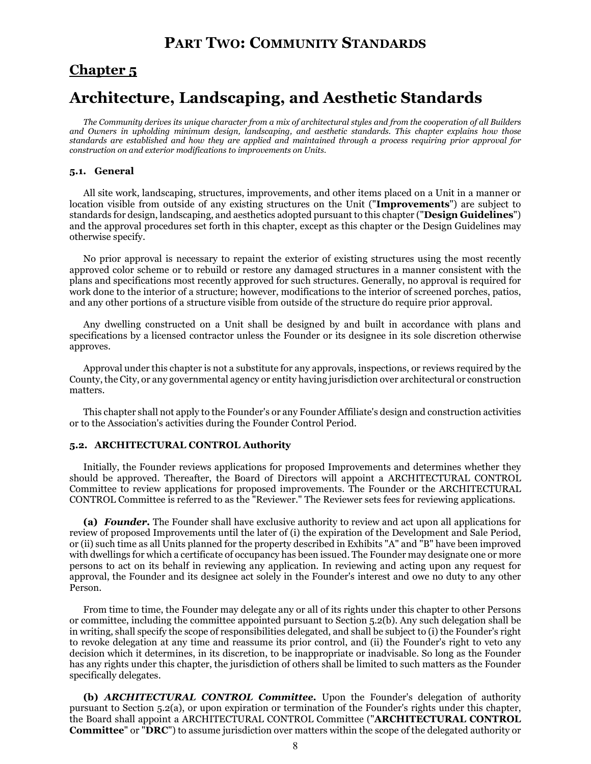# Part Two: Community Standards

## Chapter 5

# Architecture, Landscaping, and Aesthetic Standards

*The Community derives its unique character from a mix of architectural styles and from the cooperation of all Builders and Owners in upholding minimum design, landscaping, and aesthetic standards. This chapter explains how those standards are established and how they are applied and maintained through a process requiring prior approval for construction on and exterior modifications to improvements on Units.*

### 5.1. General

All site work, landscaping, structures, improvements, and other items placed on a Unit in a manner or location visible from outside of any existing structures on the Unit ("**Improvements**") are subject to standards for design, landscaping, and aesthetics adopted pursuant to this chapter ("**Design Guidelines**") and the approval procedures set forth in this chapter, except as this chapter or the Design Guidelines may otherwise specify.

No prior approval is necessary to repaint the exterior of existing structures using the most recently approved color scheme or to rebuild or restore any damaged structures in a manner consistent with the plans and specifications most recently approved for such structures. Generally, no approval is required for work done to the interior of a structure; however, modifications to the interior of screened porches, patios, and any other portions of a structure visible from outside of the structure do require prior approval.

Any dwelling constructed on a Unit shall be designed by and built in accordance with plans and specifications by a licensed contractor unless the Founder or its designee in its sole discretion otherwise approves.

Approval under this chapter is not a substitute for any approvals, inspections, or reviews required by the County, the City, or any governmental agency or entity having jurisdiction over architectural or construction matters.

This chapter shall not apply to the Founder's or any Founder Affiliate's design and construction activities or to the Association's activities during the Founder Control Period.

### 5.2. ARCHITECTURAL CONTROL Authority

Initially, the Founder reviews applications for proposed Improvements and determines whether they should be approved. Thereafter, the Board of Directors will appoint a ARCHITECTURAL CONTROL Committee to review applications for proposed improvements. The Founder or the ARCHITECTURAL CONTROL Committee is referred to as the "Reviewer." The Reviewer sets fees for reviewing applications.

**(a)** ***Founder.*** The Founder shall have exclusive authority to review and act upon all applications for review of proposed Improvements until the later of (i) the expiration of the Development and Sale Period, or (ii) such time as all Units planned for the property described in Exhibits "A" and "B" have been improved with dwellings for which a certificate of occupancy has been issued. The Founder may designate one or more persons to act on its behalf in reviewing any application. In reviewing and acting upon any request for approval, the Founder and its designee act solely in the Founder's interest and owe no duty to any other Person.

From time to time, the Founder may delegate any or all of its rights under this chapter to other Persons or committee, including the committee appointed pursuant to Section 5.2(b). Any such delegation shall be in writing, shall specify the scope of responsibilities delegated, and shall be subject to (i) the Founder's right to revoke delegation at any time and reassume its prior control, and (ii) the Founder's right to veto any decision which it determines, in its discretion, to be inappropriate or inadvisable. So long as the Founder has any rights under this chapter, the jurisdiction of others shall be limited to such matters as the Founder specifically delegates.

**(b)** ***ARCHITECTURAL CONTROL Committee.*** Upon the Founder's delegation of authority pursuant to Section 5.2(a), or upon expiration or termination of the Founder's rights under this chapter, the Board shall appoint a ARCHITECTURAL CONTROL Committee ("**ARCHITECTURAL CONTROL Committee**" or "**DRC**") to assume jurisdiction over matters within the scope of the delegated authority or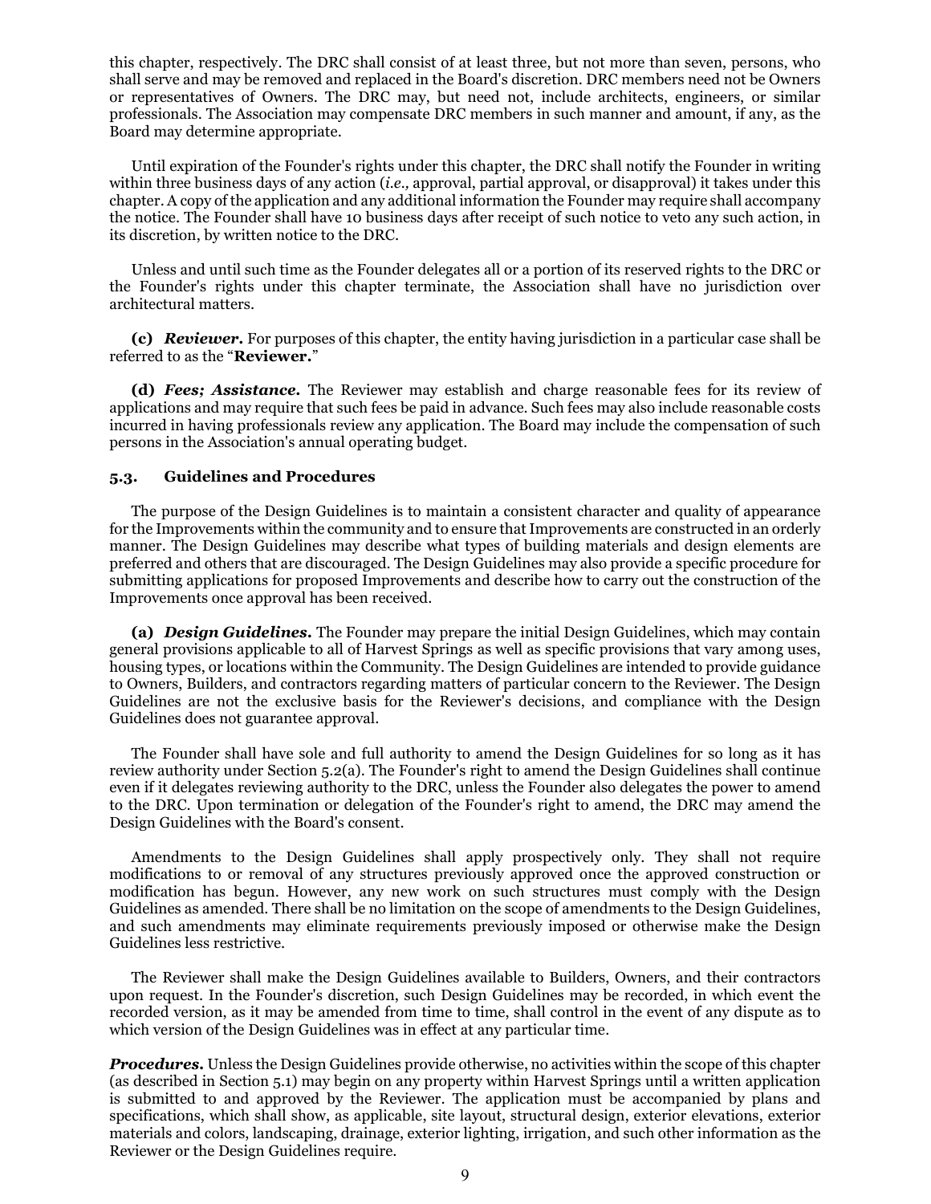this chapter, respectively. The DRC shall consist of at least three, but not more than seven, persons, who shall serve and may be removed and replaced in the Board's discretion. DRC members need not be Owners or representatives of Owners. The DRC may, but need not, include architects, engineers, or similar professionals. The Association may compensate DRC members in such manner and amount, if any, as the Board may determine appropriate.

Until expiration of the Founder's rights under this chapter, the DRC shall notify the Founder in writing within three business days of any action (*i.e.,* approval, partial approval, or disapproval) it takes under this chapter. A copy of the application and any additional information the Founder may require shall accompany the notice. The Founder shall have 10 business days after receipt of such notice to veto any such action, in its discretion, by written notice to the DRC.

Unless and until such time as the Founder delegates all or a portion of its reserved rights to the DRC or the Founder's rights under this chapter terminate, the Association shall have no jurisdiction over architectural matters.

**(c)** ***Reviewer.*** For purposes of this chapter, the entity having jurisdiction in a particular case shall be referred to as the "**Reviewer.**"

**(d)** ***Fees; Assistance.*** The Reviewer may establish and charge reasonable fees for its review of applications and may require that such fees be paid in advance. Such fees may also include reasonable costs incurred in having professionals review any application. The Board may include the compensation of such persons in the Association's annual operating budget.

### 5.3. Guidelines and Procedures

The purpose of the Design Guidelines is to maintain a consistent character and quality of appearance for the Improvements within the community and to ensure that Improvements are constructed in an orderly manner. The Design Guidelines may describe what types of building materials and design elements are preferred and others that are discouraged. The Design Guidelines may also provide a specific procedure for submitting applications for proposed Improvements and describe how to carry out the construction of the Improvements once approval has been received.

**(a)** ***Design Guidelines.*** The Founder may prepare the initial Design Guidelines, which may contain general provisions applicable to all of Harvest Springs as well as specific provisions that vary among uses, housing types, or locations within the Community. The Design Guidelines are intended to provide guidance to Owners, Builders, and contractors regarding matters of particular concern to the Reviewer. The Design Guidelines are not the exclusive basis for the Reviewer's decisions, and compliance with the Design Guidelines does not guarantee approval.

The Founder shall have sole and full authority to amend the Design Guidelines for so long as it has review authority under Section 5.2(a). The Founder's right to amend the Design Guidelines shall continue even if it delegates reviewing authority to the DRC, unless the Founder also delegates the power to amend to the DRC. Upon termination or delegation of the Founder's right to amend, the DRC may amend the Design Guidelines with the Board's consent.

Amendments to the Design Guidelines shall apply prospectively only. They shall not require modifications to or removal of any structures previously approved once the approved construction or modification has begun. However, any new work on such structures must comply with the Design Guidelines as amended. There shall be no limitation on the scope of amendments to the Design Guidelines, and such amendments may eliminate requirements previously imposed or otherwise make the Design Guidelines less restrictive.

The Reviewer shall make the Design Guidelines available to Builders, Owners, and their contractors upon request. In the Founder's discretion, such Design Guidelines may be recorded, in which event the recorded version, as it may be amended from time to time, shall control in the event of any dispute as to which version of the Design Guidelines was in effect at any particular time.

***Procedures.*** Unless the Design Guidelines provide otherwise, no activities within the scope of this chapter (as described in Section 5.1) may begin on any property within Harvest Springs until a written application is submitted to and approved by the Reviewer. The application must be accompanied by plans and specifications, which shall show, as applicable, site layout, structural design, exterior elevations, exterior materials and colors, landscaping, drainage, exterior lighting, irrigation, and such other information as the Reviewer or the Design Guidelines require.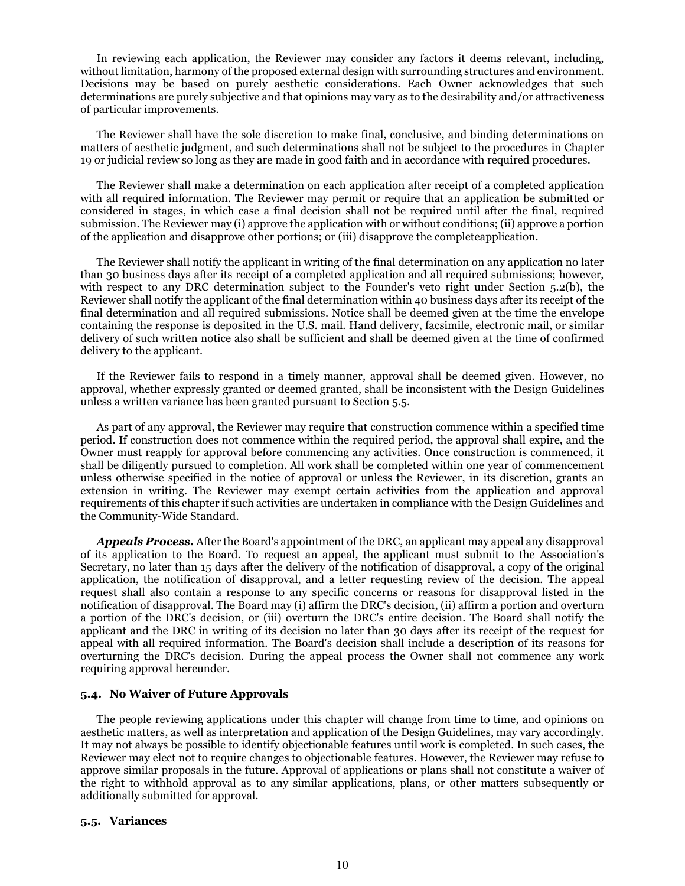In reviewing each application, the Reviewer may consider any factors it deems relevant, including, without limitation, harmony of the proposed external design with surrounding structures and environment. Decisions may be based on purely aesthetic considerations. Each Owner acknowledges that such determinations are purely subjective and that opinions may vary as to the desirability and/or attractiveness of particular improvements.

The Reviewer shall have the sole discretion to make final, conclusive, and binding determinations on matters of aesthetic judgment, and such determinations shall not be subject to the procedures in Chapter 19 or judicial review so long as they are made in good faith and in accordance with required procedures.

The Reviewer shall make a determination on each application after receipt of a completed application with all required information. The Reviewer may permit or require that an application be submitted or considered in stages, in which case a final decision shall not be required until after the final, required submission. The Reviewer may (i) approve the application with or without conditions; (ii) approve a portion of the application and disapprove other portions; or (iii) disapprove the completeapplication.

The Reviewer shall notify the applicant in writing of the final determination on any application no later than 30 business days after its receipt of a completed application and all required submissions; however, with respect to any DRC determination subject to the Founder's veto right under Section 5.2(b), the Reviewer shall notify the applicant of the final determination within 40 business days after its receipt of the final determination and all required submissions. Notice shall be deemed given at the time the envelope containing the response is deposited in the U.S. mail. Hand delivery, facsimile, electronic mail, or similar delivery of such written notice also shall be sufficient and shall be deemed given at the time of confirmed delivery to the applicant.

If the Reviewer fails to respond in a timely manner, approval shall be deemed given. However, no approval, whether expressly granted or deemed granted, shall be inconsistent with the Design Guidelines unless a written variance has been granted pursuant to Section 5.5.

As part of any approval, the Reviewer may require that construction commence within a specified time period. If construction does not commence within the required period, the approval shall expire, and the Owner must reapply for approval before commencing any activities. Once construction is commenced, it shall be diligently pursued to completion. All work shall be completed within one year of commencement unless otherwise specified in the notice of approval or unless the Reviewer, in its discretion, grants an extension in writing. The Reviewer may exempt certain activities from the application and approval requirements of this chapter if such activities are undertaken in compliance with the Design Guidelines and the Community-Wide Standard.

***Appeals Process.*** After the Board's appointment of the DRC, an applicant may appeal any disapproval of its application to the Board. To request an appeal, the applicant must submit to the Association's Secretary, no later than 15 days after the delivery of the notification of disapproval, a copy of the original application, the notification of disapproval, and a letter requesting review of the decision. The appeal request shall also contain a response to any specific concerns or reasons for disapproval listed in the notification of disapproval. The Board may (i) affirm the DRC's decision, (ii) affirm a portion and overturn a portion of the DRC's decision, or (iii) overturn the DRC's entire decision. The Board shall notify the applicant and the DRC in writing of its decision no later than 30 days after its receipt of the request for appeal with all required information. The Board's decision shall include a description of its reasons for overturning the DRC's decision. During the appeal process the Owner shall not commence any work requiring approval hereunder.

### 5.4. No Waiver of Future Approvals

The people reviewing applications under this chapter will change from time to time, and opinions on aesthetic matters, as well as interpretation and application of the Design Guidelines, may vary accordingly. It may not always be possible to identify objectionable features until work is completed. In such cases, the Reviewer may elect not to require changes to objectionable features. However, the Reviewer may refuse to approve similar proposals in the future. Approval of applications or plans shall not constitute a waiver of the right to withhold approval as to any similar applications, plans, or other matters subsequently or additionally submitted for approval.

### 5.5. Variances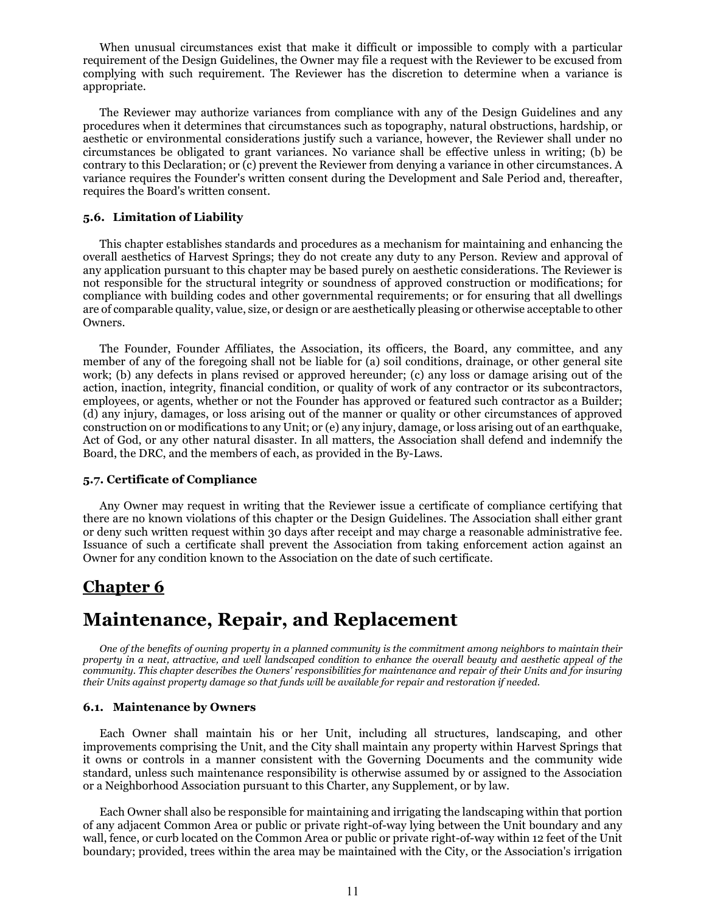When unusual circumstances exist that make it difficult or impossible to comply with a particular requirement of the Design Guidelines, the Owner may file a request with the Reviewer to be excused from complying with such requirement. The Reviewer has the discretion to determine when a variance is appropriate.

The Reviewer may authorize variances from compliance with any of the Design Guidelines and any procedures when it determines that circumstances such as topography, natural obstructions, hardship, or aesthetic or environmental considerations justify such a variance, however, the Reviewer shall under no circumstances be obligated to grant variances. No variance shall be effective unless in writing; (b) be contrary to this Declaration; or (c) prevent the Reviewer from denying a variance in other circumstances. A variance requires the Founder's written consent during the Development and Sale Period and, thereafter, requires the Board's written consent.

### 5.6. Limitation of Liability

This chapter establishes standards and procedures as a mechanism for maintaining and enhancing the overall aesthetics of Harvest Springs; they do not create any duty to any Person. Review and approval of any application pursuant to this chapter may be based purely on aesthetic considerations. The Reviewer is not responsible for the structural integrity or soundness of approved construction or modifications; for compliance with building codes and other governmental requirements; or for ensuring that all dwellings are of comparable quality, value, size, or design or are aesthetically pleasing or otherwise acceptable to other Owners.

The Founder, Founder Affiliates, the Association, its officers, the Board, any committee, and any member of any of the foregoing shall not be liable for (a) soil conditions, drainage, or other general site work; (b) any defects in plans revised or approved hereunder; (c) any loss or damage arising out of the action, inaction, integrity, financial condition, or quality of work of any contractor or its subcontractors, employees, or agents, whether or not the Founder has approved or featured such contractor as a Builder; (d) any injury, damages, or loss arising out of the manner or quality or other circumstances of approved construction on or modifications to any Unit; or (e) any injury, damage, or loss arising out of an earthquake, Act of God, or any other natural disaster. In all matters, the Association shall defend and indemnify the Board, the DRC, and the members of each, as provided in the By-Laws.

### 5.7. Certificate of Compliance

Any Owner may request in writing that the Reviewer issue a certificate of compliance certifying that there are no known violations of this chapter or the Design Guidelines. The Association shall either grant or deny such written request within 30 days after receipt and may charge a reasonable administrative fee. Issuance of such a certificate shall prevent the Association from taking enforcement action against an Owner for any condition known to the Association on the date of such certificate.

## Chapter 6

# Maintenance, Repair, and Replacement

*One of the benefits of owning property in a planned community is the commitment among neighbors to maintain their property in a neat, attractive, and well landscaped condition to enhance the overall beauty and aesthetic appeal of the community. This chapter describes the Owners' responsibilities for maintenance and repair of their Units and for insuring their Units against property damage so that funds will be available for repair and restoration if needed.*

### 6.1. Maintenance by Owners

Each Owner shall maintain his or her Unit, including all structures, landscaping, and other improvements comprising the Unit, and the City shall maintain any property within Harvest Springs that it owns or controls in a manner consistent with the Governing Documents and the community wide standard, unless such maintenance responsibility is otherwise assumed by or assigned to the Association or a Neighborhood Association pursuant to this Charter, any Supplement, or by law.

Each Owner shall also be responsible for maintaining and irrigating the landscaping within that portion of any adjacent Common Area or public or private right-of-way lying between the Unit boundary and any wall, fence, or curb located on the Common Area or public or private right-of-way within 12 feet of the Unit boundary; provided, trees within the area may be maintained with the City, or the Association's irrigation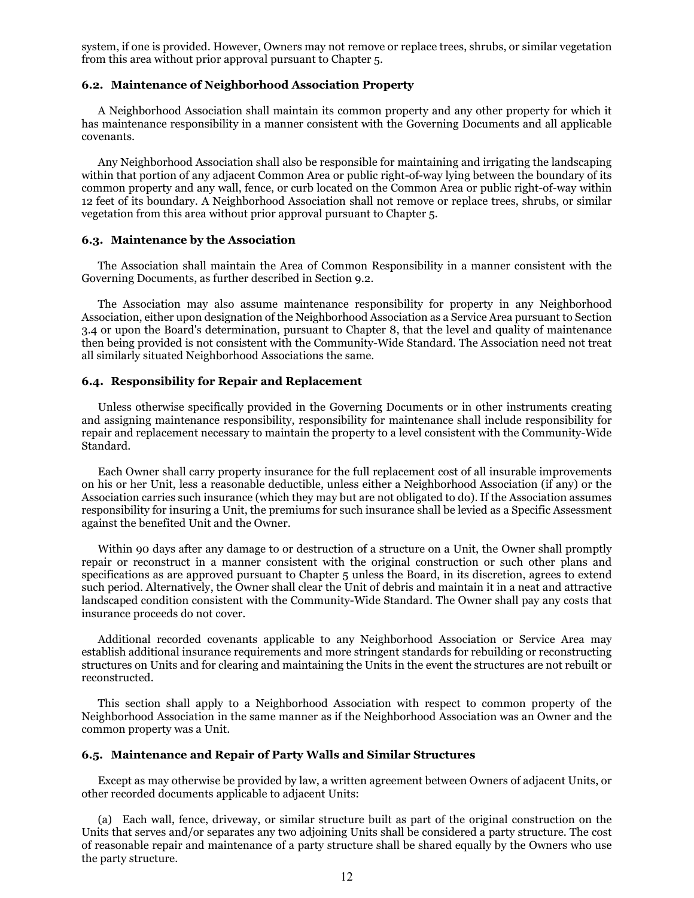system, if one is provided. However, Owners may not remove or replace trees, shrubs, or similar vegetation from this area without prior approval pursuant to Chapter 5.

### 6.2. Maintenance of Neighborhood Association Property

A Neighborhood Association shall maintain its common property and any other property for which it has maintenance responsibility in a manner consistent with the Governing Documents and all applicable covenants.

Any Neighborhood Association shall also be responsible for maintaining and irrigating the landscaping within that portion of any adjacent Common Area or public right-of-way lying between the boundary of its common property and any wall, fence, or curb located on the Common Area or public right-of-way within 12 feet of its boundary. A Neighborhood Association shall not remove or replace trees, shrubs, or similar vegetation from this area without prior approval pursuant to Chapter 5.

### 6.3. Maintenance by the Association

The Association shall maintain the Area of Common Responsibility in a manner consistent with the Governing Documents, as further described in Section 9.2.

The Association may also assume maintenance responsibility for property in any Neighborhood Association, either upon designation of the Neighborhood Association as a Service Area pursuant to Section 3.4 or upon the Board's determination, pursuant to Chapter 8, that the level and quality of maintenance then being provided is not consistent with the Community-Wide Standard. The Association need not treat all similarly situated Neighborhood Associations the same.

### 6.4. Responsibility for Repair and Replacement

Unless otherwise specifically provided in the Governing Documents or in other instruments creating and assigning maintenance responsibility, responsibility for maintenance shall include responsibility for repair and replacement necessary to maintain the property to a level consistent with the Community-Wide Standard.

Each Owner shall carry property insurance for the full replacement cost of all insurable improvements on his or her Unit, less a reasonable deductible, unless either a Neighborhood Association (if any) or the Association carries such insurance (which they may but are not obligated to do). If the Association assumes responsibility for insuring a Unit, the premiums for such insurance shall be levied as a Specific Assessment against the benefited Unit and the Owner.

Within 90 days after any damage to or destruction of a structure on a Unit, the Owner shall promptly repair or reconstruct in a manner consistent with the original construction or such other plans and specifications as are approved pursuant to Chapter 5 unless the Board, in its discretion, agrees to extend such period. Alternatively, the Owner shall clear the Unit of debris and maintain it in a neat and attractive landscaped condition consistent with the Community-Wide Standard. The Owner shall pay any costs that insurance proceeds do not cover.

Additional recorded covenants applicable to any Neighborhood Association or Service Area may establish additional insurance requirements and more stringent standards for rebuilding or reconstructing structures on Units and for clearing and maintaining the Units in the event the structures are not rebuilt or reconstructed.

This section shall apply to a Neighborhood Association with respect to common property of the Neighborhood Association in the same manner as if the Neighborhood Association was an Owner and the common property was a Unit.

### 6.5. Maintenance and Repair of Party Walls and Similar Structures

Except as may otherwise be provided by law, a written agreement between Owners of adjacent Units, or other recorded documents applicable to adjacent Units:

(a) Each wall, fence, driveway, or similar structure built as part of the original construction on the Units that serves and/or separates any two adjoining Units shall be considered a party structure. The cost of reasonable repair and maintenance of a party structure shall be shared equally by the Owners who use the party structure.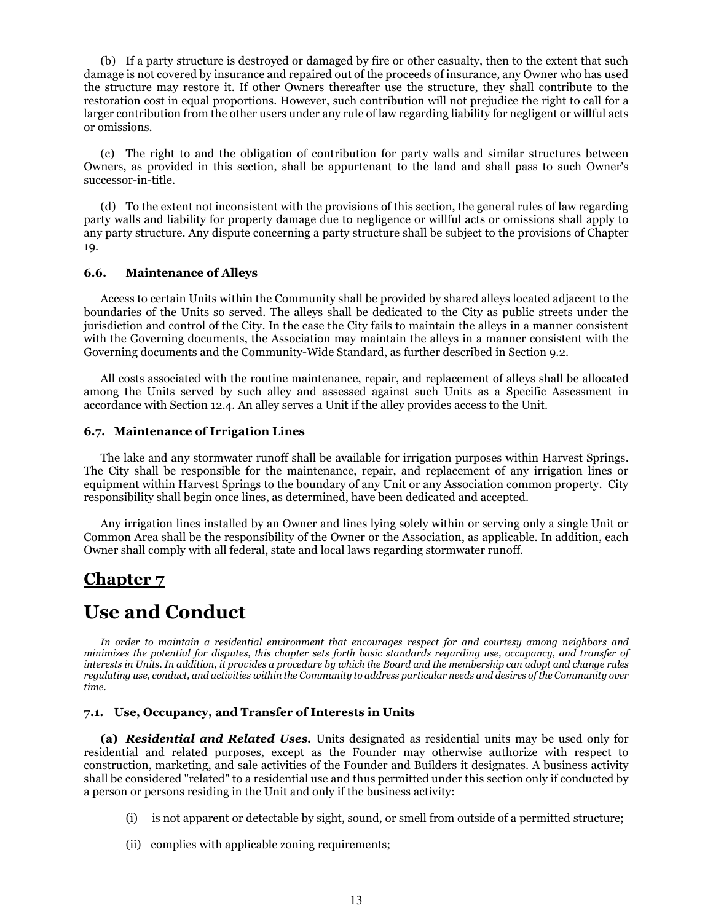(b) If a party structure is destroyed or damaged by fire or other casualty, then to the extent that such damage is not covered by insurance and repaired out of the proceeds of insurance, any Owner who has used the structure may restore it. If other Owners thereafter use the structure, they shall contribute to the restoration cost in equal proportions. However, such contribution will not prejudice the right to call for a larger contribution from the other users under any rule of law regarding liability for negligent or willful acts or omissions.

(c) The right to and the obligation of contribution for party walls and similar structures between Owners, as provided in this section, shall be appurtenant to the land and shall pass to such Owner's successor-in-title.

(d) To the extent not inconsistent with the provisions of this section, the general rules of law regarding party walls and liability for property damage due to negligence or willful acts or omissions shall apply to any party structure. Any dispute concerning a party structure shall be subject to the provisions of Chapter 19.

### 6.6. Maintenance of Alleys

Access to certain Units within the Community shall be provided by shared alleys located adjacent to the boundaries of the Units so served. The alleys shall be dedicated to the City as public streets under the jurisdiction and control of the City. In the case the City fails to maintain the alleys in a manner consistent with the Governing documents, the Association may maintain the alleys in a manner consistent with the Governing documents and the Community-Wide Standard, as further described in Section 9.2.

All costs associated with the routine maintenance, repair, and replacement of alleys shall be allocated among the Units served by such alley and assessed against such Units as a Specific Assessment in accordance with Section 12.4. An alley serves a Unit if the alley provides access to the Unit.

### 6.7. Maintenance of Irrigation Lines

The lake and any stormwater runoff shall be available for irrigation purposes within Harvest Springs. The City shall be responsible for the maintenance, repair, and replacement of any irrigation lines or equipment within Harvest Springs to the boundary of any Unit or any Association common property. City responsibility shall begin once lines, as determined, have been dedicated and accepted.

Any irrigation lines installed by an Owner and lines lying solely within or serving only a single Unit or Common Area shall be the responsibility of the Owner or the Association, as applicable. In addition, each Owner shall comply with all federal, state and local laws regarding stormwater runoff.

## Chapter 7

# Use and Conduct

*In order to maintain a residential environment that encourages respect for and courtesy among neighbors and minimizes the potential for disputes, this chapter sets forth basic standards regarding use, occupancy, and transfer of interests in Units. In addition, it provides a procedure by which the Board and the membership can adopt and change rules regulating use, conduct, and activities within the Community to address particular needs and desires of the Community over time.*

### 7.1. Use, Occupancy, and Transfer of Interests in Units

**(a) *Residential and Related Uses.*** Units designated as residential units may be used only for residential and related purposes, except as the Founder may otherwise authorize with respect to construction, marketing, and sale activities of the Founder and Builders it designates. A business activity shall be considered "related" to a residential use and thus permitted under this section only if conducted by a person or persons residing in the Unit and only if the business activity:

(i) is not apparent or detectable by sight, sound, or smell from outside of a permitted structure;

(ii) complies with applicable zoning requirements;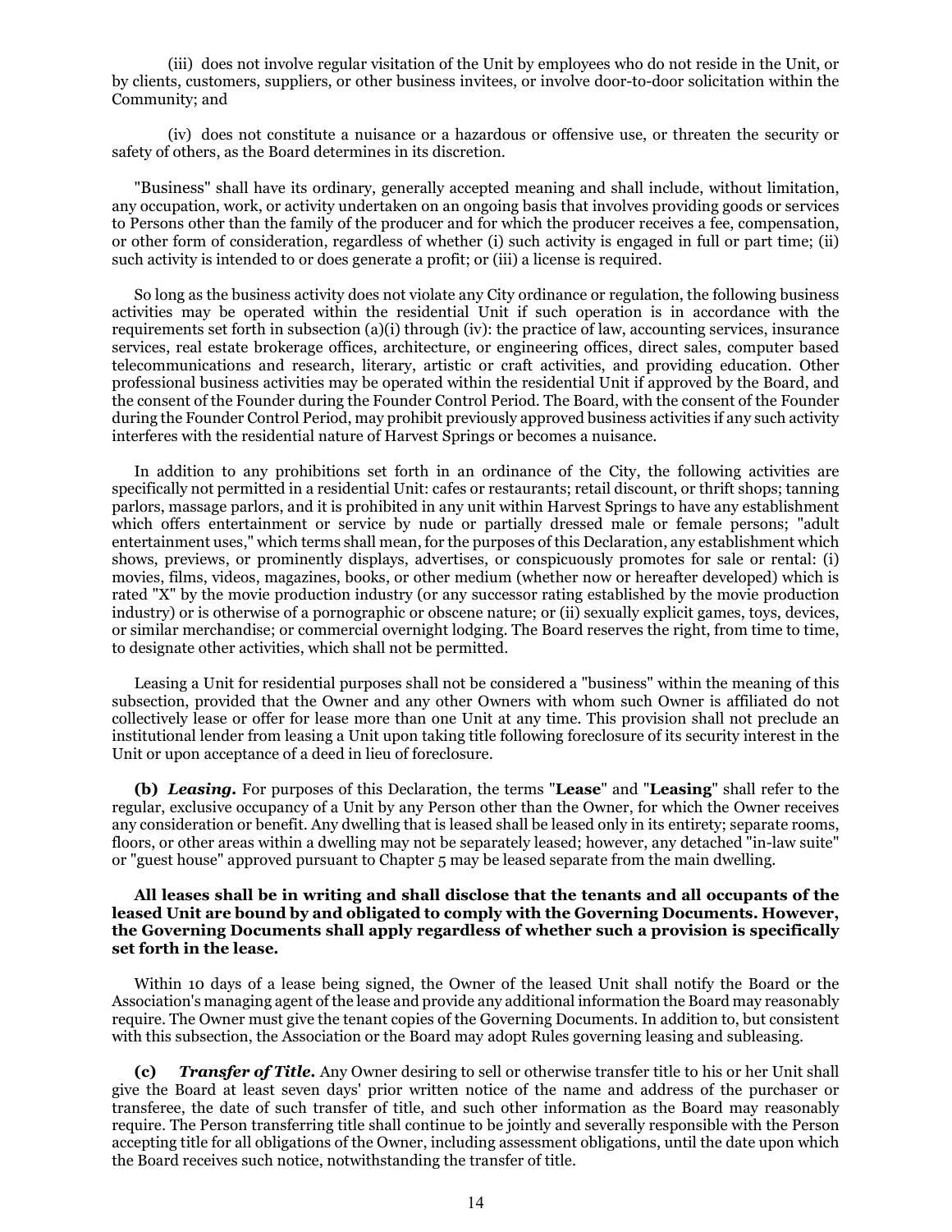(iii) does not involve regular visitation of the Unit by employees who do not reside in the Unit, or by clients, customers, suppliers, or other business invitees, or involve door-to-door solicitation within the Community; and

(iv) does not constitute a nuisance or a hazardous or offensive use, or threaten the security or safety of others, as the Board determines in its discretion.

"Business" shall have its ordinary, generally accepted meaning and shall include, without limitation, any occupation, work, or activity undertaken on an ongoing basis that involves providing goods or services to Persons other than the family of the producer and for which the producer receives a fee, compensation, or other form of consideration, regardless of whether (i) such activity is engaged in full or part time; (ii) such activity is intended to or does generate a profit; or (iii) a license is required.

So long as the business activity does not violate any City ordinance or regulation, the following business activities may be operated within the residential Unit if such operation is in accordance with the requirements set forth in subsection (a)(i) through (iv): the practice of law, accounting services, insurance services, real estate brokerage offices, architecture, or engineering offices, direct sales, computer based telecommunications and research, literary, artistic or craft activities, and providing education. Other professional business activities may be operated within the residential Unit if approved by the Board, and the consent of the Founder during the Founder Control Period. The Board, with the consent of the Founder during the Founder Control Period, may prohibit previously approved business activities if any such activity interferes with the residential nature of Harvest Springs or becomes a nuisance.

In addition to any prohibitions set forth in an ordinance of the City, the following activities are specifically not permitted in a residential Unit: cafes or restaurants; retail discount, or thrift shops; tanning parlors, massage parlors, and it is prohibited in any unit within Harvest Springs to have any establishment which offers entertainment or service by nude or partially dressed male or female persons; "adult entertainment uses," which terms shall mean, for the purposes of this Declaration, any establishment which shows, previews, or prominently displays, advertises, or conspicuously promotes for sale or rental: (i) movies, films, videos, magazines, books, or other medium (whether now or hereafter developed) which is rated "X" by the movie production industry (or any successor rating established by the movie production industry) or is otherwise of a pornographic or obscene nature; or (ii) sexually explicit games, toys, devices, or similar merchandise; or commercial overnight lodging. The Board reserves the right, from time to time, to designate other activities, which shall not be permitted.

Leasing a Unit for residential purposes shall not be considered a "business" within the meaning of this subsection, provided that the Owner and any other Owners with whom such Owner is affiliated do not collectively lease or offer for lease more than one Unit at any time. This provision shall not preclude an institutional lender from leasing a Unit upon taking title following foreclosure of its security interest in the Unit or upon acceptance of a deed in lieu of foreclosure.

**(b)** ***Leasing.*** For purposes of this Declaration, the terms "**Lease**" and "**Leasing**" shall refer to the regular, exclusive occupancy of a Unit by any Person other than the Owner, for which the Owner receives any consideration or benefit. Any dwelling that is leased shall be leased only in its entirety; separate rooms, floors, or other areas within a dwelling may not be separately leased; however, any detached "in-law suite" or "guest house" approved pursuant to Chapter 5 may be leased separate from the main dwelling.

**All leases shall be in writing and shall disclose that the tenants and all occupants of the leased Unit are bound by and obligated to comply with the Governing Documents. However, the Governing Documents shall apply regardless of whether such a provision is specifically set forth in the lease.**

Within 10 days of a lease being signed, the Owner of the leased Unit shall notify the Board or the Association's managing agent of the lease and provide any additional information the Board may reasonably require. The Owner must give the tenant copies of the Governing Documents. In addition to, but consistent with this subsection, the Association or the Board may adopt Rules governing leasing and subleasing.

**(c)** ***Transfer of Title.*** Any Owner desiring to sell or otherwise transfer title to his or her Unit shall give the Board at least seven days' prior written notice of the name and address of the purchaser or transferee, the date of such transfer of title, and such other information as the Board may reasonably require. The Person transferring title shall continue to be jointly and severally responsible with the Person accepting title for all obligations of the Owner, including assessment obligations, until the date upon which the Board receives such notice, notwithstanding the transfer of title.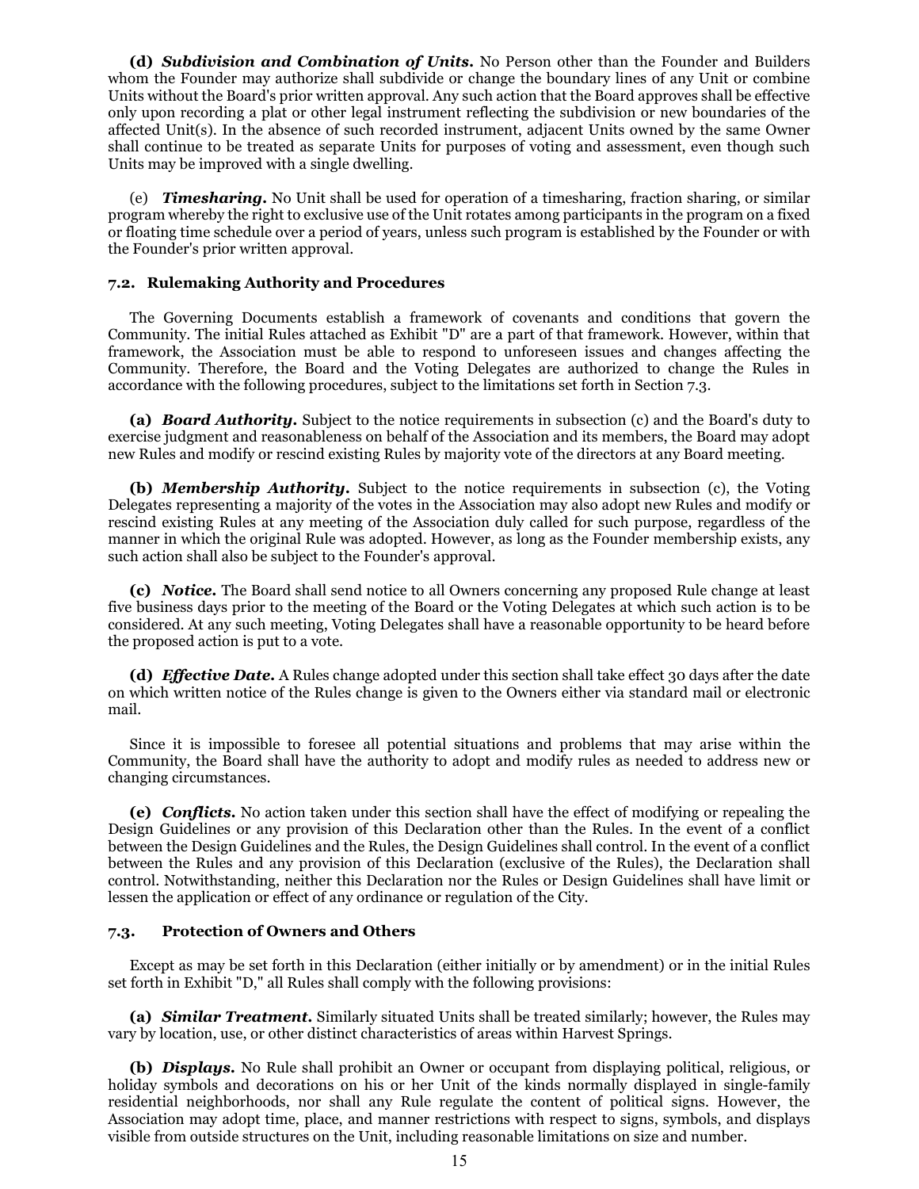**(d)** ***Subdivision and Combination of Units.*** No Person other than the Founder and Builders whom the Founder may authorize shall subdivide or change the boundary lines of any Unit or combine Units without the Board's prior written approval. Any such action that the Board approves shall be effective only upon recording a plat or other legal instrument reflecting the subdivision or new boundaries of the affected Unit(s). In the absence of such recorded instrument, adjacent Units owned by the same Owner shall continue to be treated as separate Units for purposes of voting and assessment, even though such Units may be improved with a single dwelling.

(e) ***Timesharing.*** No Unit shall be used for operation of a timesharing, fraction sharing, or similar program whereby the right to exclusive use of the Unit rotates among participants in the program on a fixed or floating time schedule over a period of years, unless such program is established by the Founder or with the Founder's prior written approval.

### 7.2. Rulemaking Authority and Procedures

The Governing Documents establish a framework of covenants and conditions that govern the Community. The initial Rules attached as Exhibit "D" are a part of that framework. However, within that framework, the Association must be able to respond to unforeseen issues and changes affecting the Community. Therefore, the Board and the Voting Delegates are authorized to change the Rules in accordance with the following procedures, subject to the limitations set forth in Section 7.3.

**(a)** ***Board Authority.*** Subject to the notice requirements in subsection (c) and the Board's duty to exercise judgment and reasonableness on behalf of the Association and its members, the Board may adopt new Rules and modify or rescind existing Rules by majority vote of the directors at any Board meeting.

**(b)** ***Membership Authority.*** Subject to the notice requirements in subsection (c), the Voting Delegates representing a majority of the votes in the Association may also adopt new Rules and modify or rescind existing Rules at any meeting of the Association duly called for such purpose, regardless of the manner in which the original Rule was adopted. However, as long as the Founder membership exists, any such action shall also be subject to the Founder's approval.

**(c)** ***Notice.*** The Board shall send notice to all Owners concerning any proposed Rule change at least five business days prior to the meeting of the Board or the Voting Delegates at which such action is to be considered. At any such meeting, Voting Delegates shall have a reasonable opportunity to be heard before the proposed action is put to a vote.

**(d)** ***Effective Date.*** A Rules change adopted under this section shall take effect 30 days after the date on which written notice of the Rules change is given to the Owners either via standard mail or electronic mail.

Since it is impossible to foresee all potential situations and problems that may arise within the Community, the Board shall have the authority to adopt and modify rules as needed to address new or changing circumstances.

**(e)** ***Conflicts.*** No action taken under this section shall have the effect of modifying or repealing the Design Guidelines or any provision of this Declaration other than the Rules. In the event of a conflict between the Design Guidelines and the Rules, the Design Guidelines shall control. In the event of a conflict between the Rules and any provision of this Declaration (exclusive of the Rules), the Declaration shall control. Notwithstanding, neither this Declaration nor the Rules or Design Guidelines shall have limit or lessen the application or effect of any ordinance or regulation of the City.

### 7.3. Protection of Owners and Others

Except as may be set forth in this Declaration (either initially or by amendment) or in the initial Rules set forth in Exhibit "D," all Rules shall comply with the following provisions:

**(a)** ***Similar Treatment.*** Similarly situated Units shall be treated similarly; however, the Rules may vary by location, use, or other distinct characteristics of areas within Harvest Springs.

**(b)** ***Displays.*** No Rule shall prohibit an Owner or occupant from displaying political, religious, or holiday symbols and decorations on his or her Unit of the kinds normally displayed in single-family residential neighborhoods, nor shall any Rule regulate the content of political signs. However, the Association may adopt time, place, and manner restrictions with respect to signs, symbols, and displays visible from outside structures on the Unit, including reasonable limitations on size and number.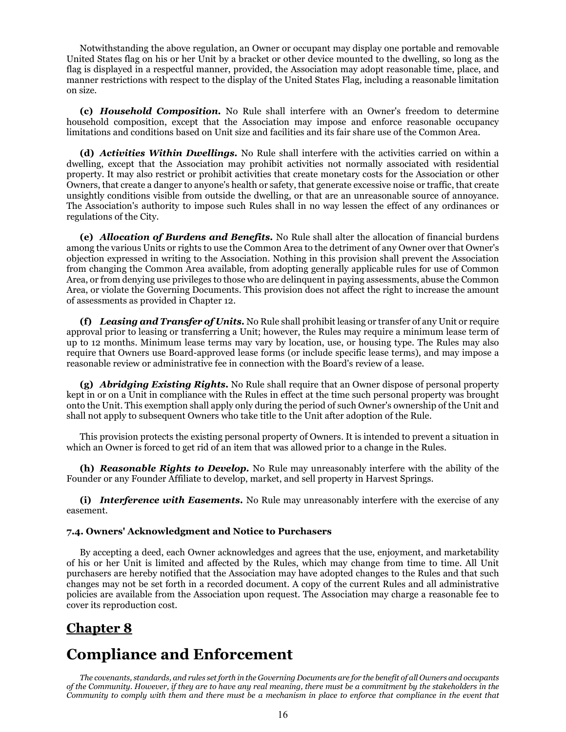Notwithstanding the above regulation, an Owner or occupant may display one portable and removable United States flag on his or her Unit by a bracket or other device mounted to the dwelling, so long as the flag is displayed in a respectful manner, provided, the Association may adopt reasonable time, place, and manner restrictions with respect to the display of the United States Flag, including a reasonable limitation on size.

**(c)** ***Household Composition.*** No Rule shall interfere with an Owner's freedom to determine household composition, except that the Association may impose and enforce reasonable occupancy limitations and conditions based on Unit size and facilities and its fair share use of the Common Area.

**(d)** ***Activities Within Dwellings.*** No Rule shall interfere with the activities carried on within a dwelling, except that the Association may prohibit activities not normally associated with residential property. It may also restrict or prohibit activities that create monetary costs for the Association or other Owners, that create a danger to anyone's health or safety, that generate excessive noise or traffic, that create unsightly conditions visible from outside the dwelling, or that are an unreasonable source of annoyance. The Association's authority to impose such Rules shall in no way lessen the effect of any ordinances or regulations of the City.

**(e)** ***Allocation of Burdens and Benefits.*** No Rule shall alter the allocation of financial burdens among the various Units or rights to use the Common Area to the detriment of any Owner over that Owner's objection expressed in writing to the Association. Nothing in this provision shall prevent the Association from changing the Common Area available, from adopting generally applicable rules for use of Common Area, or from denying use privileges to those who are delinquent in paying assessments, abuse the Common Area, or violate the Governing Documents. This provision does not affect the right to increase the amount of assessments as provided in Chapter 12.

**(f)** ***Leasing and Transfer of Units.*** No Rule shall prohibit leasing or transfer of any Unit or require approval prior to leasing or transferring a Unit; however, the Rules may require a minimum lease term of up to 12 months. Minimum lease terms may vary by location, use, or housing type. The Rules may also require that Owners use Board-approved lease forms (or include specific lease terms), and may impose a reasonable review or administrative fee in connection with the Board's review of a lease.

**(g)** ***Abridging Existing Rights.*** No Rule shall require that an Owner dispose of personal property kept in or on a Unit in compliance with the Rules in effect at the time such personal property was brought onto the Unit. This exemption shall apply only during the period of such Owner's ownership of the Unit and shall not apply to subsequent Owners who take title to the Unit after adoption of the Rule.

This provision protects the existing personal property of Owners. It is intended to prevent a situation in which an Owner is forced to get rid of an item that was allowed prior to a change in the Rules.

**(h)** ***Reasonable Rights to Develop.*** No Rule may unreasonably interfere with the ability of the Founder or any Founder Affiliate to develop, market, and sell property in Harvest Springs.

**(i)** ***Interference with Easements.*** No Rule may unreasonably interfere with the exercise of any easement.

**7.4. Owners' Acknowledgment and Notice to Purchasers**

By accepting a deed, each Owner acknowledges and agrees that the use, enjoyment, and marketability of his or her Unit is limited and affected by the Rules, which may change from time to time. All Unit purchasers are hereby notified that the Association may have adopted changes to the Rules and that such changes may not be set forth in a recorded document. A copy of the current Rules and all administrative policies are available from the Association upon request. The Association may charge a reasonable fee to cover its reproduction cost.

# Chapter 8

# Compliance and Enforcement

*The covenants, standards, and rules set forth in the Governing Documents are for the benefit of all Owners and occupants of the Community. However, if they are to have any real meaning, there must be a commitment by the stakeholders in the Community to comply with them and there must be a mechanism in place to enforce that compliance in the event that*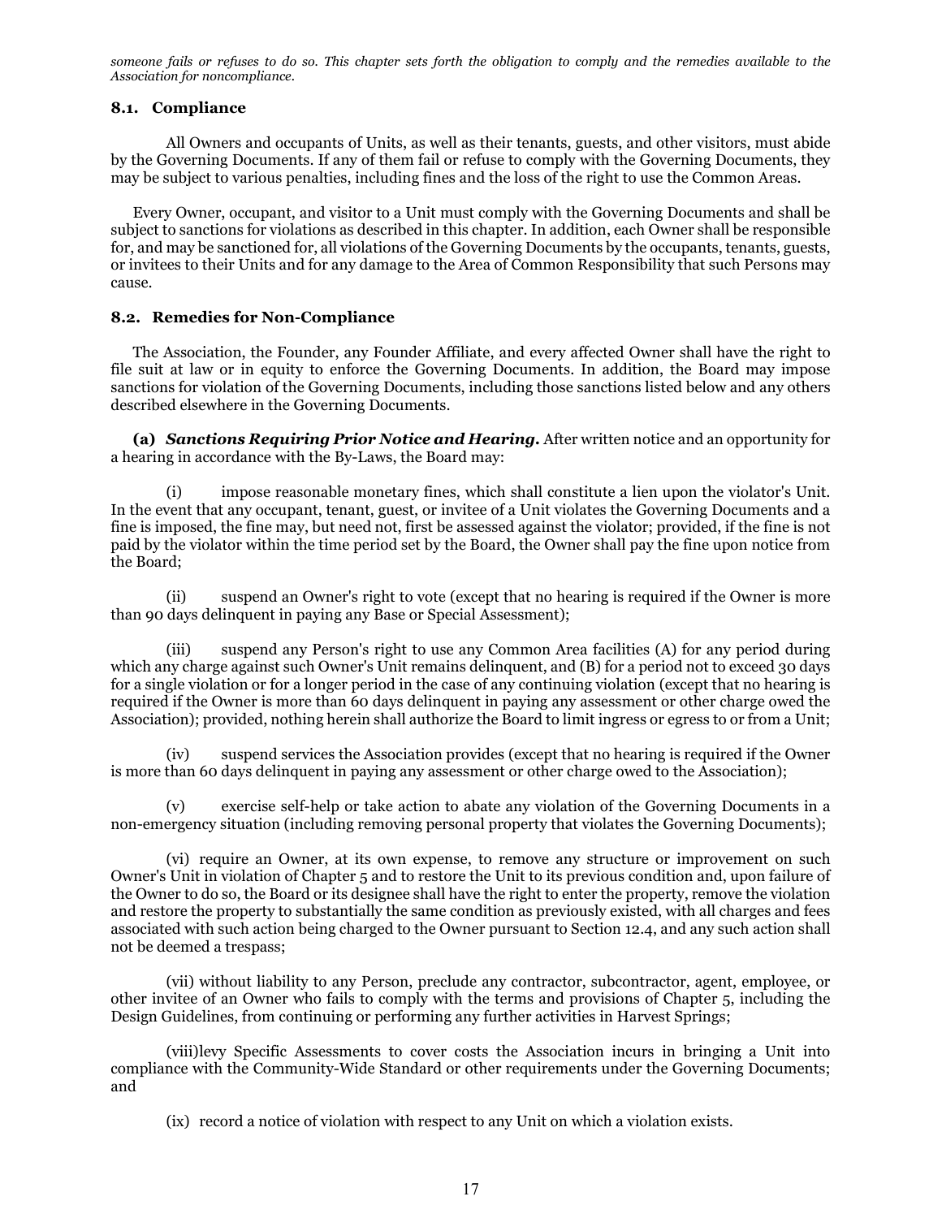*someone fails or refuses to do so. This chapter sets forth the obligation to comply and the remedies available to the Association for noncompliance.*

### 8.1. Compliance

All Owners and occupants of Units, as well as their tenants, guests, and other visitors, must abide by the Governing Documents. If any of them fail or refuse to comply with the Governing Documents, they may be subject to various penalties, including fines and the loss of the right to use the Common Areas.

Every Owner, occupant, and visitor to a Unit must comply with the Governing Documents and shall be subject to sanctions for violations as described in this chapter. In addition, each Owner shall be responsible for, and may be sanctioned for, all violations of the Governing Documents by the occupants, tenants, guests, or invitees to their Units and for any damage to the Area of Common Responsibility that such Persons may cause.

### 8.2. Remedies for Non-Compliance

The Association, the Founder, any Founder Affiliate, and every affected Owner shall have the right to file suit at law or in equity to enforce the Governing Documents. In addition, the Board may impose sanctions for violation of the Governing Documents, including those sanctions listed below and any others described elsewhere in the Governing Documents.

**(a)** ***Sanctions Requiring Prior Notice and Hearing.*** After written notice and an opportunity for a hearing in accordance with the By-Laws, the Board may:

(i) impose reasonable monetary fines, which shall constitute a lien upon the violator's Unit. In the event that any occupant, tenant, guest, or invitee of a Unit violates the Governing Documents and a fine is imposed, the fine may, but need not, first be assessed against the violator; provided, if the fine is not paid by the violator within the time period set by the Board, the Owner shall pay the fine upon notice from the Board;

(ii) suspend an Owner's right to vote (except that no hearing is required if the Owner is more than 90 days delinquent in paying any Base or Special Assessment);

(iii) suspend any Person's right to use any Common Area facilities (A) for any period during which any charge against such Owner's Unit remains delinquent, and (B) for a period not to exceed 30 days for a single violation or for a longer period in the case of any continuing violation (except that no hearing is required if the Owner is more than 60 days delinquent in paying any assessment or other charge owed the Association); provided, nothing herein shall authorize the Board to limit ingress or egress to or from a Unit;

(iv) suspend services the Association provides (except that no hearing is required if the Owner is more than 60 days delinquent in paying any assessment or other charge owed to the Association);

(v) exercise self-help or take action to abate any violation of the Governing Documents in a non-emergency situation (including removing personal property that violates the Governing Documents);

(vi) require an Owner, at its own expense, to remove any structure or improvement on such Owner's Unit in violation of Chapter 5 and to restore the Unit to its previous condition and, upon failure of the Owner to do so, the Board or its designee shall have the right to enter the property, remove the violation and restore the property to substantially the same condition as previously existed, with all charges and fees associated with such action being charged to the Owner pursuant to Section 12.4, and any such action shall not be deemed a trespass;

(vii) without liability to any Person, preclude any contractor, subcontractor, agent, employee, or other invitee of an Owner who fails to comply with the terms and provisions of Chapter 5, including the Design Guidelines, from continuing or performing any further activities in Harvest Springs;

(viii) levy Specific Assessments to cover costs the Association incurs in bringing a Unit into compliance with the Community-Wide Standard or other requirements under the Governing Documents; and

(ix) record a notice of violation with respect to any Unit on which a violation exists.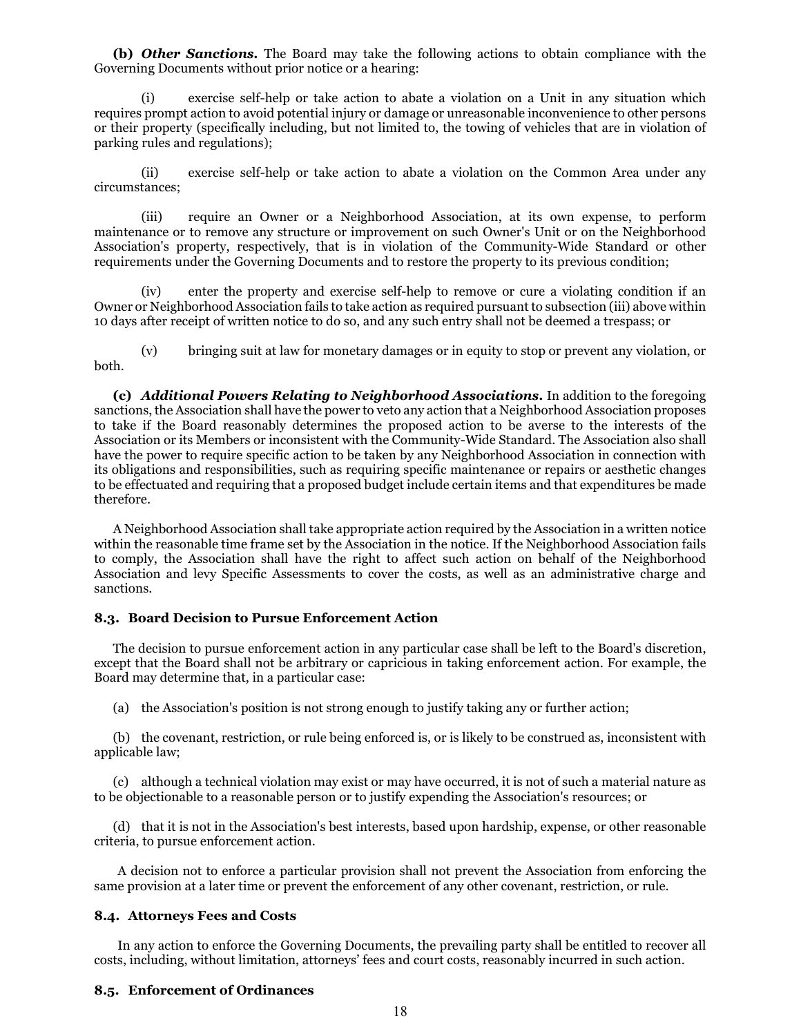**(b)** ***Other Sanctions.*** The Board may take the following actions to obtain compliance with the Governing Documents without prior notice or a hearing:

(i) exercise self-help or take action to abate a violation on a Unit in any situation which requires prompt action to avoid potential injury or damage or unreasonable inconvenience to other persons or their property (specifically including, but not limited to, the towing of vehicles that are in violation of parking rules and regulations);

(ii) exercise self-help or take action to abate a violation on the Common Area under any circumstances;

(iii) require an Owner or a Neighborhood Association, at its own expense, to perform maintenance or to remove any structure or improvement on such Owner's Unit or on the Neighborhood Association's property, respectively, that is in violation of the Community-Wide Standard or other requirements under the Governing Documents and to restore the property to its previous condition;

(iv) enter the property and exercise self-help to remove or cure a violating condition if an Owner or Neighborhood Association fails to take action as required pursuant to subsection (iii) above within 10 days after receipt of written notice to do so, and any such entry shall not be deemed a trespass; or

(v) bringing suit at law for monetary damages or in equity to stop or prevent any violation, or both.

**(c)** ***Additional Powers Relating to Neighborhood Associations.*** In addition to the foregoing sanctions, the Association shall have the power to veto any action that a Neighborhood Association proposes to take if the Board reasonably determines the proposed action to be averse to the interests of the Association or its Members or inconsistent with the Community-Wide Standard. The Association also shall have the power to require specific action to be taken by any Neighborhood Association in connection with its obligations and responsibilities, such as requiring specific maintenance or repairs or aesthetic changes to be effectuated and requiring that a proposed budget include certain items and that expenditures be made therefore.

A Neighborhood Association shall take appropriate action required by the Association in a written notice within the reasonable time frame set by the Association in the notice. If the Neighborhood Association fails to comply, the Association shall have the right to affect such action on behalf of the Neighborhood Association and levy Specific Assessments to cover the costs, as well as an administrative charge and sanctions.

### 8.3. Board Decision to Pursue Enforcement Action

The decision to pursue enforcement action in any particular case shall be left to the Board's discretion, except that the Board shall not be arbitrary or capricious in taking enforcement action. For example, the Board may determine that, in a particular case:

(a) the Association's position is not strong enough to justify taking any or further action;

(b) the covenant, restriction, or rule being enforced is, or is likely to be construed as, inconsistent with applicable law;

(c) although a technical violation may exist or may have occurred, it is not of such a material nature as to be objectionable to a reasonable person or to justify expending the Association's resources; or

(d) that it is not in the Association's best interests, based upon hardship, expense, or other reasonable criteria, to pursue enforcement action.

A decision not to enforce a particular provision shall not prevent the Association from enforcing the same provision at a later time or prevent the enforcement of any other covenant, restriction, or rule.

### 8.4. Attorneys Fees and Costs

In any action to enforce the Governing Documents, the prevailing party shall be entitled to recover all costs, including, without limitation, attorneys' fees and court costs, reasonably incurred in such action.

### 8.5. Enforcement of Ordinances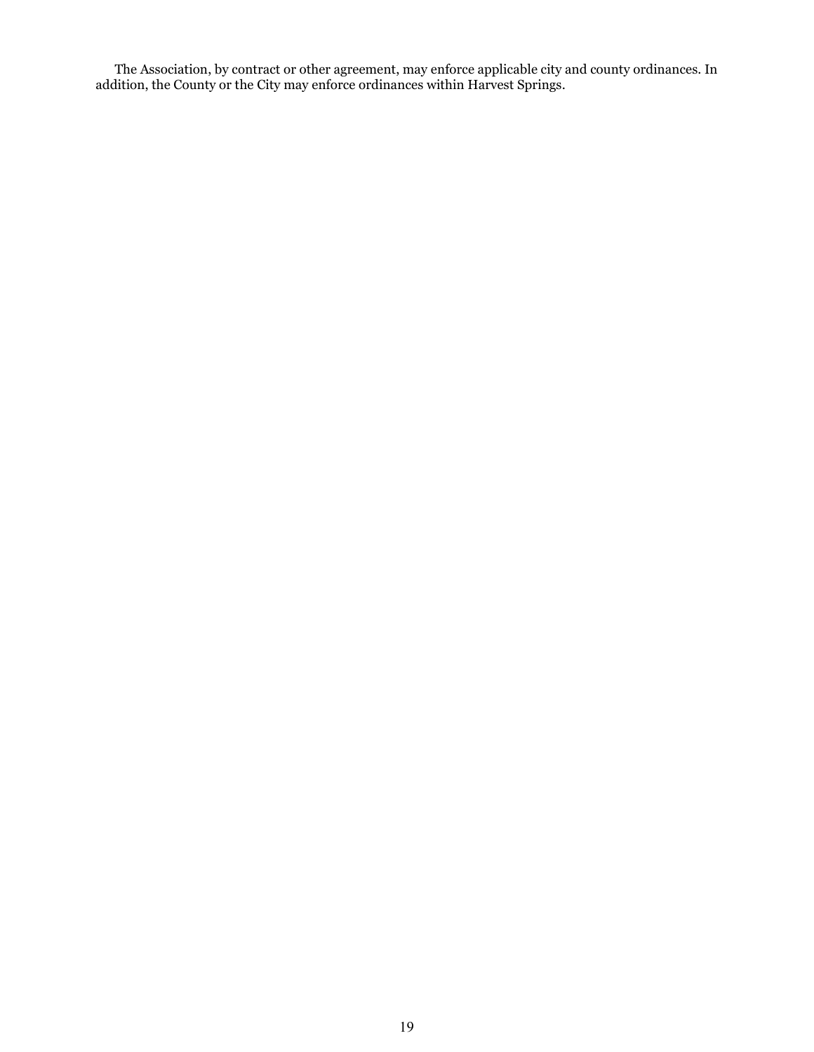The Association, by contract or other agreement, may enforce applicable city and county ordinances. In addition, the County or the City may enforce ordinances within Harvest Springs.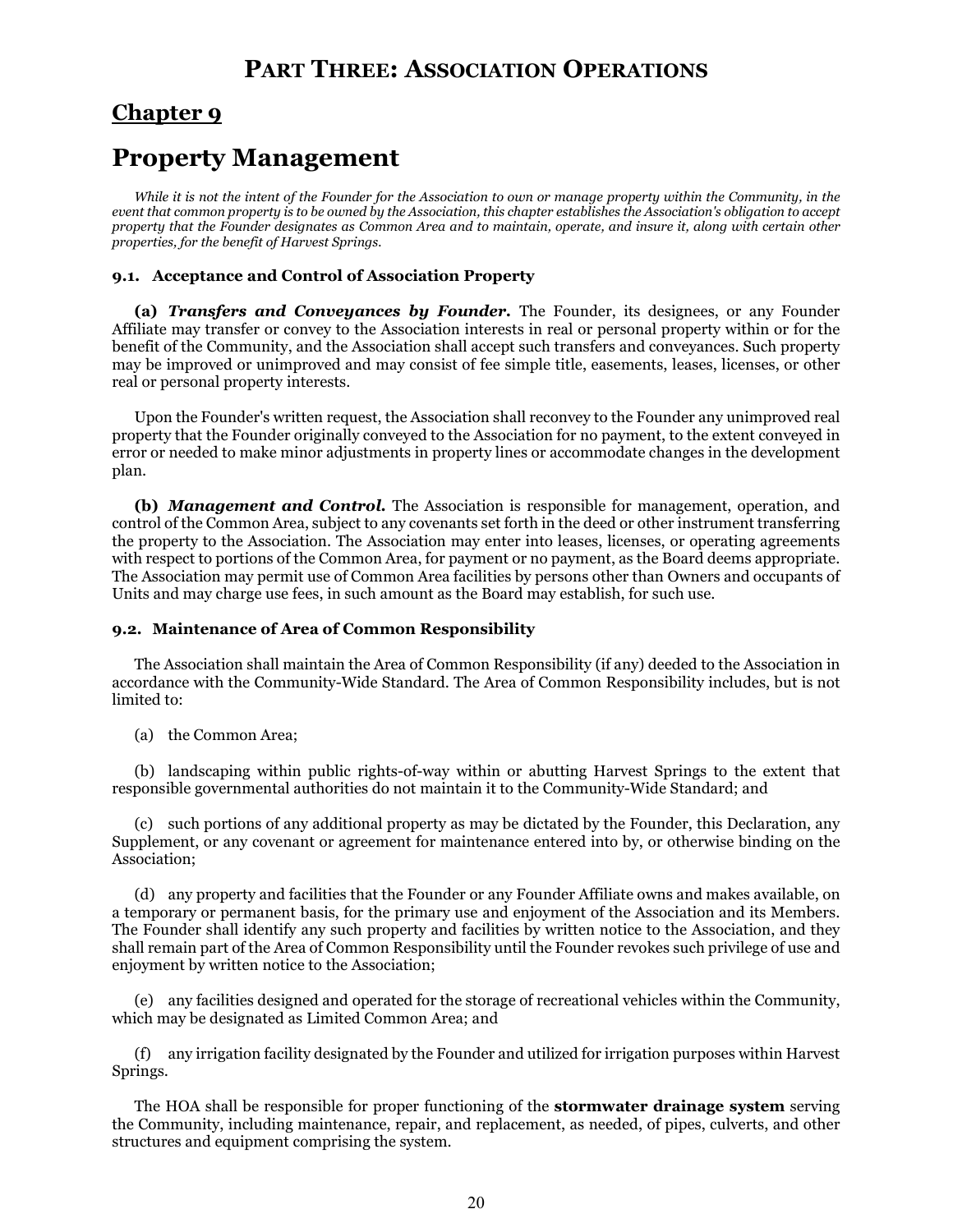# PART THREE: ASSOCIATION OPERATIONS

## Chapter 9

# Property Management

*While it is not the intent of the Founder for the Association to own or manage property within the Community, in the event that common property is to be owned by the Association, this chapter establishes the Association's obligation to accept property that the Founder designates as Common Area and to maintain, operate, and insure it, along with certain other properties, for the benefit of Harvest Springs.*

### 9.1. Acceptance and Control of Association Property

**(a)** ***Transfers and Conveyances by Founder.*** The Founder, its designees, or any Founder Affiliate may transfer or convey to the Association interests in real or personal property within or for the benefit of the Community, and the Association shall accept such transfers and conveyances. Such property may be improved or unimproved and may consist of fee simple title, easements, leases, licenses, or other real or personal property interests.

Upon the Founder's written request, the Association shall reconvey to the Founder any unimproved real property that the Founder originally conveyed to the Association for no payment, to the extent conveyed in error or needed to make minor adjustments in property lines or accommodate changes in the development plan.

**(b)** ***Management and Control.*** The Association is responsible for management, operation, and control of the Common Area, subject to any covenants set forth in the deed or other instrument transferring the property to the Association. The Association may enter into leases, licenses, or operating agreements with respect to portions of the Common Area, for payment or no payment, as the Board deems appropriate. The Association may permit use of Common Area facilities by persons other than Owners and occupants of Units and may charge use fees, in such amount as the Board may establish, for such use.

### 9.2. Maintenance of Area of Common Responsibility

The Association shall maintain the Area of Common Responsibility (if any) deeded to the Association in accordance with the Community-Wide Standard. The Area of Common Responsibility includes, but is not limited to:

(a) the Common Area;

(b) landscaping within public rights-of-way within or abutting Harvest Springs to the extent that responsible governmental authorities do not maintain it to the Community-Wide Standard; and

(c) such portions of any additional property as may be dictated by the Founder, this Declaration, any Supplement, or any covenant or agreement for maintenance entered into by, or otherwise binding on the Association;

(d) any property and facilities that the Founder or any Founder Affiliate owns and makes available, on a temporary or permanent basis, for the primary use and enjoyment of the Association and its Members. The Founder shall identify any such property and facilities by written notice to the Association, and they shall remain part of the Area of Common Responsibility until the Founder revokes such privilege of use and enjoyment by written notice to the Association;

(e) any facilities designed and operated for the storage of recreational vehicles within the Community, which may be designated as Limited Common Area; and

(f) any irrigation facility designated by the Founder and utilized for irrigation purposes within Harvest Springs.

The HOA shall be responsible for proper functioning of the **stormwater drainage system** serving the Community, including maintenance, repair, and replacement, as needed, of pipes, culverts, and other structures and equipment comprising the system.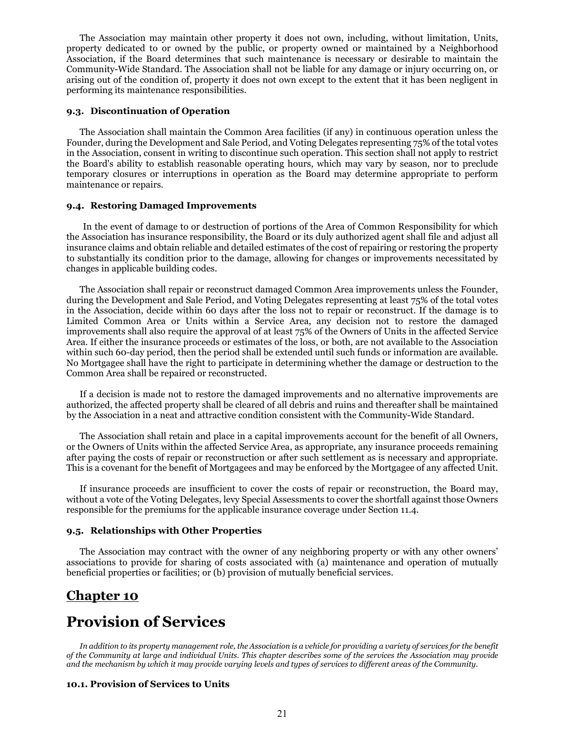The Association may maintain other property it does not own, including, without limitation, Units, property dedicated to or owned by the public, or property owned or maintained by a Neighborhood Association, if the Board determines that such maintenance is necessary or desirable to maintain the Community-Wide Standard. The Association shall not be liable for any damage or injury occurring on, or arising out of the condition of, property it does not own except to the extent that it has been negligent in performing its maintenance responsibilities.

### 9.3. Discontinuation of Operation

The Association shall maintain the Common Area facilities (if any) in continuous operation unless the Founder, during the Development and Sale Period, and Voting Delegates representing 75% of the total votes in the Association, consent in writing to discontinue such operation. This section shall not apply to restrict the Board's ability to establish reasonable operating hours, which may vary by season, nor to preclude temporary closures or interruptions in operation as the Board may determine appropriate to perform maintenance or repairs.

### 9.4. Restoring Damaged Improvements

In the event of damage to or destruction of portions of the Area of Common Responsibility for which the Association has insurance responsibility, the Board or its duly authorized agent shall file and adjust all insurance claims and obtain reliable and detailed estimates of the cost of repairing or restoring the property to substantially its condition prior to the damage, allowing for changes or improvements necessitated by changes in applicable building codes.

The Association shall repair or reconstruct damaged Common Area improvements unless the Founder, during the Development and Sale Period, and Voting Delegates representing at least 75% of the total votes in the Association, decide within 60 days after the loss not to repair or reconstruct. If the damage is to Limited Common Area or Units within a Service Area, any decision not to restore the damaged improvements shall also require the approval of at least 75% of the Owners of Units in the affected Service Area. If either the insurance proceeds or estimates of the loss, or both, are not available to the Association within such 60-day period, then the period shall be extended until such funds or information are available. No Mortgagee shall have the right to participate in determining whether the damage or destruction to the Common Area shall be repaired or reconstructed.

If a decision is made not to restore the damaged improvements and no alternative improvements are authorized, the affected property shall be cleared of all debris and ruins and thereafter shall be maintained by the Association in a neat and attractive condition consistent with the Community-Wide Standard.

The Association shall retain and place in a capital improvements account for the benefit of all Owners, or the Owners of Units within the affected Service Area, as appropriate, any insurance proceeds remaining after paying the costs of repair or reconstruction or after such settlement as is necessary and appropriate. This is a covenant for the benefit of Mortgagees and may be enforced by the Mortgagee of any affected Unit.

If insurance proceeds are insufficient to cover the costs of repair or reconstruction, the Board may, without a vote of the Voting Delegates, levy Special Assessments to cover the shortfall against those Owners responsible for the premiums for the applicable insurance coverage under Section 11.4.

### 9.5. Relationships with Other Properties

The Association may contract with the owner of any neighboring property or with any other owners' associations to provide for sharing of costs associated with (a) maintenance and operation of mutually beneficial properties or facilities; or (b) provision of mutually beneficial services.

## Chapter 10

# Provision of Services

*In addition to its property management role, the Association is a vehicle for providing a variety of services for the benefit of the Community at large and individual Units. This chapter describes some of the services the Association may provide and the mechanism by which it may provide varying levels and types of services to different areas of the Community.*

### 10.1. Provision of Services to Units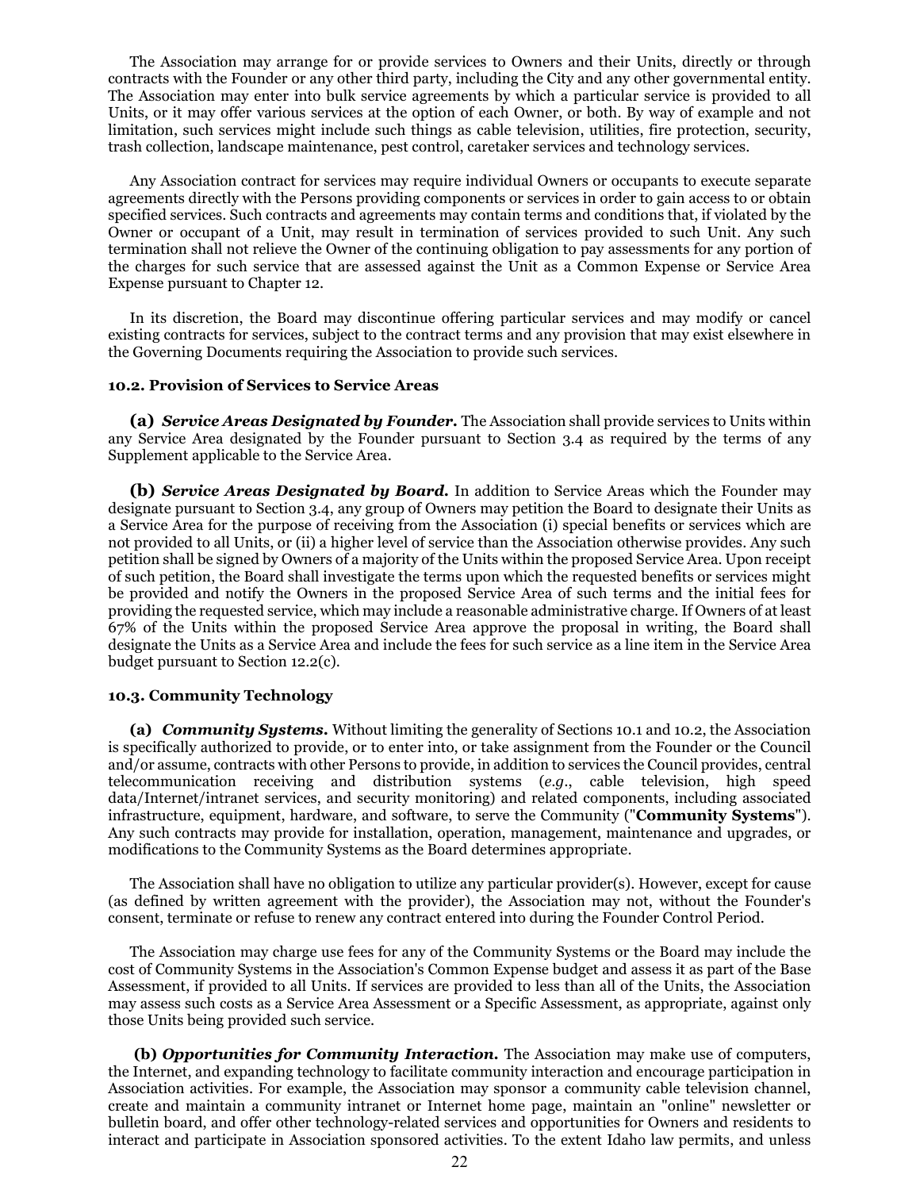The Association may arrange for or provide services to Owners and their Units, directly or through contracts with the Founder or any other third party, including the City and any other governmental entity. The Association may enter into bulk service agreements by which a particular service is provided to all Units, or it may offer various services at the option of each Owner, or both. By way of example and not limitation, such services might include such things as cable television, utilities, fire protection, security, trash collection, landscape maintenance, pest control, caretaker services and technology services.

Any Association contract for services may require individual Owners or occupants to execute separate agreements directly with the Persons providing components or services in order to gain access to or obtain specified services. Such contracts and agreements may contain terms and conditions that, if violated by the Owner or occupant of a Unit, may result in termination of services provided to such Unit. Any such termination shall not relieve the Owner of the continuing obligation to pay assessments for any portion of the charges for such service that are assessed against the Unit as a Common Expense or Service Area Expense pursuant to Chapter 12.

In its discretion, the Board may discontinue offering particular services and may modify or cancel existing contracts for services, subject to the contract terms and any provision that may exist elsewhere in the Governing Documents requiring the Association to provide such services.

### 10.2. Provision of Services to Service Areas

**(a)** ***Service Areas Designated by Founder.*** The Association shall provide services to Units within any Service Area designated by the Founder pursuant to Section 3.4 as required by the terms of any Supplement applicable to the Service Area.

**(b)** ***Service Areas Designated by Board.*** In addition to Service Areas which the Founder may designate pursuant to Section 3.4, any group of Owners may petition the Board to designate their Units as a Service Area for the purpose of receiving from the Association (i) special benefits or services which are not provided to all Units, or (ii) a higher level of service than the Association otherwise provides. Any such petition shall be signed by Owners of a majority of the Units within the proposed Service Area. Upon receipt of such petition, the Board shall investigate the terms upon which the requested benefits or services might be provided and notify the Owners in the proposed Service Area of such terms and the initial fees for providing the requested service, which may include a reasonable administrative charge. If Owners of at least 67% of the Units within the proposed Service Area approve the proposal in writing, the Board shall designate the Units as a Service Area and include the fees for such service as a line item in the Service Area budget pursuant to Section 12.2(c).

### 10.3. Community Technology

**(a)** ***Community Systems.*** Without limiting the generality of Sections 10.1 and 10.2, the Association is specifically authorized to provide, or to enter into, or take assignment from the Founder or the Council and/or assume, contracts with other Persons to provide, in addition to services the Council provides, central telecommunication receiving and distribution systems (*e.g.*, cable television, high speed data/Internet/intranet services, and security monitoring) and related components, including associated infrastructure, equipment, hardware, and software, to serve the Community ("**Community Systems**"). Any such contracts may provide for installation, operation, management, maintenance and upgrades, or modifications to the Community Systems as the Board determines appropriate.

The Association shall have no obligation to utilize any particular provider(s). However, except for cause (as defined by written agreement with the provider), the Association may not, without the Founder's consent, terminate or refuse to renew any contract entered into during the Founder Control Period.

The Association may charge use fees for any of the Community Systems or the Board may include the cost of Community Systems in the Association's Common Expense budget and assess it as part of the Base Assessment, if provided to all Units. If services are provided to less than all of the Units, the Association may assess such costs as a Service Area Assessment or a Specific Assessment, as appropriate, against only those Units being provided such service.

**(b)** ***Opportunities for Community Interaction.*** The Association may make use of computers, the Internet, and expanding technology to facilitate community interaction and encourage participation in Association activities. For example, the Association may sponsor a community cable television channel, create and maintain a community intranet or Internet home page, maintain an "online" newsletter or bulletin board, and offer other technology-related services and opportunities for Owners and residents to interact and participate in Association sponsored activities. To the extent Idaho law permits, and unless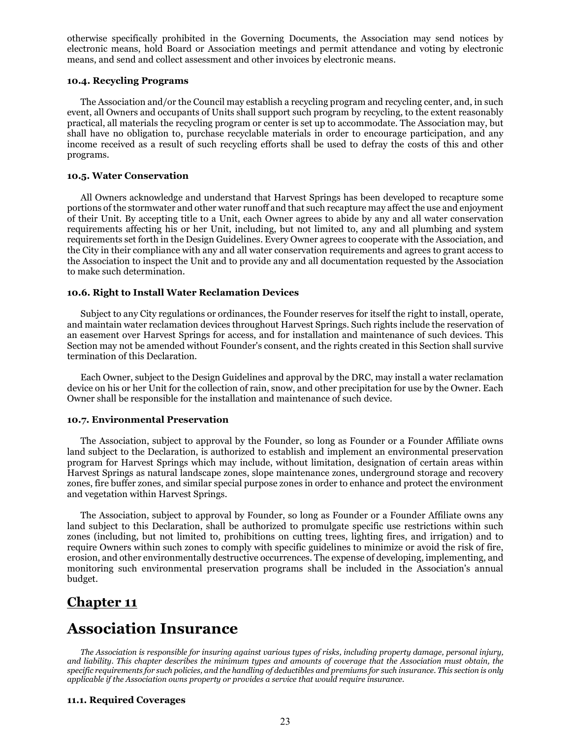otherwise specifically prohibited in the Governing Documents, the Association may send notices by electronic means, hold Board or Association meetings and permit attendance and voting by electronic means, and send and collect assessment and other invoices by electronic means.

### 10.4. Recycling Programs

The Association and/or the Council may establish a recycling program and recycling center, and, in such event, all Owners and occupants of Units shall support such program by recycling, to the extent reasonably practical, all materials the recycling program or center is set up to accommodate. The Association may, but shall have no obligation to, purchase recyclable materials in order to encourage participation, and any income received as a result of such recycling efforts shall be used to defray the costs of this and other programs.

### 10.5. Water Conservation

All Owners acknowledge and understand that Harvest Springs has been developed to recapture some portions of the stormwater and other water runoff and that such recapture may affect the use and enjoyment of their Unit. By accepting title to a Unit, each Owner agrees to abide by any and all water conservation requirements affecting his or her Unit, including, but not limited to, any and all plumbing and system requirements set forth in the Design Guidelines. Every Owner agrees to cooperate with the Association, and the City in their compliance with any and all water conservation requirements and agrees to grant access to the Association to inspect the Unit and to provide any and all documentation requested by the Association to make such determination.

### 10.6. Right to Install Water Reclamation Devices

Subject to any City regulations or ordinances, the Founder reserves for itself the right to install, operate, and maintain water reclamation devices throughout Harvest Springs. Such rights include the reservation of an easement over Harvest Springs for access, and for installation and maintenance of such devices. This Section may not be amended without Founder's consent, and the rights created in this Section shall survive termination of this Declaration.

Each Owner, subject to the Design Guidelines and approval by the DRC, may install a water reclamation device on his or her Unit for the collection of rain, snow, and other precipitation for use by the Owner. Each Owner shall be responsible for the installation and maintenance of such device.

### 10.7. Environmental Preservation

The Association, subject to approval by the Founder, so long as Founder or a Founder Affiliate owns land subject to the Declaration, is authorized to establish and implement an environmental preservation program for Harvest Springs which may include, without limitation, designation of certain areas within Harvest Springs as natural landscape zones, slope maintenance zones, underground storage and recovery zones, fire buffer zones, and similar special purpose zones in order to enhance and protect the environment and vegetation within Harvest Springs.

The Association, subject to approval by Founder, so long as Founder or a Founder Affiliate owns any land subject to this Declaration, shall be authorized to promulgate specific use restrictions within such zones (including, but not limited to, prohibitions on cutting trees, lighting fires, and irrigation) and to require Owners within such zones to comply with specific guidelines to minimize or avoid the risk of fire, erosion, and other environmentally destructive occurrences. The expense of developing, implementing, and monitoring such environmental preservation programs shall be included in the Association's annual budget.

## Chapter 11

# Association Insurance

*The Association is responsible for insuring against various types of risks, including property damage, personal injury, and liability. This chapter describes the minimum types and amounts of coverage that the Association must obtain, the specific requirements for such policies, and the handling of deductibles and premiums for such insurance. This section is only applicable if the Association owns property or provides a service that would require insurance.*

### 11.1. Required Coverages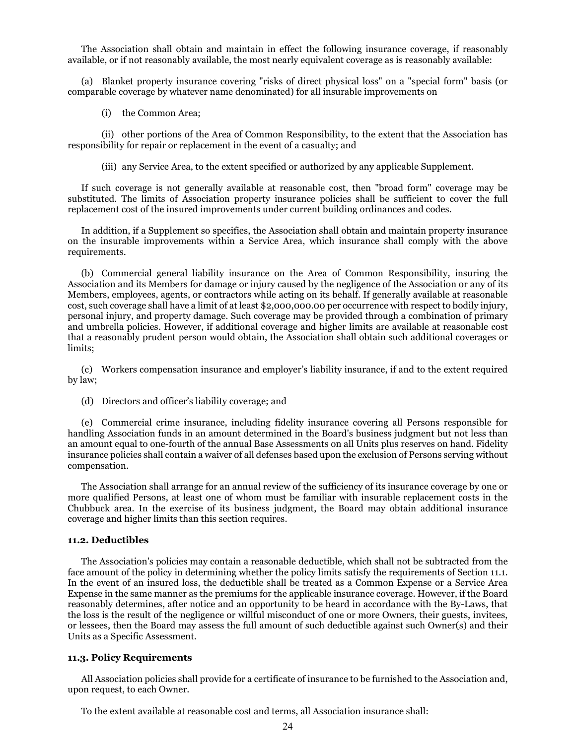The Association shall obtain and maintain in effect the following insurance coverage, if reasonably available, or if not reasonably available, the most nearly equivalent coverage as is reasonably available:

(a) Blanket property insurance covering "risks of direct physical loss" on a "special form" basis (or comparable coverage by whatever name denominated) for all insurable improvements on

(i) the Common Area;

(ii) other portions of the Area of Common Responsibility, to the extent that the Association has responsibility for repair or replacement in the event of a casualty; and

(iii) any Service Area, to the extent specified or authorized by any applicable Supplement.

If such coverage is not generally available at reasonable cost, then "broad form" coverage may be substituted. The limits of Association property insurance policies shall be sufficient to cover the full replacement cost of the insured improvements under current building ordinances and codes.

In addition, if a Supplement so specifies, the Association shall obtain and maintain property insurance on the insurable improvements within a Service Area, which insurance shall comply with the above requirements.

(b) Commercial general liability insurance on the Area of Common Responsibility, insuring the Association and its Members for damage or injury caused by the negligence of the Association or any of its Members, employees, agents, or contractors while acting on its behalf. If generally available at reasonable cost, such coverage shall have a limit of at least $2,000,000.00 per occurrence with respect to bodily injury, personal injury, and property damage. Such coverage may be provided through a combination of primary and umbrella policies. However, if additional coverage and higher limits are available at reasonable cost that a reasonably prudent person would obtain, the Association shall obtain such additional coverages or limits;

(c) Workers compensation insurance and employer's liability insurance, if and to the extent required by law;

(d) Directors and officer's liability coverage; and

(e) Commercial crime insurance, including fidelity insurance covering all Persons responsible for handling Association funds in an amount determined in the Board's business judgment but not less than an amount equal to one-fourth of the annual Base Assessments on all Units plus reserves on hand. Fidelity insurance policies shall contain a waiver of all defenses based upon the exclusion of Persons serving without compensation.

The Association shall arrange for an annual review of the sufficiency of its insurance coverage by one or more qualified Persons, at least one of whom must be familiar with insurable replacement costs in the Chubbuck area. In the exercise of its business judgment, the Board may obtain additional insurance coverage and higher limits than this section requires.

### 11.2. Deductibles

The Association's policies may contain a reasonable deductible, which shall not be subtracted from the face amount of the policy in determining whether the policy limits satisfy the requirements of Section 11.1. In the event of an insured loss, the deductible shall be treated as a Common Expense or a Service Area Expense in the same manner as the premiums for the applicable insurance coverage. However, if the Board reasonably determines, after notice and an opportunity to be heard in accordance with the By-Laws, that the loss is the result of the negligence or willful misconduct of one or more Owners, their guests, invitees, or lessees, then the Board may assess the full amount of such deductible against such Owner(s) and their Units as a Specific Assessment.

### 11.3. Policy Requirements

All Association policies shall provide for a certificate of insurance to be furnished to the Association and, upon request, to each Owner.

To the extent available at reasonable cost and terms, all Association insurance shall: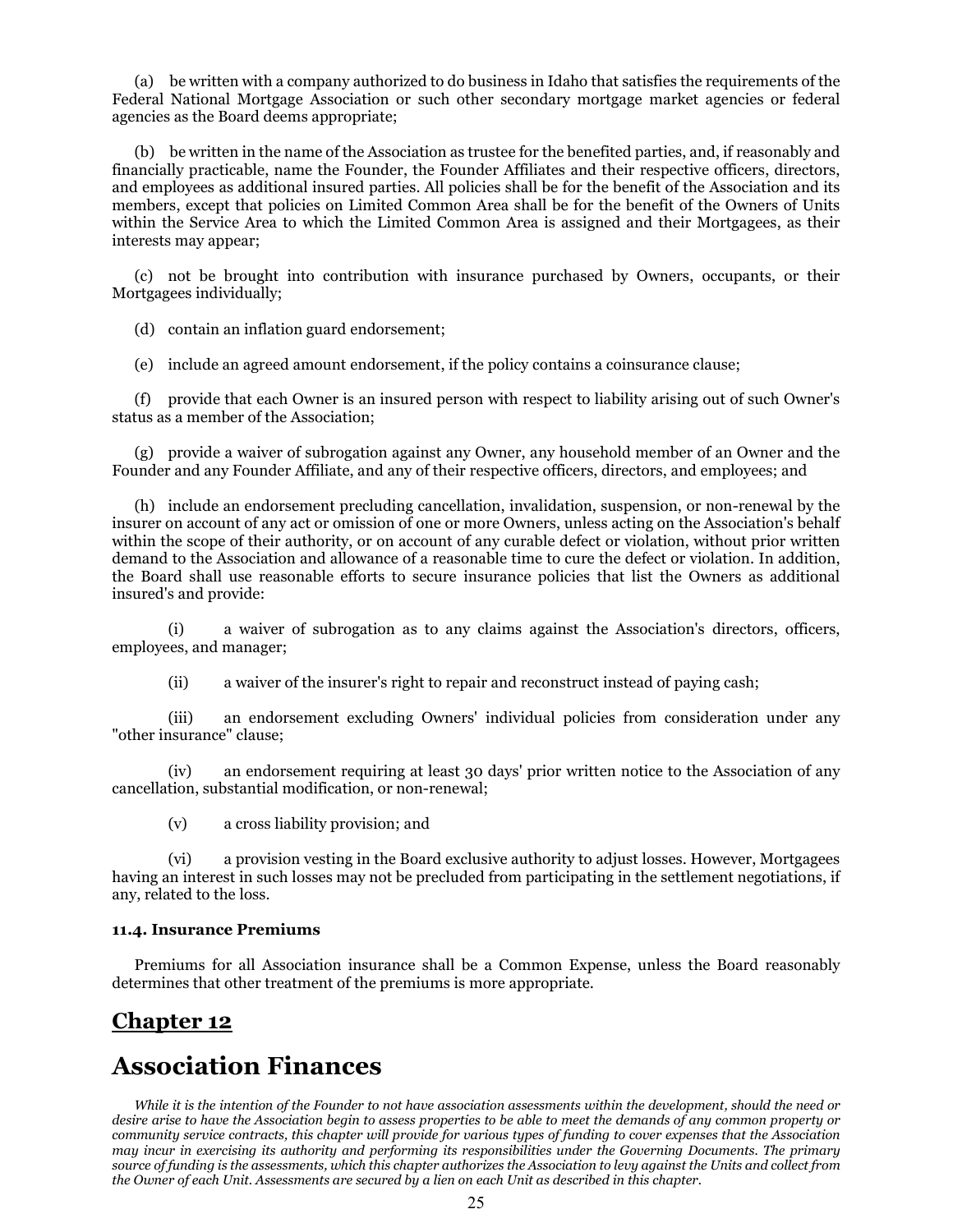(a) be written with a company authorized to do business in Idaho that satisfies the requirements of the Federal National Mortgage Association or such other secondary mortgage market agencies or federal agencies as the Board deems appropriate;

(b) be written in the name of the Association as trustee for the benefited parties, and, if reasonably and financially practicable, name the Founder, the Founder Affiliates and their respective officers, directors, and employees as additional insured parties. All policies shall be for the benefit of the Association and its members, except that policies on Limited Common Area shall be for the benefit of the Owners of Units within the Service Area to which the Limited Common Area is assigned and their Mortgagees, as their interests may appear;

(c) not be brought into contribution with insurance purchased by Owners, occupants, or their Mortgagees individually;

(d) contain an inflation guard endorsement;

(e) include an agreed amount endorsement, if the policy contains a coinsurance clause;

(f) provide that each Owner is an insured person with respect to liability arising out of such Owner's status as a member of the Association;

(g) provide a waiver of subrogation against any Owner, any household member of an Owner and the Founder and any Founder Affiliate, and any of their respective officers, directors, and employees; and

(h) include an endorsement precluding cancellation, invalidation, suspension, or non-renewal by the insurer on account of any act or omission of one or more Owners, unless acting on the Association's behalf within the scope of their authority, or on account of any curable defect or violation, without prior written demand to the Association and allowance of a reasonable time to cure the defect or violation. In addition, the Board shall use reasonable efforts to secure insurance policies that list the Owners as additional insured's and provide:

(i) a waiver of subrogation as to any claims against the Association's directors, officers, employees, and manager;

(ii) a waiver of the insurer's right to repair and reconstruct instead of paying cash;

(iii) an endorsement excluding Owners' individual policies from consideration under any "other insurance" clause;

(iv) an endorsement requiring at least 30 days' prior written notice to the Association of any cancellation, substantial modification, or non-renewal;

(v) a cross liability provision; and

(vi) a provision vesting in the Board exclusive authority to adjust losses. However, Mortgagees having an interest in such losses may not be precluded from participating in the settlement negotiations, if any, related to the loss.

**11.4. Insurance Premiums**

Premiums for all Association insurance shall be a Common Expense, unless the Board reasonably determines that other treatment of the premiums is more appropriate.

## Chapter 12

# Association Finances

*While it is the intention of the Founder to not have association assessments within the development, should the need or desire arise to have the Association begin to assess properties to be able to meet the demands of any common property or community service contracts, this chapter will provide for various types of funding to cover expenses that the Association may incur in exercising its authority and performing its responsibilities under the Governing Documents. The primary source of funding is the assessments, which this chapter authorizes the Association to levy against the Units and collect from the Owner of each Unit. Assessments are secured by a lien on each Unit as described in this chapter.*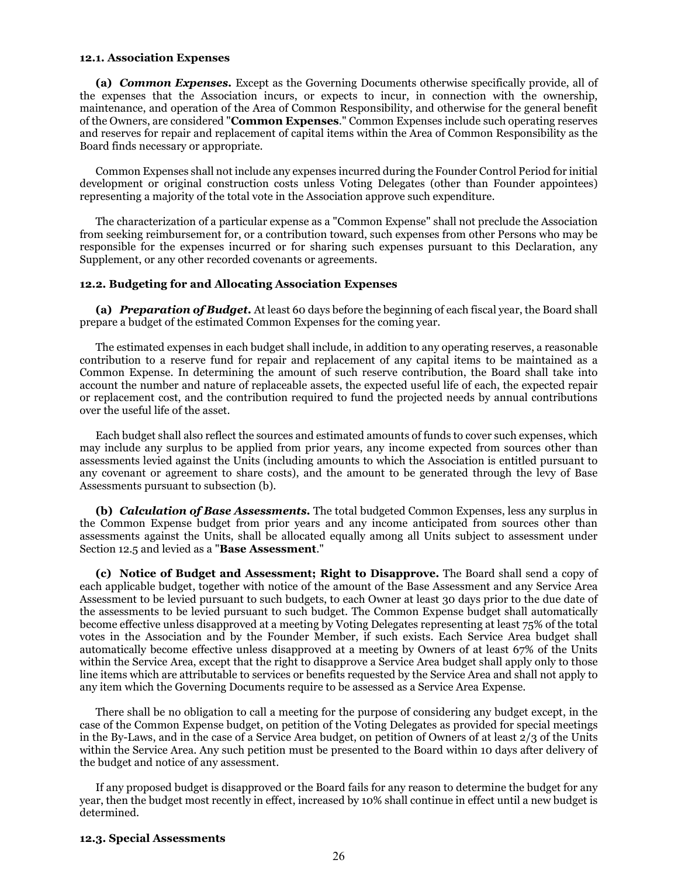### 12.1. Association Expenses

**(a)** ***Common Expenses.*** Except as the Governing Documents otherwise specifically provide, all of the expenses that the Association incurs, or expects to incur, in connection with the ownership, maintenance, and operation of the Area of Common Responsibility, and otherwise for the general benefit of the Owners, are considered "**Common Expenses**." Common Expenses include such operating reserves and reserves for repair and replacement of capital items within the Area of Common Responsibility as the Board finds necessary or appropriate.

Common Expenses shall not include any expenses incurred during the Founder Control Period for initial development or original construction costs unless Voting Delegates (other than Founder appointees) representing a majority of the total vote in the Association approve such expenditure.

The characterization of a particular expense as a "Common Expense" shall not preclude the Association from seeking reimbursement for, or a contribution toward, such expenses from other Persons who may be responsible for the expenses incurred or for sharing such expenses pursuant to this Declaration, any Supplement, or any other recorded covenants or agreements.

### 12.2. Budgeting for and Allocating Association Expenses

**(a)** ***Preparation of Budget.*** At least 60 days before the beginning of each fiscal year, the Board shall prepare a budget of the estimated Common Expenses for the coming year.

The estimated expenses in each budget shall include, in addition to any operating reserves, a reasonable contribution to a reserve fund for repair and replacement of any capital items to be maintained as a Common Expense. In determining the amount of such reserve contribution, the Board shall take into account the number and nature of replaceable assets, the expected useful life of each, the expected repair or replacement cost, and the contribution required to fund the projected needs by annual contributions over the useful life of the asset.

Each budget shall also reflect the sources and estimated amounts of funds to cover such expenses, which may include any surplus to be applied from prior years, any income expected from sources other than assessments levied against the Units (including amounts to which the Association is entitled pursuant to any covenant or agreement to share costs), and the amount to be generated through the levy of Base Assessments pursuant to subsection (b).

**(b)** ***Calculation of Base Assessments.*** The total budgeted Common Expenses, less any surplus in the Common Expense budget from prior years and any income anticipated from sources other than assessments against the Units, shall be allocated equally among all Units subject to assessment under Section 12.5 and levied as a "**Base Assessment**."

**(c) Notice of Budget and Assessment; Right to Disapprove.** The Board shall send a copy of each applicable budget, together with notice of the amount of the Base Assessment and any Service Area Assessment to be levied pursuant to such budgets, to each Owner at least 30 days prior to the due date of the assessments to be levied pursuant to such budget. The Common Expense budget shall automatically become effective unless disapproved at a meeting by Voting Delegates representing at least 75% of the total votes in the Association and by the Founder Member, if such exists. Each Service Area budget shall automatically become effective unless disapproved at a meeting by Owners of at least 67% of the Units within the Service Area, except that the right to disapprove a Service Area budget shall apply only to those line items which are attributable to services or benefits requested by the Service Area and shall not apply to any item which the Governing Documents require to be assessed as a Service Area Expense.

There shall be no obligation to call a meeting for the purpose of considering any budget except, in the case of the Common Expense budget, on petition of the Voting Delegates as provided for special meetings in the By-Laws, and in the case of a Service Area budget, on petition of Owners of at least 2/3 of the Units within the Service Area. Any such petition must be presented to the Board within 10 days after delivery of the budget and notice of any assessment.

If any proposed budget is disapproved or the Board fails for any reason to determine the budget for any year, then the budget most recently in effect, increased by 10% shall continue in effect until a new budget is determined.

### 12.3. Special Assessments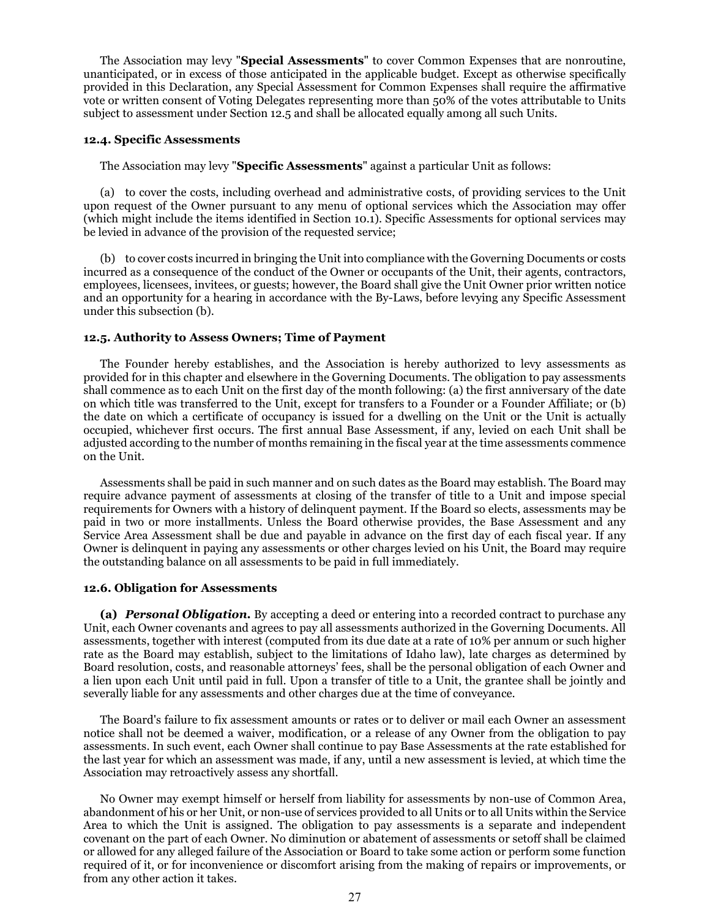The Association may levy "**Special Assessments**" to cover Common Expenses that are nonroutine, unanticipated, or in excess of those anticipated in the applicable budget. Except as otherwise specifically provided in this Declaration, any Special Assessment for Common Expenses shall require the affirmative vote or written consent of Voting Delegates representing more than 50% of the votes attributable to Units subject to assessment under Section 12.5 and shall be allocated equally among all such Units.

### 12.4. Specific Assessments

The Association may levy "**Specific Assessments**" against a particular Unit as follows:

(a) to cover the costs, including overhead and administrative costs, of providing services to the Unit upon request of the Owner pursuant to any menu of optional services which the Association may offer (which might include the items identified in Section 10.1). Specific Assessments for optional services may be levied in advance of the provision of the requested service;

(b) to cover costs incurred in bringing the Unit into compliance with the Governing Documents or costs incurred as a consequence of the conduct of the Owner or occupants of the Unit, their agents, contractors, employees, licensees, invitees, or guests; however, the Board shall give the Unit Owner prior written notice and an opportunity for a hearing in accordance with the By-Laws, before levying any Specific Assessment under this subsection (b).

### 12.5. Authority to Assess Owners; Time of Payment

The Founder hereby establishes, and the Association is hereby authorized to levy assessments as provided for in this chapter and elsewhere in the Governing Documents. The obligation to pay assessments shall commence as to each Unit on the first day of the month following: (a) the first anniversary of the date on which title was transferred to the Unit, except for transfers to a Founder or a Founder Affiliate; or (b) the date on which a certificate of occupancy is issued for a dwelling on the Unit or the Unit is actually occupied, whichever first occurs. The first annual Base Assessment, if any, levied on each Unit shall be adjusted according to the number of months remaining in the fiscal year at the time assessments commence on the Unit.

Assessments shall be paid in such manner and on such dates as the Board may establish. The Board may require advance payment of assessments at closing of the transfer of title to a Unit and impose special requirements for Owners with a history of delinquent payment. If the Board so elects, assessments may be paid in two or more installments. Unless the Board otherwise provides, the Base Assessment and any Service Area Assessment shall be due and payable in advance on the first day of each fiscal year. If any Owner is delinquent in paying any assessments or other charges levied on his Unit, the Board may require the outstanding balance on all assessments to be paid in full immediately.

### 12.6. Obligation for Assessments

**(a)** ***Personal Obligation.*** By accepting a deed or entering into a recorded contract to purchase any Unit, each Owner covenants and agrees to pay all assessments authorized in the Governing Documents. All assessments, together with interest (computed from its due date at a rate of 10% per annum or such higher rate as the Board may establish, subject to the limitations of Idaho law), late charges as determined by Board resolution, costs, and reasonable attorneys' fees, shall be the personal obligation of each Owner and a lien upon each Unit until paid in full. Upon a transfer of title to a Unit, the grantee shall be jointly and severally liable for any assessments and other charges due at the time of conveyance.

The Board's failure to fix assessment amounts or rates or to deliver or mail each Owner an assessment notice shall not be deemed a waiver, modification, or a release of any Owner from the obligation to pay assessments. In such event, each Owner shall continue to pay Base Assessments at the rate established for the last year for which an assessment was made, if any, until a new assessment is levied, at which time the Association may retroactively assess any shortfall.

No Owner may exempt himself or herself from liability for assessments by non-use of Common Area, abandonment of his or her Unit, or non-use of services provided to all Units or to all Units within the Service Area to which the Unit is assigned. The obligation to pay assessments is a separate and independent covenant on the part of each Owner. No diminution or abatement of assessments or setoff shall be claimed or allowed for any alleged failure of the Association or Board to take some action or perform some function required of it, or for inconvenience or discomfort arising from the making of repairs or improvements, or from any other action it takes.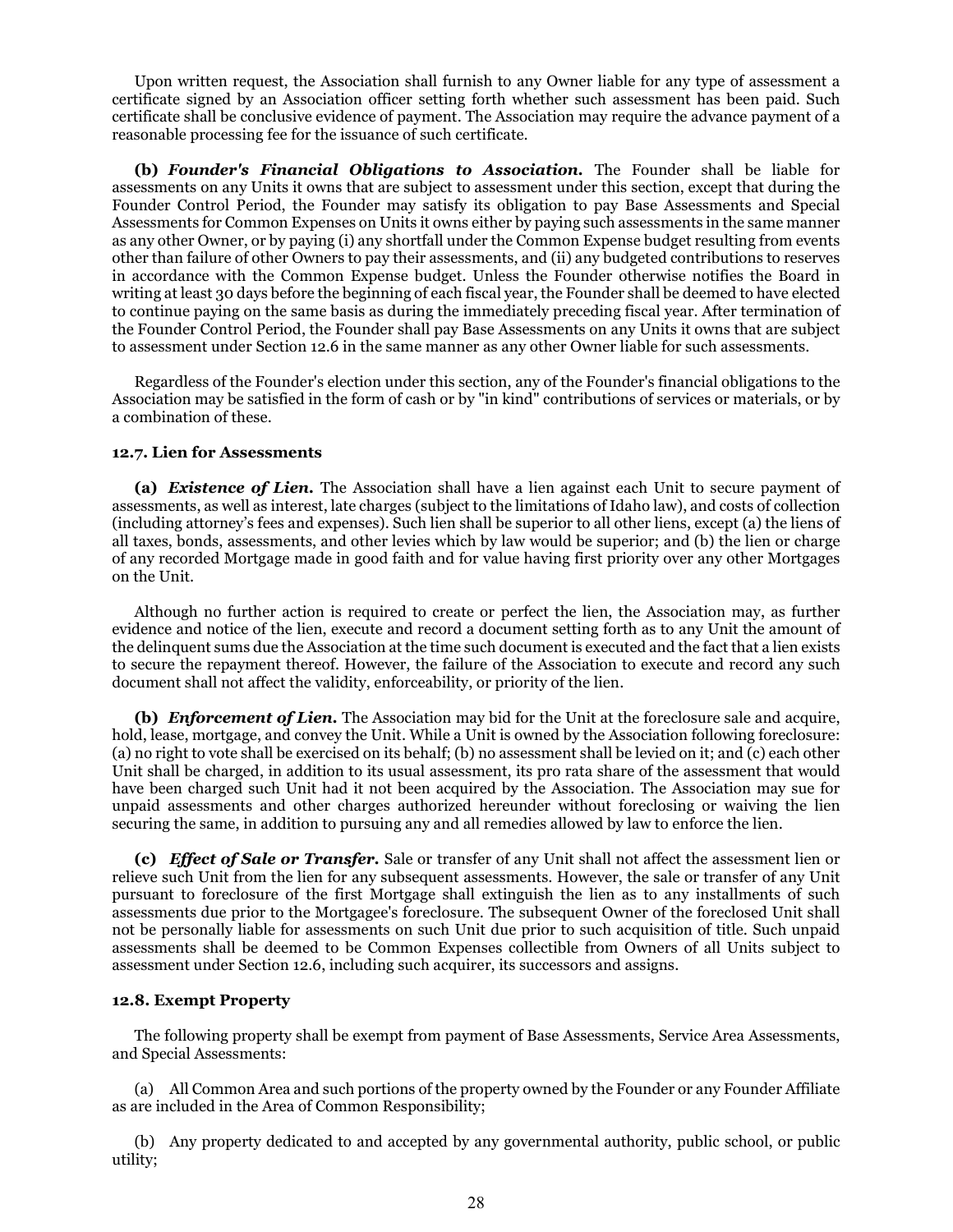Upon written request, the Association shall furnish to any Owner liable for any type of assessment a certificate signed by an Association officer setting forth whether such assessment has been paid. Such certificate shall be conclusive evidence of payment. The Association may require the advance payment of a reasonable processing fee for the issuance of such certificate.

**(b)** ***Founder's Financial Obligations to Association.*** The Founder shall be liable for assessments on any Units it owns that are subject to assessment under this section, except that during the Founder Control Period, the Founder may satisfy its obligation to pay Base Assessments and Special Assessments for Common Expenses on Units it owns either by paying such assessments in the same manner as any other Owner, or by paying (i) any shortfall under the Common Expense budget resulting from events other than failure of other Owners to pay their assessments, and (ii) any budgeted contributions to reserves in accordance with the Common Expense budget. Unless the Founder otherwise notifies the Board in writing at least 30 days before the beginning of each fiscal year, the Founder shall be deemed to have elected to continue paying on the same basis as during the immediately preceding fiscal year. After termination of the Founder Control Period, the Founder shall pay Base Assessments on any Units it owns that are subject to assessment under Section 12.6 in the same manner as any other Owner liable for such assessments.

Regardless of the Founder's election under this section, any of the Founder's financial obligations to the Association may be satisfied in the form of cash or by "in kind" contributions of services or materials, or by a combination of these.

**12.7. Lien for Assessments**

**(a)** ***Existence of Lien.*** The Association shall have a lien against each Unit to secure payment of assessments, as well as interest, late charges (subject to the limitations of Idaho law), and costs of collection (including attorney's fees and expenses). Such lien shall be superior to all other liens, except (a) the liens of all taxes, bonds, assessments, and other levies which by law would be superior; and (b) the lien or charge of any recorded Mortgage made in good faith and for value having first priority over any other Mortgages on the Unit.

Although no further action is required to create or perfect the lien, the Association may, as further evidence and notice of the lien, execute and record a document setting forth as to any Unit the amount of the delinquent sums due the Association at the time such document is executed and the fact that a lien exists to secure the repayment thereof. However, the failure of the Association to execute and record any such document shall not affect the validity, enforceability, or priority of the lien.

**(b)** ***Enforcement of Lien.*** The Association may bid for the Unit at the foreclosure sale and acquire, hold, lease, mortgage, and convey the Unit. While a Unit is owned by the Association following foreclosure: (a) no right to vote shall be exercised on its behalf; (b) no assessment shall be levied on it; and (c) each other Unit shall be charged, in addition to its usual assessment, its pro rata share of the assessment that would have been charged such Unit had it not been acquired by the Association. The Association may sue for unpaid assessments and other charges authorized hereunder without foreclosing or waiving the lien securing the same, in addition to pursuing any and all remedies allowed by law to enforce the lien.

**(c)** ***Effect of Sale or Transfer.*** Sale or transfer of any Unit shall not affect the assessment lien or relieve such Unit from the lien for any subsequent assessments. However, the sale or transfer of any Unit pursuant to foreclosure of the first Mortgage shall extinguish the lien as to any installments of such assessments due prior to the Mortgagee's foreclosure. The subsequent Owner of the foreclosed Unit shall not be personally liable for assessments on such Unit due prior to such acquisition of title. Such unpaid assessments shall be deemed to be Common Expenses collectible from Owners of all Units subject to assessment under Section 12.6, including such acquirer, its successors and assigns.

**12.8. Exempt Property**

The following property shall be exempt from payment of Base Assessments, Service Area Assessments, and Special Assessments:

(a) All Common Area and such portions of the property owned by the Founder or any Founder Affiliate as are included in the Area of Common Responsibility;

(b) Any property dedicated to and accepted by any governmental authority, public school, or public utility;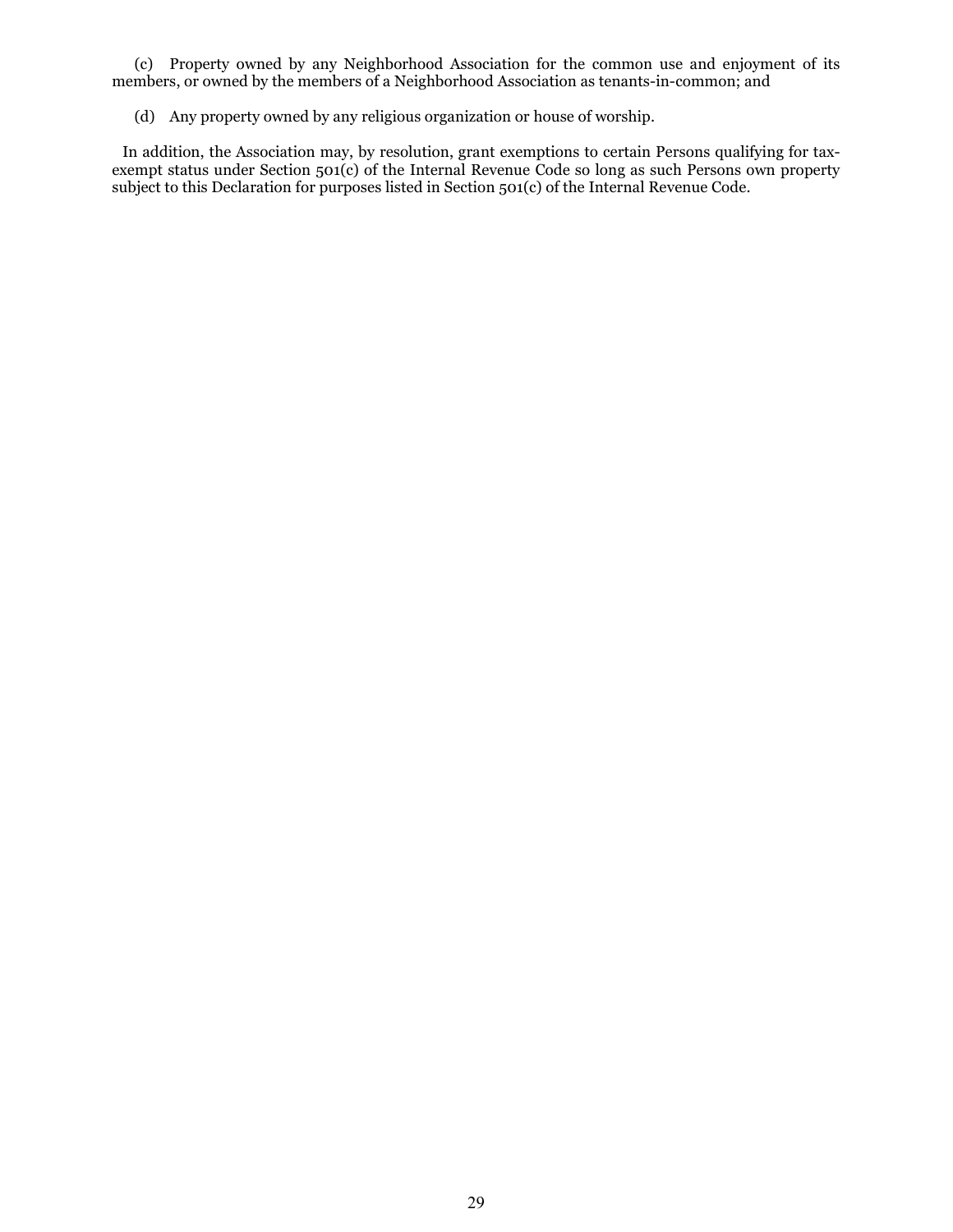(c) Property owned by any Neighborhood Association for the common use and enjoyment of its members, or owned by the members of a Neighborhood Association as tenants-in-common; and

(d) Any property owned by any religious organization or house of worship.

In addition, the Association may, by resolution, grant exemptions to certain Persons qualifying for tax-exempt status under Section 501(c) of the Internal Revenue Code so long as such Persons own property subject to this Declaration for purposes listed in Section 501(c) of the Internal Revenue Code.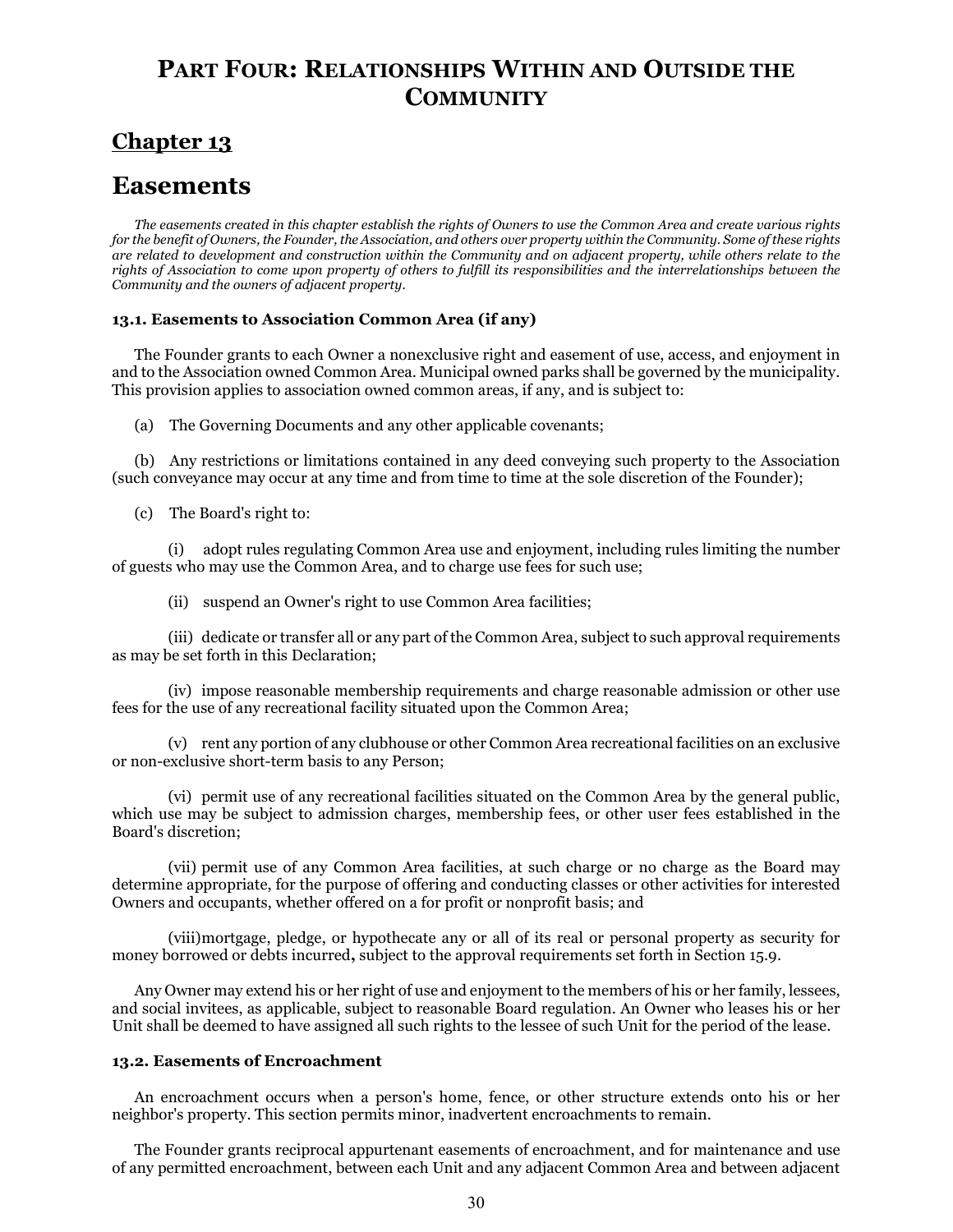# Part Four: Relationships Within and Outside the Community

## Chapter 13

## Easements

*The easements created in this chapter establish the rights of Owners to use the Common Area and create various rights for the benefit of Owners, the Founder, the Association, and others over property within the Community. Some of these rights are related to development and construction within the Community and on adjacent property, while others relate to the rights of Association to come upon property of others to fulfill its responsibilities and the interrelationships between the Community and the owners of adjacent property.*

### 13.1. Easements to Association Common Area (if any)

The Founder grants to each Owner a nonexclusive right and easement of use, access, and enjoyment in and to the Association owned Common Area. Municipal owned parks shall be governed by the municipality. This provision applies to association owned common areas, if any, and is subject to:

(a) The Governing Documents and any other applicable covenants;

(b) Any restrictions or limitations contained in any deed conveying such property to the Association (such conveyance may occur at any time and from time to time at the sole discretion of the Founder);

(c) The Board's right to:

(i) adopt rules regulating Common Area use and enjoyment, including rules limiting the number of guests who may use the Common Area, and to charge use fees for such use;

(ii) suspend an Owner's right to use Common Area facilities;

(iii) dedicate or transfer all or any part of the Common Area, subject to such approval requirements as may be set forth in this Declaration;

(iv) impose reasonable membership requirements and charge reasonable admission or other use fees for the use of any recreational facility situated upon the Common Area;

(v) rent any portion of any clubhouse or other Common Area recreational facilities on an exclusive or non-exclusive short-term basis to any Person;

(vi) permit use of any recreational facilities situated on the Common Area by the general public, which use may be subject to admission charges, membership fees, or other user fees established in the Board's discretion;

(vii) permit use of any Common Area facilities, at such charge or no charge as the Board may determine appropriate, for the purpose of offering and conducting classes or other activities for interested Owners and occupants, whether offered on a for profit or nonprofit basis; and

(viii) mortgage, pledge, or hypothecate any or all of its real or personal property as security for money borrowed or debts incurred**,** subject to the approval requirements set forth in Section 15.9.

Any Owner may extend his or her right of use and enjoyment to the members of his or her family, lessees, and social invitees, as applicable, subject to reasonable Board regulation. An Owner who leases his or her Unit shall be deemed to have assigned all such rights to the lessee of such Unit for the period of the lease.

### 13.2. Easements of Encroachment

An encroachment occurs when a person's home, fence, or other structure extends onto his or her neighbor's property. This section permits minor, inadvertent encroachments to remain.

The Founder grants reciprocal appurtenant easements of encroachment, and for maintenance and use of any permitted encroachment, between each Unit and any adjacent Common Area and between adjacent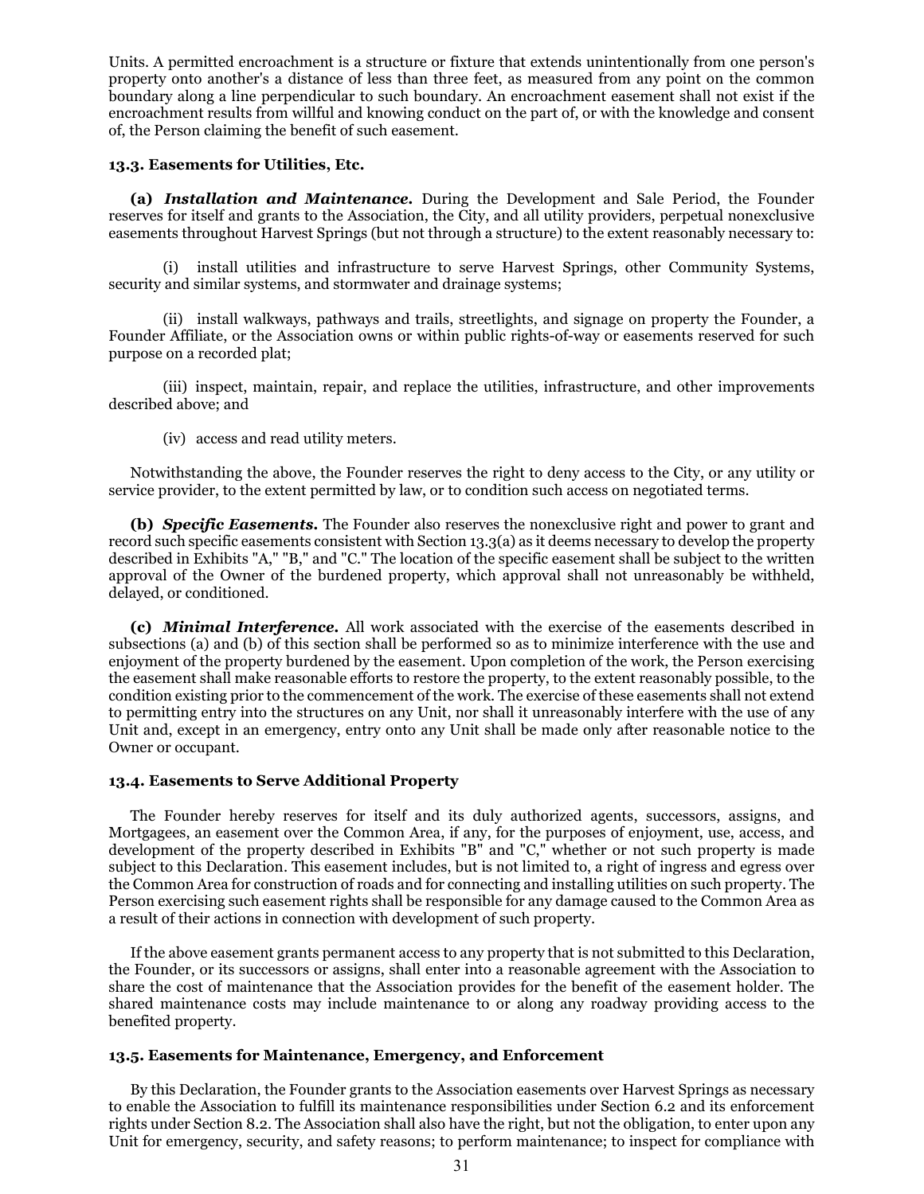Units. A permitted encroachment is a structure or fixture that extends unintentionally from one person's property onto another's a distance of less than three feet, as measured from any point on the common boundary along a line perpendicular to such boundary. An encroachment easement shall not exist if the encroachment results from willful and knowing conduct on the part of, or with the knowledge and consent of, the Person claiming the benefit of such easement.

### 13.3. Easements for Utilities, Etc.

**(a)** ***Installation and Maintenance.*** During the Development and Sale Period, the Founder reserves for itself and grants to the Association, the City, and all utility providers, perpetual nonexclusive easements throughout Harvest Springs (but not through a structure) to the extent reasonably necessary to:

(i) install utilities and infrastructure to serve Harvest Springs, other Community Systems, security and similar systems, and stormwater and drainage systems;

(ii) install walkways, pathways and trails, streetlights, and signage on property the Founder, a Founder Affiliate, or the Association owns or within public rights-of-way or easements reserved for such purpose on a recorded plat;

(iii) inspect, maintain, repair, and replace the utilities, infrastructure, and other improvements described above; and

(iv) access and read utility meters.

Notwithstanding the above, the Founder reserves the right to deny access to the City, or any utility or service provider, to the extent permitted by law, or to condition such access on negotiated terms.

**(b)** ***Specific Easements.*** The Founder also reserves the nonexclusive right and power to grant and record such specific easements consistent with Section 13.3(a) as it deems necessary to develop the property described in Exhibits "A," "B," and "C." The location of the specific easement shall be subject to the written approval of the Owner of the burdened property, which approval shall not unreasonably be withheld, delayed, or conditioned.

**(c)** ***Minimal Interference.*** All work associated with the exercise of the easements described in subsections (a) and (b) of this section shall be performed so as to minimize interference with the use and enjoyment of the property burdened by the easement. Upon completion of the work, the Person exercising the easement shall make reasonable efforts to restore the property, to the extent reasonably possible, to the condition existing prior to the commencement of the work. The exercise of these easements shall not extend to permitting entry into the structures on any Unit, nor shall it unreasonably interfere with the use of any Unit and, except in an emergency, entry onto any Unit shall be made only after reasonable notice to the Owner or occupant.

### 13.4. Easements to Serve Additional Property

The Founder hereby reserves for itself and its duly authorized agents, successors, assigns, and Mortgagees, an easement over the Common Area, if any, for the purposes of enjoyment, use, access, and development of the property described in Exhibits "B" and "C," whether or not such property is made subject to this Declaration. This easement includes, but is not limited to, a right of ingress and egress over the Common Area for construction of roads and for connecting and installing utilities on such property. The Person exercising such easement rights shall be responsible for any damage caused to the Common Area as a result of their actions in connection with development of such property.

If the above easement grants permanent access to any property that is not submitted to this Declaration, the Founder, or its successors or assigns, shall enter into a reasonable agreement with the Association to share the cost of maintenance that the Association provides for the benefit of the easement holder. The shared maintenance costs may include maintenance to or along any roadway providing access to the benefited property.

### 13.5. Easements for Maintenance, Emergency, and Enforcement

By this Declaration, the Founder grants to the Association easements over Harvest Springs as necessary to enable the Association to fulfill its maintenance responsibilities under Section 6.2 and its enforcement rights under Section 8.2. The Association shall also have the right, but not the obligation, to enter upon any Unit for emergency, security, and safety reasons; to perform maintenance; to inspect for compliance with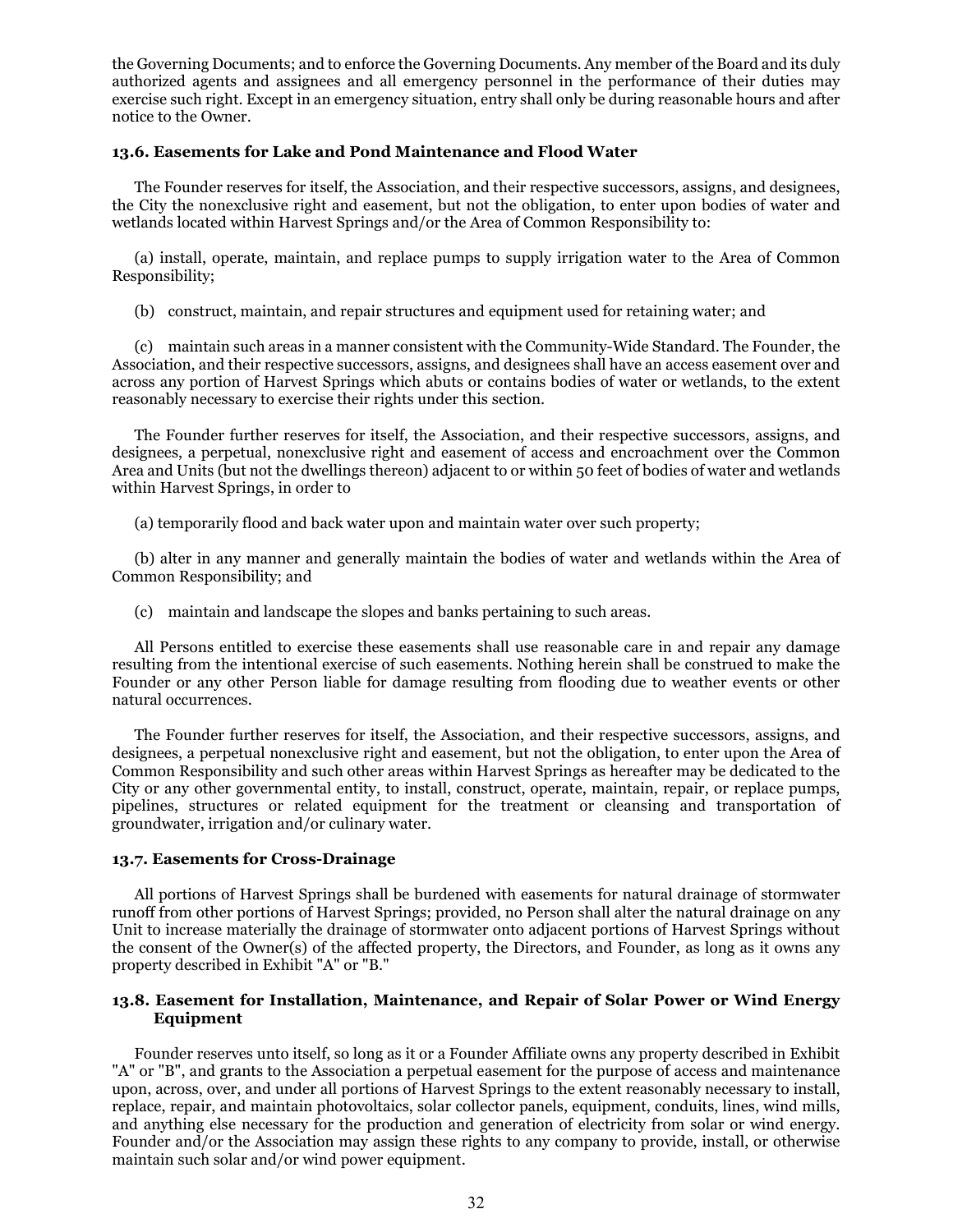the Governing Documents; and to enforce the Governing Documents. Any member of the Board and its duly authorized agents and assignees and all emergency personnel in the performance of their duties may exercise such right. Except in an emergency situation, entry shall only be during reasonable hours and after notice to the Owner.

### 13.6. Easements for Lake and Pond Maintenance and Flood Water

The Founder reserves for itself, the Association, and their respective successors, assigns, and designees, the City the nonexclusive right and easement, but not the obligation, to enter upon bodies of water and wetlands located within Harvest Springs and/or the Area of Common Responsibility to:

(a) install, operate, maintain, and replace pumps to supply irrigation water to the Area of Common Responsibility;

(b) construct, maintain, and repair structures and equipment used for retaining water; and

(c) maintain such areas in a manner consistent with the Community-Wide Standard. The Founder, the Association, and their respective successors, assigns, and designees shall have an access easement over and across any portion of Harvest Springs which abuts or contains bodies of water or wetlands, to the extent reasonably necessary to exercise their rights under this section.

The Founder further reserves for itself, the Association, and their respective successors, assigns, and designees, a perpetual, nonexclusive right and easement of access and encroachment over the Common Area and Units (but not the dwellings thereon) adjacent to or within 50 feet of bodies of water and wetlands within Harvest Springs, in order to

(a) temporarily flood and back water upon and maintain water over such property;

(b) alter in any manner and generally maintain the bodies of water and wetlands within the Area of Common Responsibility; and

(c) maintain and landscape the slopes and banks pertaining to such areas.

All Persons entitled to exercise these easements shall use reasonable care in and repair any damage resulting from the intentional exercise of such easements. Nothing herein shall be construed to make the Founder or any other Person liable for damage resulting from flooding due to weather events or other natural occurrences.

The Founder further reserves for itself, the Association, and their respective successors, assigns, and designees, a perpetual nonexclusive right and easement, but not the obligation, to enter upon the Area of Common Responsibility and such other areas within Harvest Springs as hereafter may be dedicated to the City or any other governmental entity, to install, construct, operate, maintain, repair, or replace pumps, pipelines, structures or related equipment for the treatment or cleansing and transportation of groundwater, irrigation and/or culinary water.

### 13.7. Easements for Cross-Drainage

All portions of Harvest Springs shall be burdened with easements for natural drainage of stormwater runoff from other portions of Harvest Springs; provided, no Person shall alter the natural drainage on any Unit to increase materially the drainage of stormwater onto adjacent portions of Harvest Springs without the consent of the Owner(s) of the affected property, the Directors, and Founder, as long as it owns any property described in Exhibit "A" or "B."

### 13.8. Easement for Installation, Maintenance, and Repair of Solar Power or Wind Energy Equipment

Founder reserves unto itself, so long as it or a Founder Affiliate owns any property described in Exhibit "A" or "B", and grants to the Association a perpetual easement for the purpose of access and maintenance upon, across, over, and under all portions of Harvest Springs to the extent reasonably necessary to install, replace, repair, and maintain photovoltaics, solar collector panels, equipment, conduits, lines, wind mills, and anything else necessary for the production and generation of electricity from solar or wind energy. Founder and/or the Association may assign these rights to any company to provide, install, or otherwise maintain such solar and/or wind power equipment.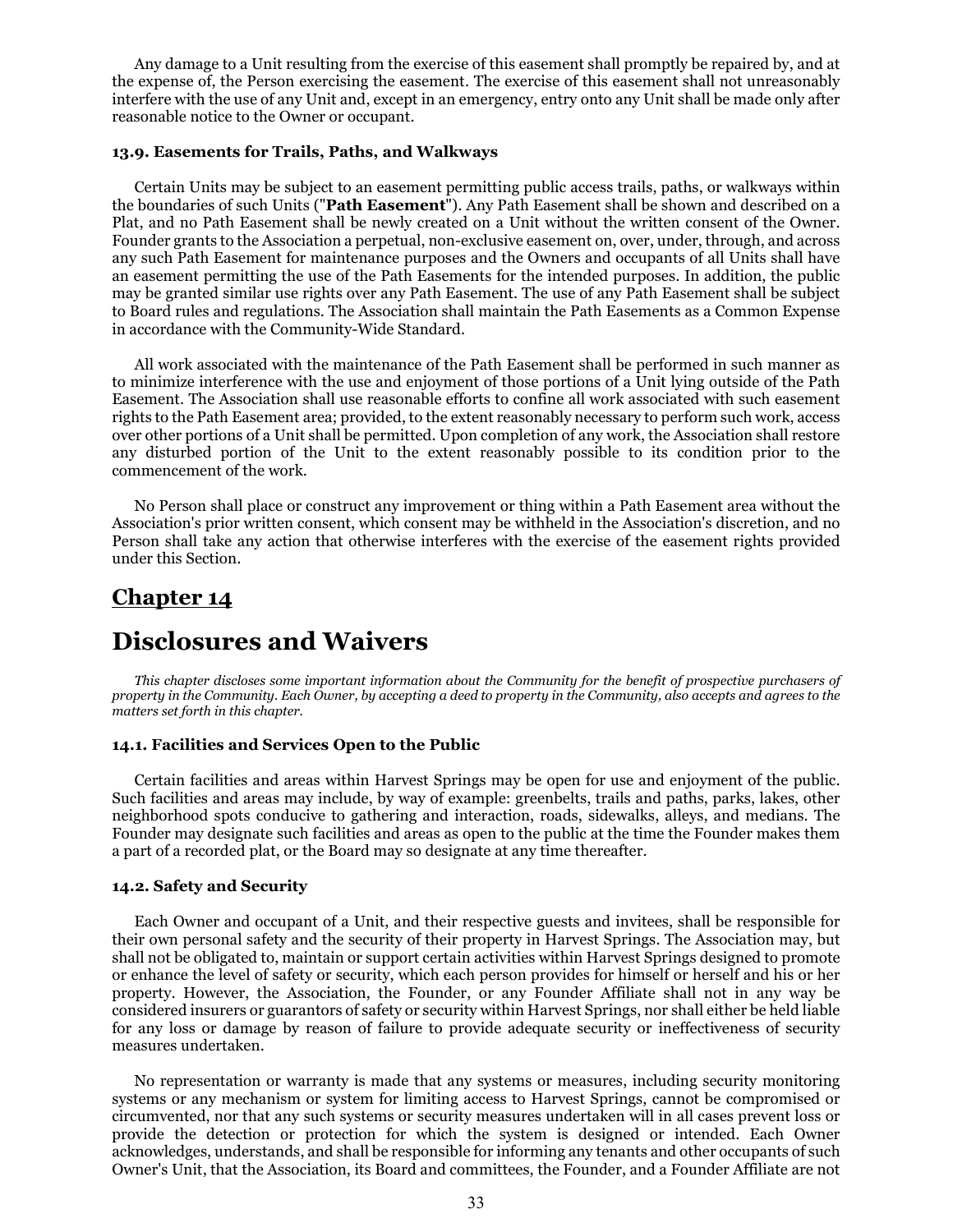Any damage to a Unit resulting from the exercise of this easement shall promptly be repaired by, and at the expense of, the Person exercising the easement. The exercise of this easement shall not unreasonably interfere with the use of any Unit and, except in an emergency, entry onto any Unit shall be made only after reasonable notice to the Owner or occupant.

### 13.9. Easements for Trails, Paths, and Walkways

Certain Units may be subject to an easement permitting public access trails, paths, or walkways within the boundaries of such Units ("**Path Easement**"). Any Path Easement shall be shown and described on a Plat, and no Path Easement shall be newly created on a Unit without the written consent of the Owner. Founder grants to the Association a perpetual, non-exclusive easement on, over, under, through, and across any such Path Easement for maintenance purposes and the Owners and occupants of all Units shall have an easement permitting the use of the Path Easements for the intended purposes. In addition, the public may be granted similar use rights over any Path Easement. The use of any Path Easement shall be subject to Board rules and regulations. The Association shall maintain the Path Easements as a Common Expense in accordance with the Community-Wide Standard.

All work associated with the maintenance of the Path Easement shall be performed in such manner as to minimize interference with the use and enjoyment of those portions of a Unit lying outside of the Path Easement. The Association shall use reasonable efforts to confine all work associated with such easement rights to the Path Easement area; provided, to the extent reasonably necessary to perform such work, access over other portions of a Unit shall be permitted. Upon completion of any work, the Association shall restore any disturbed portion of the Unit to the extent reasonably possible to its condition prior to the commencement of the work.

No Person shall place or construct any improvement or thing within a Path Easement area without the Association's prior written consent, which consent may be withheld in the Association's discretion, and no Person shall take any action that otherwise interferes with the exercise of the easement rights provided under this Section.

## Chapter 14

# Disclosures and Waivers

*This chapter discloses some important information about the Community for the benefit of prospective purchasers of property in the Community. Each Owner, by accepting a deed to property in the Community, also accepts and agrees to the matters set forth in this chapter.*

### 14.1. Facilities and Services Open to the Public

Certain facilities and areas within Harvest Springs may be open for use and enjoyment of the public. Such facilities and areas may include, by way of example: greenbelts, trails and paths, parks, lakes, other neighborhood spots conducive to gathering and interaction, roads, sidewalks, alleys, and medians. The Founder may designate such facilities and areas as open to the public at the time the Founder makes them a part of a recorded plat, or the Board may so designate at any time thereafter.

### 14.2. Safety and Security

Each Owner and occupant of a Unit, and their respective guests and invitees, shall be responsible for their own personal safety and the security of their property in Harvest Springs. The Association may, but shall not be obligated to, maintain or support certain activities within Harvest Springs designed to promote or enhance the level of safety or security, which each person provides for himself or herself and his or her property. However, the Association, the Founder, or any Founder Affiliate shall not in any way be considered insurers or guarantors of safety or security within Harvest Springs, nor shall either be held liable for any loss or damage by reason of failure to provide adequate security or ineffectiveness of security measures undertaken.

No representation or warranty is made that any systems or measures, including security monitoring systems or any mechanism or system for limiting access to Harvest Springs, cannot be compromised or circumvented, nor that any such systems or security measures undertaken will in all cases prevent loss or provide the detection or protection for which the system is designed or intended. Each Owner acknowledges, understands, and shall be responsible for informing any tenants and other occupants of such Owner's Unit, that the Association, its Board and committees, the Founder, and a Founder Affiliate are not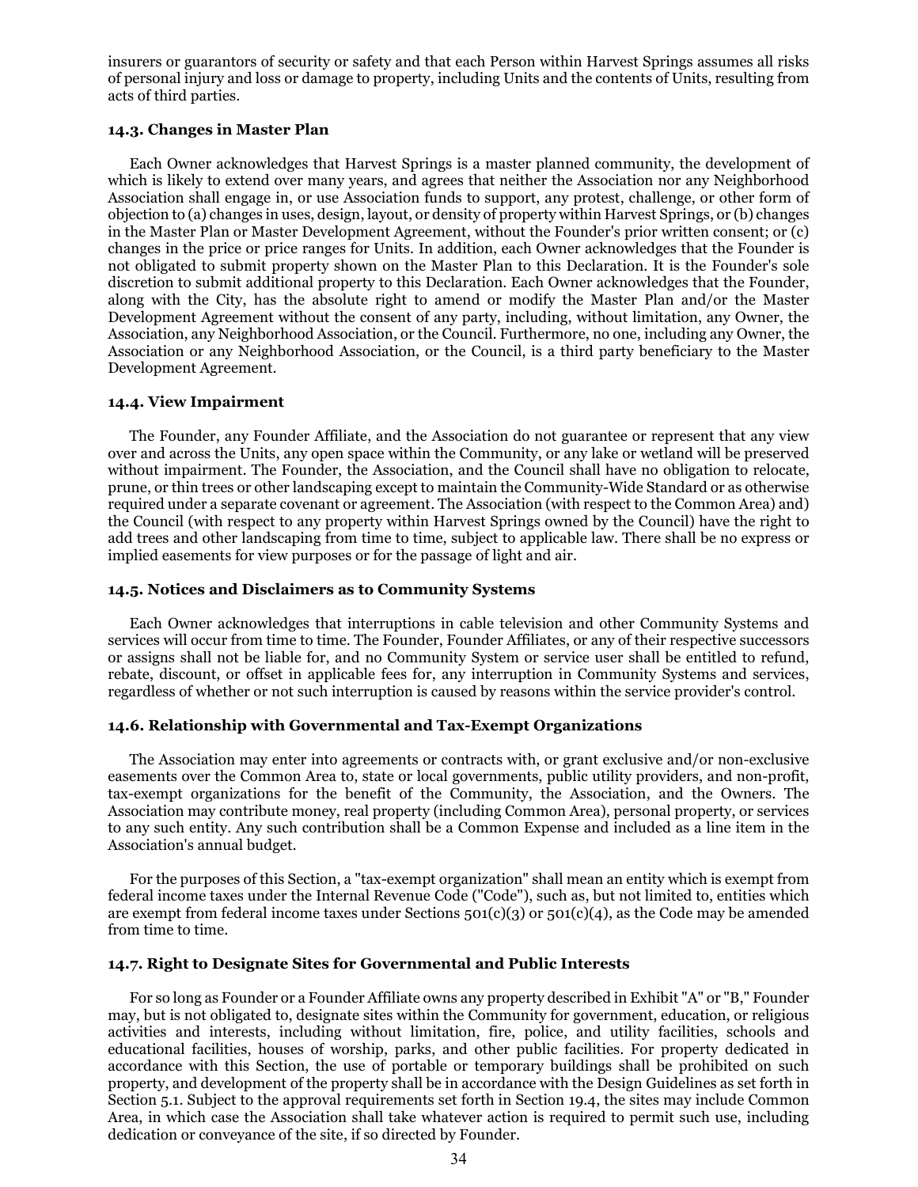insurers or guarantors of security or safety and that each Person within Harvest Springs assumes all risks of personal injury and loss or damage to property, including Units and the contents of Units, resulting from acts of third parties.

### 14.3. Changes in Master Plan

Each Owner acknowledges that Harvest Springs is a master planned community, the development of which is likely to extend over many years, and agrees that neither the Association nor any Neighborhood Association shall engage in, or use Association funds to support, any protest, challenge, or other form of objection to (a) changes in uses, design, layout, or density of property within Harvest Springs, or (b) changes in the Master Plan or Master Development Agreement, without the Founder's prior written consent; or (c) changes in the price or price ranges for Units. In addition, each Owner acknowledges that the Founder is not obligated to submit property shown on the Master Plan to this Declaration. It is the Founder's sole discretion to submit additional property to this Declaration. Each Owner acknowledges that the Founder, along with the City, has the absolute right to amend or modify the Master Plan and/or the Master Development Agreement without the consent of any party, including, without limitation, any Owner, the Association, any Neighborhood Association, or the Council. Furthermore, no one, including any Owner, the Association or any Neighborhood Association, or the Council, is a third party beneficiary to the Master Development Agreement.

### 14.4. View Impairment

The Founder, any Founder Affiliate, and the Association do not guarantee or represent that any view over and across the Units, any open space within the Community, or any lake or wetland will be preserved without impairment. The Founder, the Association, and the Council shall have no obligation to relocate, prune, or thin trees or other landscaping except to maintain the Community-Wide Standard or as otherwise required under a separate covenant or agreement. The Association (with respect to the Common Area) and) the Council (with respect to any property within Harvest Springs owned by the Council) have the right to add trees and other landscaping from time to time, subject to applicable law. There shall be no express or implied easements for view purposes or for the passage of light and air.

### 14.5. Notices and Disclaimers as to Community Systems

Each Owner acknowledges that interruptions in cable television and other Community Systems and services will occur from time to time. The Founder, Founder Affiliates, or any of their respective successors or assigns shall not be liable for, and no Community System or service user shall be entitled to refund, rebate, discount, or offset in applicable fees for, any interruption in Community Systems and services, regardless of whether or not such interruption is caused by reasons within the service provider's control.

### 14.6. Relationship with Governmental and Tax-Exempt Organizations

The Association may enter into agreements or contracts with, or grant exclusive and/or non-exclusive easements over the Common Area to, state or local governments, public utility providers, and non-profit, tax-exempt organizations for the benefit of the Community, the Association, and the Owners. The Association may contribute money, real property (including Common Area), personal property, or services to any such entity. Any such contribution shall be a Common Expense and included as a line item in the Association's annual budget.

For the purposes of this Section, a "tax-exempt organization" shall mean an entity which is exempt from federal income taxes under the Internal Revenue Code ("Code"), such as, but not limited to, entities which are exempt from federal income taxes under Sections 501(c)(3) or 501(c)(4), as the Code may be amended from time to time.

### 14.7. Right to Designate Sites for Governmental and Public Interests

For so long as Founder or a Founder Affiliate owns any property described in Exhibit "A" or "B," Founder may, but is not obligated to, designate sites within the Community for government, education, or religious activities and interests, including without limitation, fire, police, and utility facilities, schools and educational facilities, houses of worship, parks, and other public facilities. For property dedicated in accordance with this Section, the use of portable or temporary buildings shall be prohibited on such property, and development of the property shall be in accordance with the Design Guidelines as set forth in Section 5.1. Subject to the approval requirements set forth in Section 19.4, the sites may include Common Area, in which case the Association shall take whatever action is required to permit such use, including dedication or conveyance of the site, if so directed by Founder.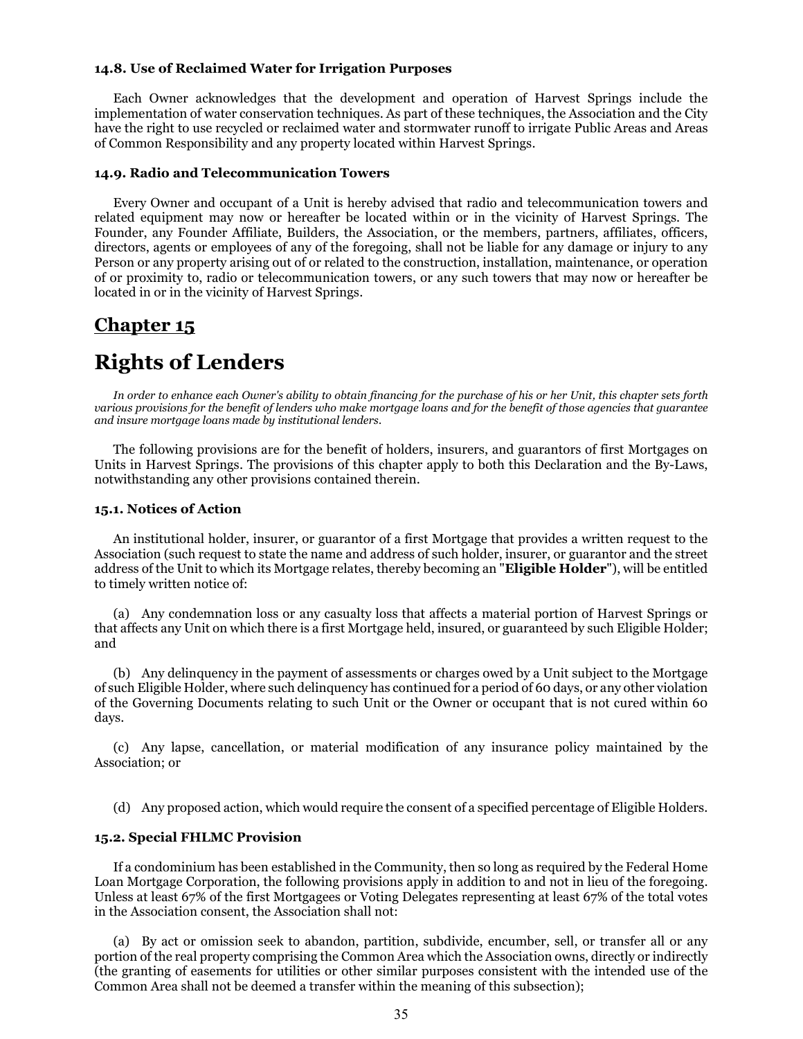#### 14.8. Use of Reclaimed Water for Irrigation Purposes

Each Owner acknowledges that the development and operation of Harvest Springs include the implementation of water conservation techniques. As part of these techniques, the Association and the City have the right to use recycled or reclaimed water and stormwater runoff to irrigate Public Areas and Areas of Common Responsibility and any property located within Harvest Springs.

#### 14.9. Radio and Telecommunication Towers

Every Owner and occupant of a Unit is hereby advised that radio and telecommunication towers and related equipment may now or hereafter be located within or in the vicinity of Harvest Springs. The Founder, any Founder Affiliate, Builders, the Association, or the members, partners, affiliates, officers, directors, agents or employees of any of the foregoing, shall not be liable for any damage or injury to any Person or any property arising out of or related to the construction, installation, maintenance, or operation of or proximity to, radio or telecommunication towers, or any such towers that may now or hereafter be located in or in the vicinity of Harvest Springs.

## Chapter 15

# Rights of Lenders

*In order to enhance each Owner's ability to obtain financing for the purchase of his or her Unit, this chapter sets forth various provisions for the benefit of lenders who make mortgage loans and for the benefit of those agencies that guarantee and insure mortgage loans made by institutional lenders.*

The following provisions are for the benefit of holders, insurers, and guarantors of first Mortgages on Units in Harvest Springs. The provisions of this chapter apply to both this Declaration and the By-Laws, notwithstanding any other provisions contained therein.

#### 15.1. Notices of Action

An institutional holder, insurer, or guarantor of a first Mortgage that provides a written request to the Association (such request to state the name and address of such holder, insurer, or guarantor and the street address of the Unit to which its Mortgage relates, thereby becoming an "**Eligible Holder**"), will be entitled to timely written notice of:

(a) Any condemnation loss or any casualty loss that affects a material portion of Harvest Springs or that affects any Unit on which there is a first Mortgage held, insured, or guaranteed by such Eligible Holder; and

(b) Any delinquency in the payment of assessments or charges owed by a Unit subject to the Mortgage of such Eligible Holder, where such delinquency has continued for a period of 60 days, or any other violation of the Governing Documents relating to such Unit or the Owner or occupant that is not cured within 60 days.

(c) Any lapse, cancellation, or material modification of any insurance policy maintained by the Association; or

(d) Any proposed action, which would require the consent of a specified percentage of Eligible Holders.

#### 15.2. Special FHLMC Provision

If a condominium has been established in the Community, then so long as required by the Federal Home Loan Mortgage Corporation, the following provisions apply in addition to and not in lieu of the foregoing. Unless at least 67% of the first Mortgagees or Voting Delegates representing at least 67% of the total votes in the Association consent, the Association shall not:

(a) By act or omission seek to abandon, partition, subdivide, encumber, sell, or transfer all or any portion of the real property comprising the Common Area which the Association owns, directly or indirectly (the granting of easements for utilities or other similar purposes consistent with the intended use of the Common Area shall not be deemed a transfer within the meaning of this subsection);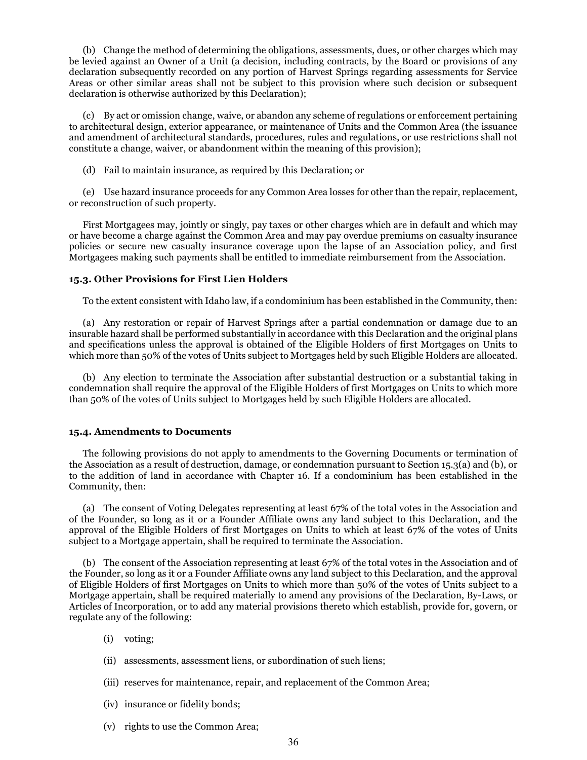(b) Change the method of determining the obligations, assessments, dues, or other charges which may be levied against an Owner of a Unit (a decision, including contracts, by the Board or provisions of any declaration subsequently recorded on any portion of Harvest Springs regarding assessments for Service Areas or other similar areas shall not be subject to this provision where such decision or subsequent declaration is otherwise authorized by this Declaration);

(c) By act or omission change, waive, or abandon any scheme of regulations or enforcement pertaining to architectural design, exterior appearance, or maintenance of Units and the Common Area (the issuance and amendment of architectural standards, procedures, rules and regulations, or use restrictions shall not constitute a change, waiver, or abandonment within the meaning of this provision);

(d) Fail to maintain insurance, as required by this Declaration; or

(e) Use hazard insurance proceeds for any Common Area losses for other than the repair, replacement, or reconstruction of such property.

First Mortgagees may, jointly or singly, pay taxes or other charges which are in default and which may or have become a charge against the Common Area and may pay overdue premiums on casualty insurance policies or secure new casualty insurance coverage upon the lapse of an Association policy, and first Mortgagees making such payments shall be entitled to immediate reimbursement from the Association.

### 15.3. Other Provisions for First Lien Holders

To the extent consistent with Idaho law, if a condominium has been established in the Community, then:

(a) Any restoration or repair of Harvest Springs after a partial condemnation or damage due to an insurable hazard shall be performed substantially in accordance with this Declaration and the original plans and specifications unless the approval is obtained of the Eligible Holders of first Mortgages on Units to which more than 50% of the votes of Units subject to Mortgages held by such Eligible Holders are allocated.

(b) Any election to terminate the Association after substantial destruction or a substantial taking in condemnation shall require the approval of the Eligible Holders of first Mortgages on Units to which more than 50% of the votes of Units subject to Mortgages held by such Eligible Holders are allocated.

### 15.4. Amendments to Documents

The following provisions do not apply to amendments to the Governing Documents or termination of the Association as a result of destruction, damage, or condemnation pursuant to Section 15.3(a) and (b), or to the addition of land in accordance with Chapter 16. If a condominium has been established in the Community, then:

(a) The consent of Voting Delegates representing at least 67% of the total votes in the Association and of the Founder, so long as it or a Founder Affiliate owns any land subject to this Declaration, and the approval of the Eligible Holders of first Mortgages on Units to which at least 67% of the votes of Units subject to a Mortgage appertain, shall be required to terminate the Association.

(b) The consent of the Association representing at least 67% of the total votes in the Association and of the Founder, so long as it or a Founder Affiliate owns any land subject to this Declaration, and the approval of Eligible Holders of first Mortgages on Units to which more than 50% of the votes of Units subject to a Mortgage appertain, shall be required materially to amend any provisions of the Declaration, By-Laws, or Articles of Incorporation, or to add any material provisions thereto which establish, provide for, govern, or regulate any of the following:

(i) voting;

(ii) assessments, assessment liens, or subordination of such liens;

(iii) reserves for maintenance, repair, and replacement of the Common Area;

(iv) insurance or fidelity bonds;

(v) rights to use the Common Area;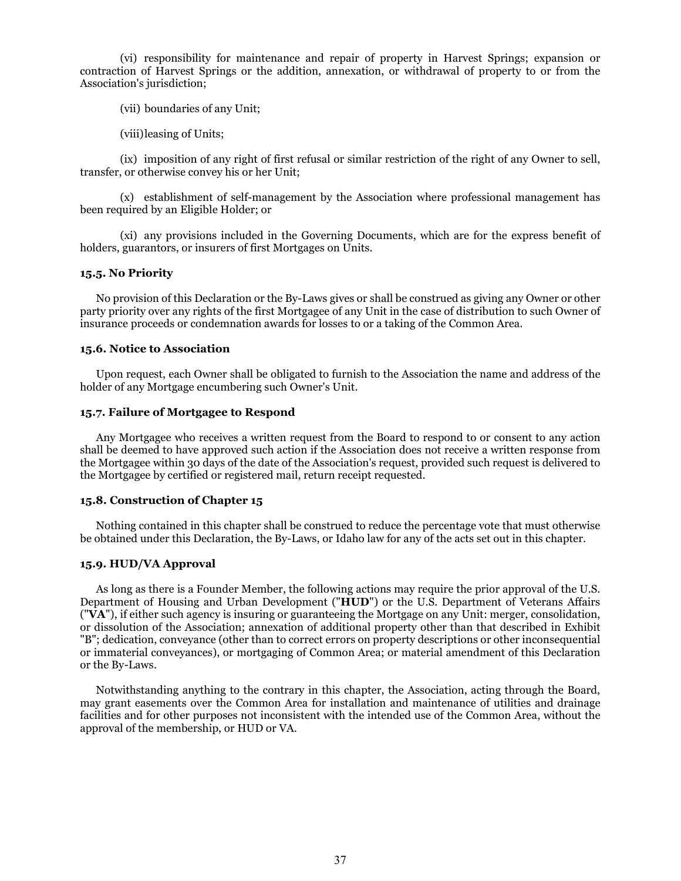(vi) responsibility for maintenance and repair of property in Harvest Springs; expansion or contraction of Harvest Springs or the addition, annexation, or withdrawal of property to or from the Association's jurisdiction;

(vii) boundaries of any Unit;

(viii) leasing of Units;

(ix) imposition of any right of first refusal or similar restriction of the right of any Owner to sell, transfer, or otherwise convey his or her Unit;

(x) establishment of self-management by the Association where professional management has been required by an Eligible Holder; or

(xi) any provisions included in the Governing Documents, which are for the express benefit of holders, guarantors, or insurers of first Mortgages on Units.

### 15.5. No Priority

No provision of this Declaration or the By-Laws gives or shall be construed as giving any Owner or other party priority over any rights of the first Mortgagee of any Unit in the case of distribution to such Owner of insurance proceeds or condemnation awards for losses to or a taking of the Common Area.

### 15.6. Notice to Association

Upon request, each Owner shall be obligated to furnish to the Association the name and address of the holder of any Mortgage encumbering such Owner's Unit.

### 15.7. Failure of Mortgagee to Respond

Any Mortgagee who receives a written request from the Board to respond to or consent to any action shall be deemed to have approved such action if the Association does not receive a written response from the Mortgagee within 30 days of the date of the Association's request, provided such request is delivered to the Mortgagee by certified or registered mail, return receipt requested.

### 15.8. Construction of Chapter 15

Nothing contained in this chapter shall be construed to reduce the percentage vote that must otherwise be obtained under this Declaration, the By-Laws, or Idaho law for any of the acts set out in this chapter.

### 15.9. HUD/VA Approval

As long as there is a Founder Member, the following actions may require the prior approval of the U.S. Department of Housing and Urban Development ("**HUD**") or the U.S. Department of Veterans Affairs ("**VA**"), if either such agency is insuring or guaranteeing the Mortgage on any Unit: merger, consolidation, or dissolution of the Association; annexation of additional property other than that described in Exhibit "B"; dedication, conveyance (other than to correct errors on property descriptions or other inconsequential or immaterial conveyances), or mortgaging of Common Area; or material amendment of this Declaration or the By-Laws.

Notwithstanding anything to the contrary in this chapter, the Association, acting through the Board, may grant easements over the Common Area for installation and maintenance of utilities and drainage facilities and for other purposes not inconsistent with the intended use of the Common Area, without the approval of the membership, or HUD or VA.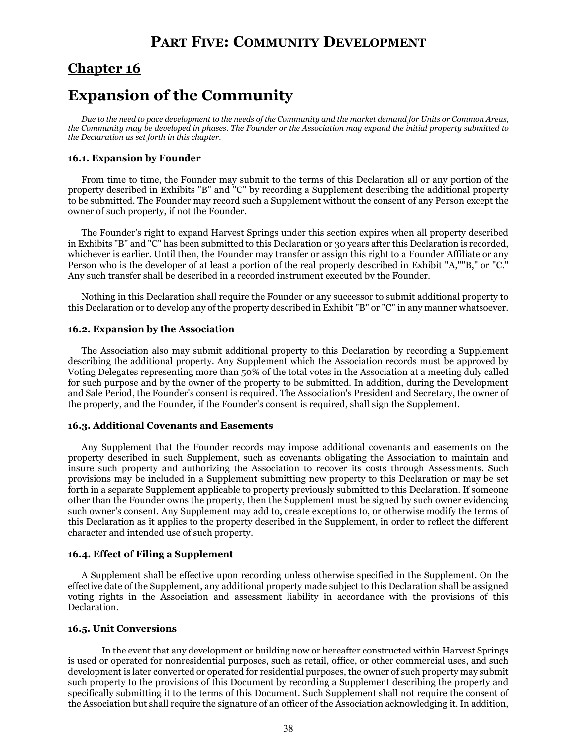# PART FIVE: COMMUNITY DEVELOPMENT

## Chapter 16

## Expansion of the Community

*Due to the need to pace development to the needs of the Community and the market demand for Units or Common Areas, the Community may be developed in phases. The Founder or the Association may expand the initial property submitted to the Declaration as set forth in this chapter.*

### 16.1. Expansion by Founder

From time to time, the Founder may submit to the terms of this Declaration all or any portion of the property described in Exhibits "B" and "C" by recording a Supplement describing the additional property to be submitted. The Founder may record such a Supplement without the consent of any Person except the owner of such property, if not the Founder.

The Founder's right to expand Harvest Springs under this section expires when all property described in Exhibits "B" and "C" has been submitted to this Declaration or 30 years after this Declaration is recorded, whichever is earlier. Until then, the Founder may transfer or assign this right to a Founder Affiliate or any Person who is the developer of at least a portion of the real property described in Exhibit "A,""B," or "C." Any such transfer shall be described in a recorded instrument executed by the Founder.

Nothing in this Declaration shall require the Founder or any successor to submit additional property to this Declaration or to develop any of the property described in Exhibit "B" or "C" in any manner whatsoever.

### 16.2. Expansion by the Association

The Association also may submit additional property to this Declaration by recording a Supplement describing the additional property. Any Supplement which the Association records must be approved by Voting Delegates representing more than 50% of the total votes in the Association at a meeting duly called for such purpose and by the owner of the property to be submitted. In addition, during the Development and Sale Period, the Founder's consent is required. The Association's President and Secretary, the owner of the property, and the Founder, if the Founder's consent is required, shall sign the Supplement.

### 16.3. Additional Covenants and Easements

Any Supplement that the Founder records may impose additional covenants and easements on the property described in such Supplement, such as covenants obligating the Association to maintain and insure such property and authorizing the Association to recover its costs through Assessments. Such provisions may be included in a Supplement submitting new property to this Declaration or may be set forth in a separate Supplement applicable to property previously submitted to this Declaration. If someone other than the Founder owns the property, then the Supplement must be signed by such owner evidencing such owner's consent. Any Supplement may add to, create exceptions to, or otherwise modify the terms of this Declaration as it applies to the property described in the Supplement, in order to reflect the different character and intended use of such property.

### 16.4. Effect of Filing a Supplement

A Supplement shall be effective upon recording unless otherwise specified in the Supplement. On the effective date of the Supplement, any additional property made subject to this Declaration shall be assigned voting rights in the Association and assessment liability in accordance with the provisions of this Declaration.

### 16.5. Unit Conversions

In the event that any development or building now or hereafter constructed within Harvest Springs is used or operated for nonresidential purposes, such as retail, office, or other commercial uses, and such development is later converted or operated for residential purposes, the owner of such property may submit such property to the provisions of this Document by recording a Supplement describing the property and specifically submitting it to the terms of this Document. Such Supplement shall not require the consent of the Association but shall require the signature of an officer of the Association acknowledging it. In addition,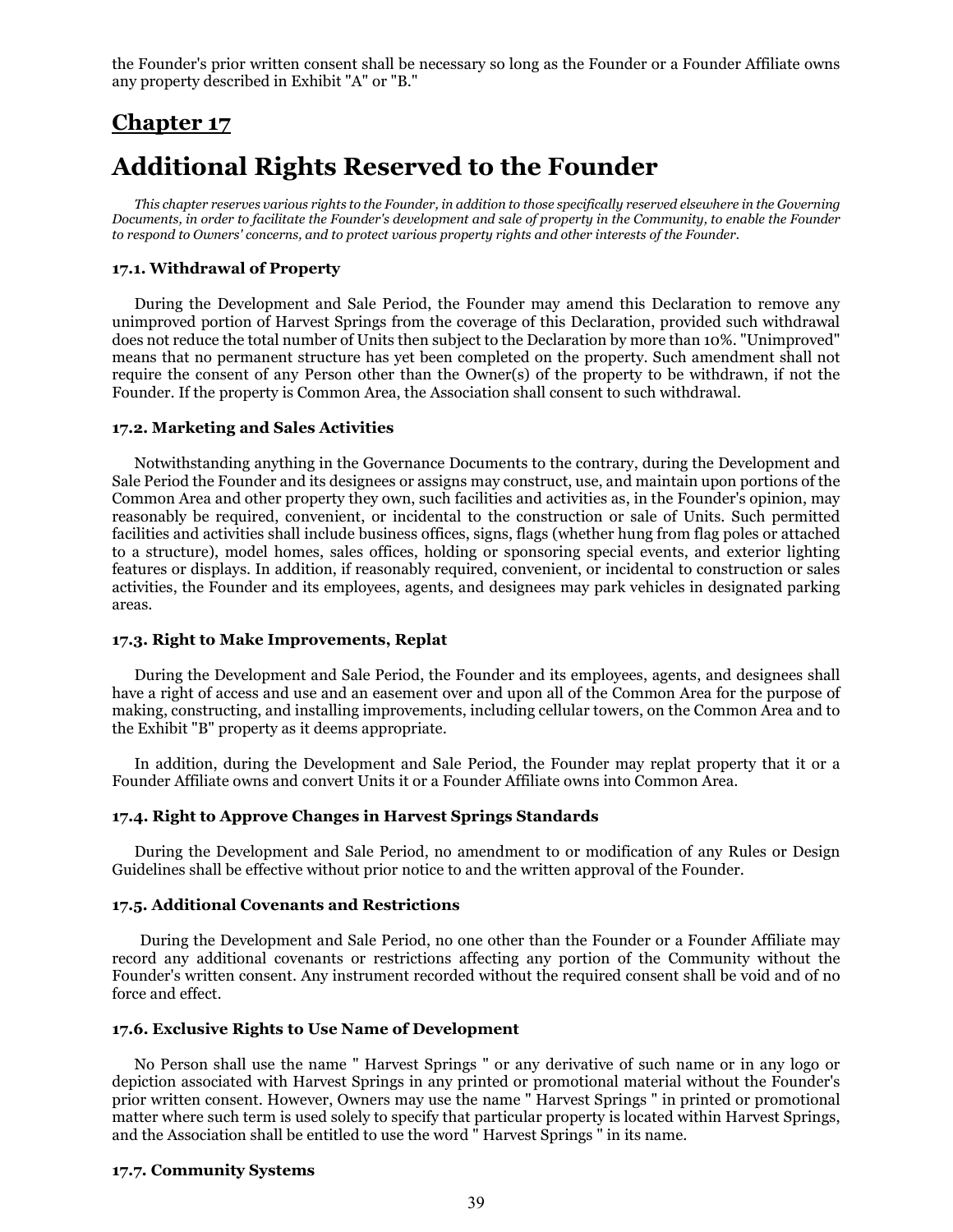the Founder's prior written consent shall be necessary so long as the Founder or a Founder Affiliate owns any property described in Exhibit "A" or "B."

## Chapter 17

# Additional Rights Reserved to the Founder

*This chapter reserves various rights to the Founder, in addition to those specifically reserved elsewhere in the Governing Documents, in order to facilitate the Founder's development and sale of property in the Community, to enable the Founder to respond to Owners' concerns, and to protect various property rights and other interests of the Founder.*

### 17.1. Withdrawal of Property

During the Development and Sale Period, the Founder may amend this Declaration to remove any unimproved portion of Harvest Springs from the coverage of this Declaration, provided such withdrawal does not reduce the total number of Units then subject to the Declaration by more than 10%. "Unimproved" means that no permanent structure has yet been completed on the property. Such amendment shall not require the consent of any Person other than the Owner(s) of the property to be withdrawn, if not the Founder. If the property is Common Area, the Association shall consent to such withdrawal.

### 17.2. Marketing and Sales Activities

Notwithstanding anything in the Governance Documents to the contrary, during the Development and Sale Period the Founder and its designees or assigns may construct, use, and maintain upon portions of the Common Area and other property they own, such facilities and activities as, in the Founder's opinion, may reasonably be required, convenient, or incidental to the construction or sale of Units. Such permitted facilities and activities shall include business offices, signs, flags (whether hung from flag poles or attached to a structure), model homes, sales offices, holding or sponsoring special events, and exterior lighting features or displays. In addition, if reasonably required, convenient, or incidental to construction or sales activities, the Founder and its employees, agents, and designees may park vehicles in designated parking areas.

### 17.3. Right to Make Improvements, Replat

During the Development and Sale Period, the Founder and its employees, agents, and designees shall have a right of access and use and an easement over and upon all of the Common Area for the purpose of making, constructing, and installing improvements, including cellular towers, on the Common Area and to the Exhibit "B" property as it deems appropriate.

In addition, during the Development and Sale Period, the Founder may replat property that it or a Founder Affiliate owns and convert Units it or a Founder Affiliate owns into Common Area.

### 17.4. Right to Approve Changes in Harvest Springs Standards

During the Development and Sale Period, no amendment to or modification of any Rules or Design Guidelines shall be effective without prior notice to and the written approval of the Founder.

### 17.5. Additional Covenants and Restrictions

During the Development and Sale Period, no one other than the Founder or a Founder Affiliate may record any additional covenants or restrictions affecting any portion of the Community without the Founder's written consent. Any instrument recorded without the required consent shall be void and of no force and effect.

### 17.6. Exclusive Rights to Use Name of Development

No Person shall use the name " Harvest Springs " or any derivative of such name or in any logo or depiction associated with Harvest Springs in any printed or promotional material without the Founder's prior written consent. However, Owners may use the name " Harvest Springs " in printed or promotional matter where such term is used solely to specify that particular property is located within Harvest Springs, and the Association shall be entitled to use the word " Harvest Springs " in its name.

### 17.7. Community Systems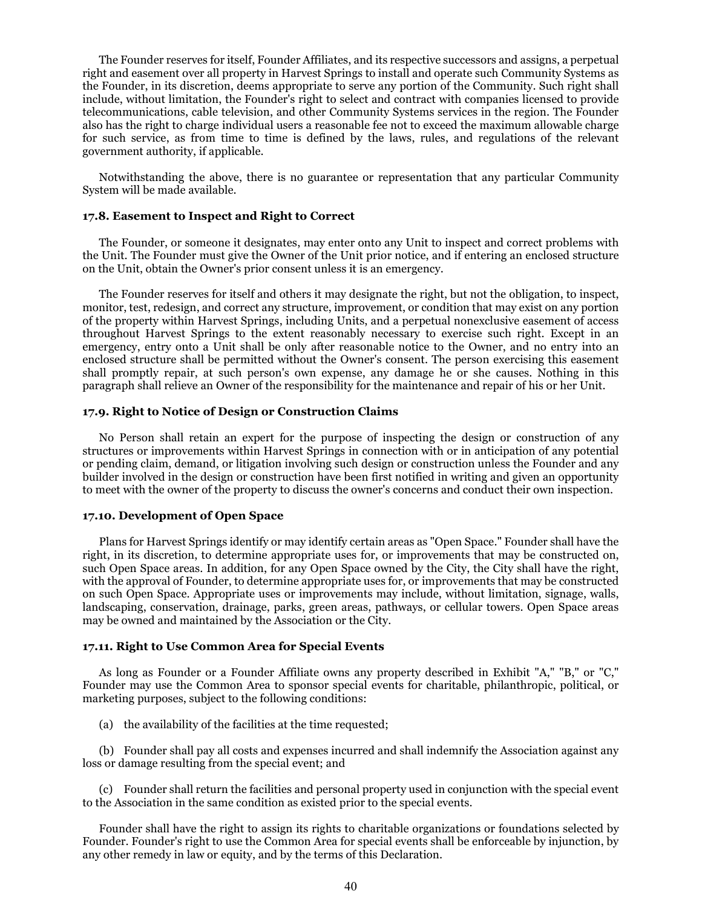The Founder reserves for itself, Founder Affiliates, and its respective successors and assigns, a perpetual right and easement over all property in Harvest Springs to install and operate such Community Systems as the Founder, in its discretion, deems appropriate to serve any portion of the Community. Such right shall include, without limitation, the Founder's right to select and contract with companies licensed to provide telecommunications, cable television, and other Community Systems services in the region. The Founder also has the right to charge individual users a reasonable fee not to exceed the maximum allowable charge for such service, as from time to time is defined by the laws, rules, and regulations of the relevant government authority, if applicable.

Notwithstanding the above, there is no guarantee or representation that any particular Community System will be made available.

**17.8. Easement to Inspect and Right to Correct**

The Founder, or someone it designates, may enter onto any Unit to inspect and correct problems with the Unit. The Founder must give the Owner of the Unit prior notice, and if entering an enclosed structure on the Unit, obtain the Owner's prior consent unless it is an emergency.

The Founder reserves for itself and others it may designate the right, but not the obligation, to inspect, monitor, test, redesign, and correct any structure, improvement, or condition that may exist on any portion of the property within Harvest Springs, including Units, and a perpetual nonexclusive easement of access throughout Harvest Springs to the extent reasonably necessary to exercise such right. Except in an emergency, entry onto a Unit shall be only after reasonable notice to the Owner, and no entry into an enclosed structure shall be permitted without the Owner's consent. The person exercising this easement shall promptly repair, at such person's own expense, any damage he or she causes. Nothing in this paragraph shall relieve an Owner of the responsibility for the maintenance and repair of his or her Unit.

**17.9. Right to Notice of Design or Construction Claims**

No Person shall retain an expert for the purpose of inspecting the design or construction of any structures or improvements within Harvest Springs in connection with or in anticipation of any potential or pending claim, demand, or litigation involving such design or construction unless the Founder and any builder involved in the design or construction have been first notified in writing and given an opportunity to meet with the owner of the property to discuss the owner's concerns and conduct their own inspection.

**17.10. Development of Open Space**

Plans for Harvest Springs identify or may identify certain areas as "Open Space." Founder shall have the right, in its discretion, to determine appropriate uses for, or improvements that may be constructed on, such Open Space areas. In addition, for any Open Space owned by the City, the City shall have the right, with the approval of Founder, to determine appropriate uses for, or improvements that may be constructed on such Open Space. Appropriate uses or improvements may include, without limitation, signage, walls, landscaping, conservation, drainage, parks, green areas, pathways, or cellular towers. Open Space areas may be owned and maintained by the Association or the City.

**17.11. Right to Use Common Area for Special Events**

As long as Founder or a Founder Affiliate owns any property described in Exhibit "A," "B," or "C," Founder may use the Common Area to sponsor special events for charitable, philanthropic, political, or marketing purposes, subject to the following conditions:

(a) the availability of the facilities at the time requested;

(b) Founder shall pay all costs and expenses incurred and shall indemnify the Association against any loss or damage resulting from the special event; and

(c) Founder shall return the facilities and personal property used in conjunction with the special event to the Association in the same condition as existed prior to the special events.

Founder shall have the right to assign its rights to charitable organizations or foundations selected by Founder. Founder's right to use the Common Area for special events shall be enforceable by injunction, by any other remedy in law or equity, and by the terms of this Declaration.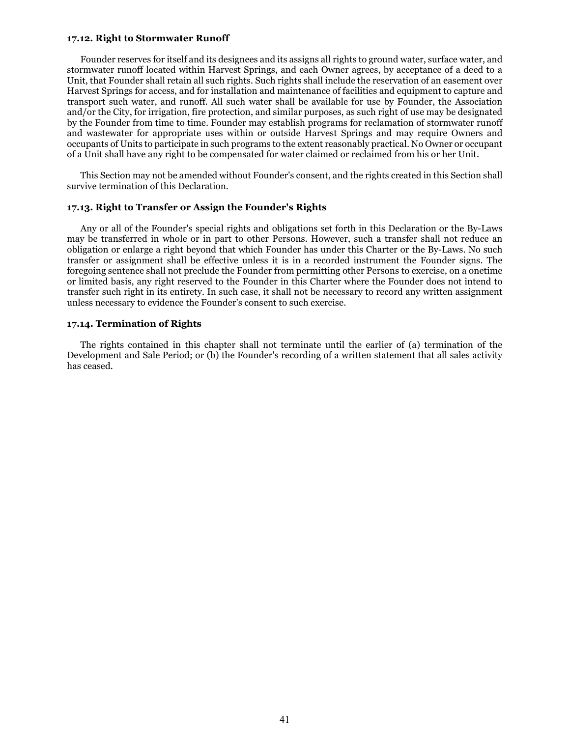**17.12. Right to Stormwater Runoff**

Founder reserves for itself and its designees and its assigns all rights to ground water, surface water, and stormwater runoff located within Harvest Springs, and each Owner agrees, by acceptance of a deed to a Unit, that Founder shall retain all such rights. Such rights shall include the reservation of an easement over Harvest Springs for access, and for installation and maintenance of facilities and equipment to capture and transport such water, and runoff. All such water shall be available for use by Founder, the Association and/or the City, for irrigation, fire protection, and similar purposes, as such right of use may be designated by the Founder from time to time. Founder may establish programs for reclamation of stormwater runoff and wastewater for appropriate uses within or outside Harvest Springs and may require Owners and occupants of Units to participate in such programs to the extent reasonably practical. No Owner or occupant of a Unit shall have any right to be compensated for water claimed or reclaimed from his or her Unit.

This Section may not be amended without Founder's consent, and the rights created in this Section shall survive termination of this Declaration.

**17.13. Right to Transfer or Assign the Founder's Rights**

Any or all of the Founder's special rights and obligations set forth in this Declaration or the By-Laws may be transferred in whole or in part to other Persons. However, such a transfer shall not reduce an obligation or enlarge a right beyond that which Founder has under this Charter or the By-Laws. No such transfer or assignment shall be effective unless it is in a recorded instrument the Founder signs. The foregoing sentence shall not preclude the Founder from permitting other Persons to exercise, on a onetime or limited basis, any right reserved to the Founder in this Charter where the Founder does not intend to transfer such right in its entirety. In such case, it shall not be necessary to record any written assignment unless necessary to evidence the Founder's consent to such exercise.

**17.14. Termination of Rights**

The rights contained in this chapter shall not terminate until the earlier of (a) termination of the Development and Sale Period; or (b) the Founder's recording of a written statement that all sales activity has ceased.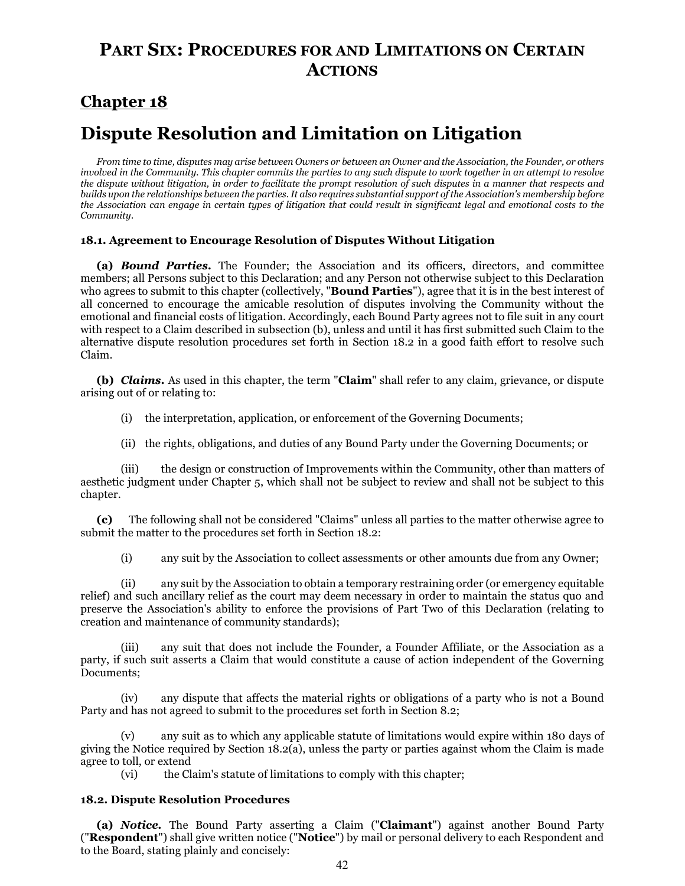# PART SIX: PROCEDURES FOR AND LIMITATIONS ON CERTAIN ACTIONS

## Chapter 18

# Dispute Resolution and Limitation on Litigation

*From time to time, disputes may arise between Owners or between an Owner and the Association, the Founder, or others involved in the Community. This chapter commits the parties to any such dispute to work together in an attempt to resolve the dispute without litigation, in order to facilitate the prompt resolution of such disputes in a manner that respects and builds upon the relationships between the parties. It also requires substantial support of the Association's membership before the Association can engage in certain types of litigation that could result in significant legal and emotional costs to the Community.*

### 18.1. Agreement to Encourage Resolution of Disputes Without Litigation

**(a)** ***Bound Parties.*** The Founder; the Association and its officers, directors, and committee members; all Persons subject to this Declaration; and any Person not otherwise subject to this Declaration who agrees to submit to this chapter (collectively, "**Bound Parties**"), agree that it is in the best interest of all concerned to encourage the amicable resolution of disputes involving the Community without the emotional and financial costs of litigation. Accordingly, each Bound Party agrees not to file suit in any court with respect to a Claim described in subsection (b), unless and until it has first submitted such Claim to the alternative dispute resolution procedures set forth in Section 18.2 in a good faith effort to resolve such Claim.

**(b)** ***Claims.*** As used in this chapter, the term "**Claim**" shall refer to any claim, grievance, or dispute arising out of or relating to:

(i) the interpretation, application, or enforcement of the Governing Documents;

(ii) the rights, obligations, and duties of any Bound Party under the Governing Documents; or

(iii) the design or construction of Improvements within the Community, other than matters of aesthetic judgment under Chapter 5, which shall not be subject to review and shall not be subject to this chapter.

**(c)** The following shall not be considered "Claims" unless all parties to the matter otherwise agree to submit the matter to the procedures set forth in Section 18.2:

(i) any suit by the Association to collect assessments or other amounts due from any Owner;

(ii) any suit by the Association to obtain a temporary restraining order (or emergency equitable relief) and such ancillary relief as the court may deem necessary in order to maintain the status quo and preserve the Association's ability to enforce the provisions of Part Two of this Declaration (relating to creation and maintenance of community standards);

(iii) any suit that does not include the Founder, a Founder Affiliate, or the Association as a party, if such suit asserts a Claim that would constitute a cause of action independent of the Governing Documents;

(iv) any dispute that affects the material rights or obligations of a party who is not a Bound Party and has not agreed to submit to the procedures set forth in Section 8.2;

(v) any suit as to which any applicable statute of limitations would expire within 180 days of giving the Notice required by Section 18.2(a), unless the party or parties against whom the Claim is made agree to toll, or extend

(vi) the Claim's statute of limitations to comply with this chapter;

### 18.2. Dispute Resolution Procedures

**(a)** ***Notice.*** The Bound Party asserting a Claim ("**Claimant**") against another Bound Party ("**Respondent**") shall give written notice ("**Notice**") by mail or personal delivery to each Respondent and to the Board, stating plainly and concisely: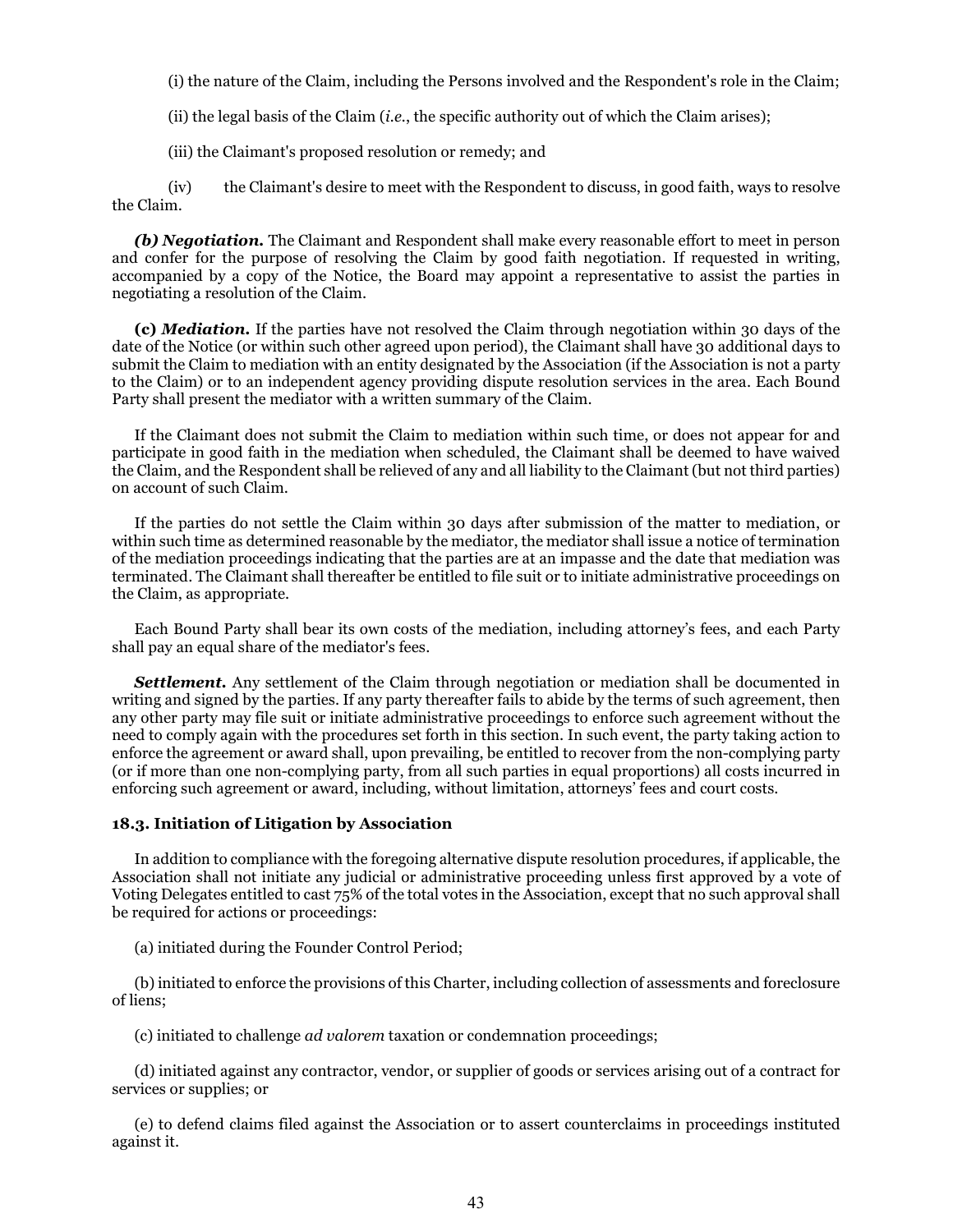(i) the nature of the Claim, including the Persons involved and the Respondent's role in the Claim;

(ii) the legal basis of the Claim (*i.e.*, the specific authority out of which the Claim arises);

(iii) the Claimant's proposed resolution or remedy; and

(iv) the Claimant's desire to meet with the Respondent to discuss, in good faith, ways to resolve the Claim.

***(b) Negotiation.*** The Claimant and Respondent shall make every reasonable effort to meet in person and confer for the purpose of resolving the Claim by good faith negotiation. If requested in writing, accompanied by a copy of the Notice, the Board may appoint a representative to assist the parties in negotiating a resolution of the Claim.

**(c) *Mediation.*** If the parties have not resolved the Claim through negotiation within 30 days of the date of the Notice (or within such other agreed upon period), the Claimant shall have 30 additional days to submit the Claim to mediation with an entity designated by the Association (if the Association is not a party to the Claim) or to an independent agency providing dispute resolution services in the area. Each Bound Party shall present the mediator with a written summary of the Claim.

If the Claimant does not submit the Claim to mediation within such time, or does not appear for and participate in good faith in the mediation when scheduled, the Claimant shall be deemed to have waived the Claim, and the Respondent shall be relieved of any and all liability to the Claimant (but not third parties) on account of such Claim.

If the parties do not settle the Claim within 30 days after submission of the matter to mediation, or within such time as determined reasonable by the mediator, the mediator shall issue a notice of termination of the mediation proceedings indicating that the parties are at an impasse and the date that mediation was terminated. The Claimant shall thereafter be entitled to file suit or to initiate administrative proceedings on the Claim, as appropriate.

Each Bound Party shall bear its own costs of the mediation, including attorney's fees, and each Party shall pay an equal share of the mediator's fees.

***Settlement.*** Any settlement of the Claim through negotiation or mediation shall be documented in writing and signed by the parties. If any party thereafter fails to abide by the terms of such agreement, then any other party may file suit or initiate administrative proceedings to enforce such agreement without the need to comply again with the procedures set forth in this section. In such event, the party taking action to enforce the agreement or award shall, upon prevailing, be entitled to recover from the non-complying party (or if more than one non-complying party, from all such parties in equal proportions) all costs incurred in enforcing such agreement or award, including, without limitation, attorneys' fees and court costs.

### 18.3. Initiation of Litigation by Association

In addition to compliance with the foregoing alternative dispute resolution procedures, if applicable, the Association shall not initiate any judicial or administrative proceeding unless first approved by a vote of Voting Delegates entitled to cast 75% of the total votes in the Association, except that no such approval shall be required for actions or proceedings:

(a) initiated during the Founder Control Period;

(b) initiated to enforce the provisions of this Charter, including collection of assessments and foreclosure of liens;

(c) initiated to challenge *ad valorem* taxation or condemnation proceedings;

(d) initiated against any contractor, vendor, or supplier of goods or services arising out of a contract for services or supplies; or

(e) to defend claims filed against the Association or to assert counterclaims in proceedings instituted against it.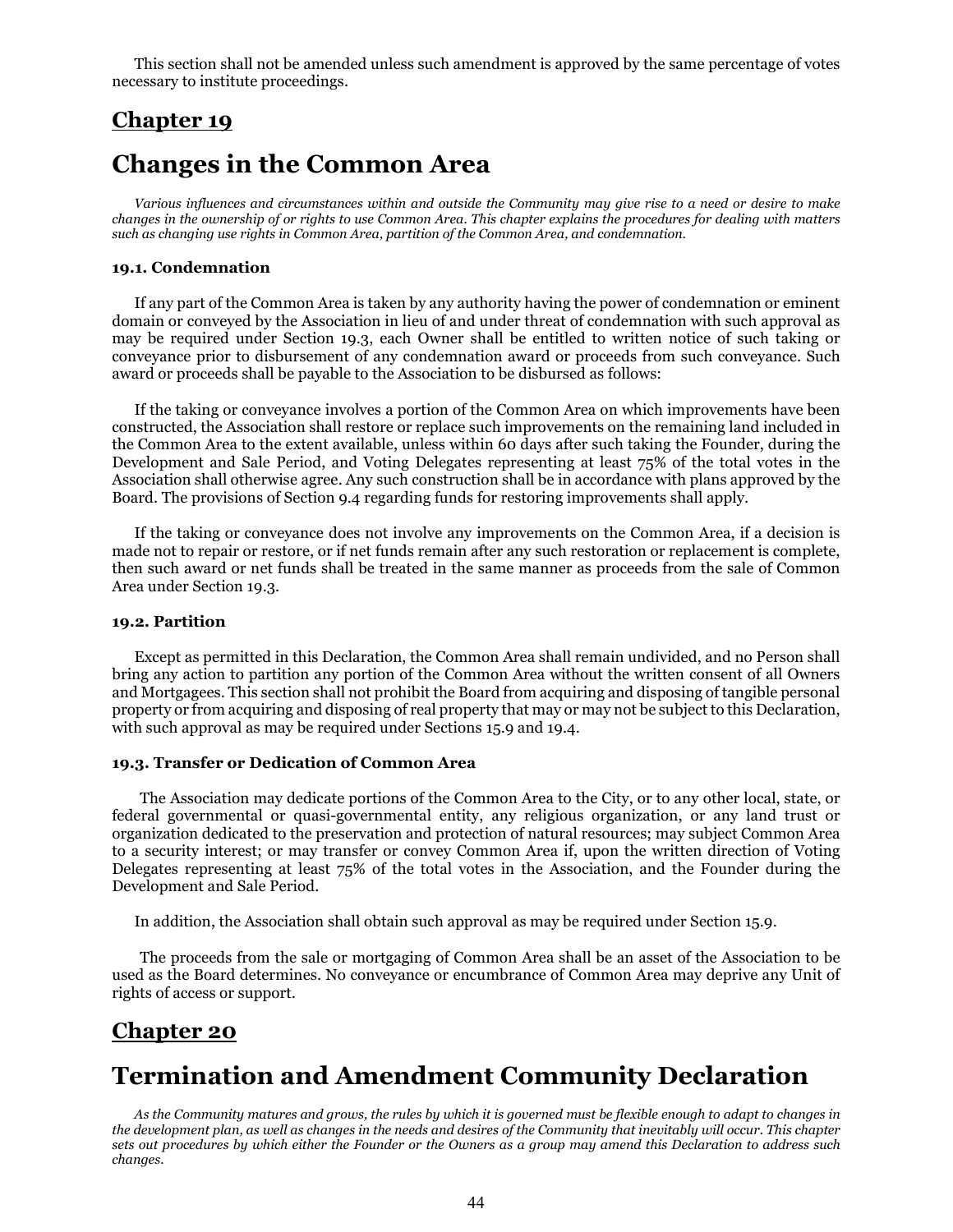This section shall not be amended unless such amendment is approved by the same percentage of votes necessary to institute proceedings.

## Chapter 19

# Changes in the Common Area

*Various influences and circumstances within and outside the Community may give rise to a need or desire to make changes in the ownership of or rights to use Common Area. This chapter explains the procedures for dealing with matters such as changing use rights in Common Area, partition of the Common Area, and condemnation.*

### 19.1. Condemnation

If any part of the Common Area is taken by any authority having the power of condemnation or eminent domain or conveyed by the Association in lieu of and under threat of condemnation with such approval as may be required under Section 19.3, each Owner shall be entitled to written notice of such taking or conveyance prior to disbursement of any condemnation award or proceeds from such conveyance. Such award or proceeds shall be payable to the Association to be disbursed as follows:

If the taking or conveyance involves a portion of the Common Area on which improvements have been constructed, the Association shall restore or replace such improvements on the remaining land included in the Common Area to the extent available, unless within 60 days after such taking the Founder, during the Development and Sale Period, and Voting Delegates representing at least 75% of the total votes in the Association shall otherwise agree. Any such construction shall be in accordance with plans approved by the Board. The provisions of Section 9.4 regarding funds for restoring improvements shall apply.

If the taking or conveyance does not involve any improvements on the Common Area, if a decision is made not to repair or restore, or if net funds remain after any such restoration or replacement is complete, then such award or net funds shall be treated in the same manner as proceeds from the sale of Common Area under Section 19.3.

### 19.2. Partition

Except as permitted in this Declaration, the Common Area shall remain undivided, and no Person shall bring any action to partition any portion of the Common Area without the written consent of all Owners and Mortgagees. This section shall not prohibit the Board from acquiring and disposing of tangible personal property or from acquiring and disposing of real property that may or may not be subject to this Declaration, with such approval as may be required under Sections 15.9 and 19.4.

### 19.3. Transfer or Dedication of Common Area

The Association may dedicate portions of the Common Area to the City, or to any other local, state, or federal governmental or quasi-governmental entity, any religious organization, or any land trust or organization dedicated to the preservation and protection of natural resources; may subject Common Area to a security interest; or may transfer or convey Common Area if, upon the written direction of Voting Delegates representing at least 75% of the total votes in the Association, and the Founder during the Development and Sale Period.

In addition, the Association shall obtain such approval as may be required under Section 15.9.

The proceeds from the sale or mortgaging of Common Area shall be an asset of the Association to be used as the Board determines. No conveyance or encumbrance of Common Area may deprive any Unit of rights of access or support.

## Chapter 20

# Termination and Amendment Community Declaration

*As the Community matures and grows, the rules by which it is governed must be flexible enough to adapt to changes in the development plan, as well as changes in the needs and desires of the Community that inevitably will occur. This chapter sets out procedures by which either the Founder or the Owners as a group may amend this Declaration to address such changes.*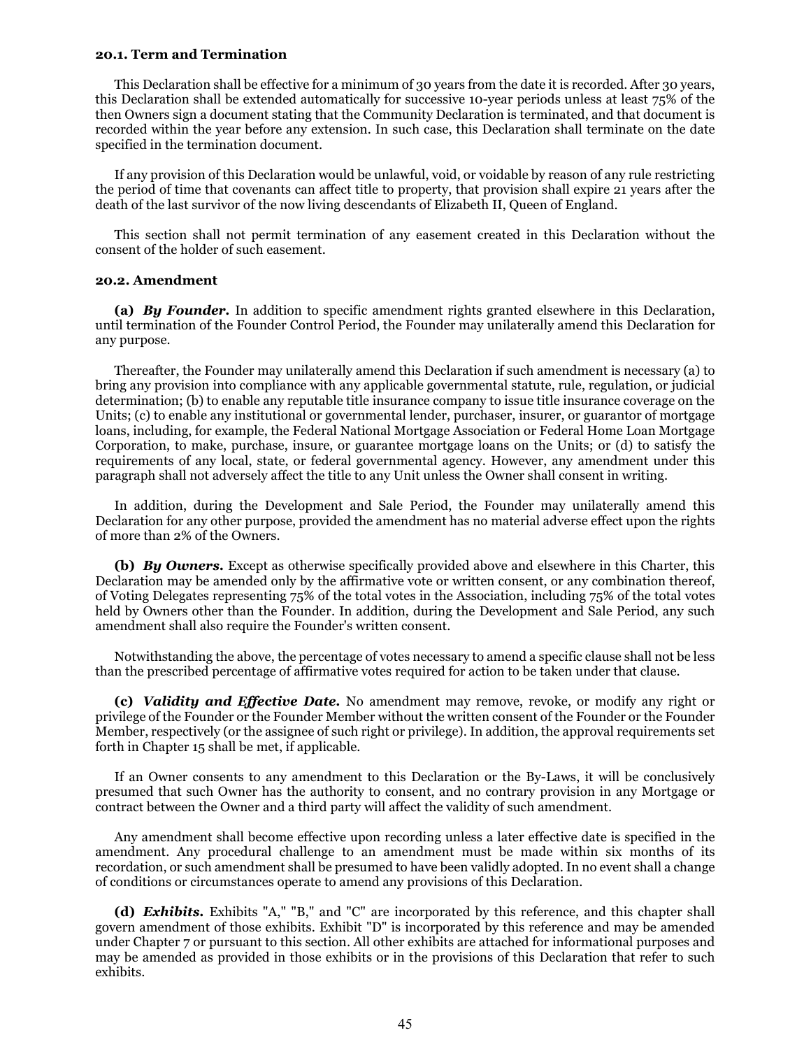### 20.1. Term and Termination

This Declaration shall be effective for a minimum of 30 years from the date it is recorded. After 30 years, this Declaration shall be extended automatically for successive 10-year periods unless at least 75% of the then Owners sign a document stating that the Community Declaration is terminated, and that document is recorded within the year before any extension. In such case, this Declaration shall terminate on the date specified in the termination document.

If any provision of this Declaration would be unlawful, void, or voidable by reason of any rule restricting the period of time that covenants can affect title to property, that provision shall expire 21 years after the death of the last survivor of the now living descendants of Elizabeth II, Queen of England.

This section shall not permit termination of any easement created in this Declaration without the consent of the holder of such easement.

### 20.2. Amendment

**(a)** ***By Founder.*** In addition to specific amendment rights granted elsewhere in this Declaration, until termination of the Founder Control Period, the Founder may unilaterally amend this Declaration for any purpose.

Thereafter, the Founder may unilaterally amend this Declaration if such amendment is necessary (a) to bring any provision into compliance with any applicable governmental statute, rule, regulation, or judicial determination; (b) to enable any reputable title insurance company to issue title insurance coverage on the Units; (c) to enable any institutional or governmental lender, purchaser, insurer, or guarantor of mortgage loans, including, for example, the Federal National Mortgage Association or Federal Home Loan Mortgage Corporation, to make, purchase, insure, or guarantee mortgage loans on the Units; or (d) to satisfy the requirements of any local, state, or federal governmental agency. However, any amendment under this paragraph shall not adversely affect the title to any Unit unless the Owner shall consent in writing.

In addition, during the Development and Sale Period, the Founder may unilaterally amend this Declaration for any other purpose, provided the amendment has no material adverse effect upon the rights of more than 2% of the Owners.

**(b)** ***By Owners.*** Except as otherwise specifically provided above and elsewhere in this Charter, this Declaration may be amended only by the affirmative vote or written consent, or any combination thereof, of Voting Delegates representing 75% of the total votes in the Association, including 75% of the total votes held by Owners other than the Founder. In addition, during the Development and Sale Period, any such amendment shall also require the Founder's written consent.

Notwithstanding the above, the percentage of votes necessary to amend a specific clause shall not be less than the prescribed percentage of affirmative votes required for action to be taken under that clause.

**(c)** ***Validity and Effective Date.*** No amendment may remove, revoke, or modify any right or privilege of the Founder or the Founder Member without the written consent of the Founder or the Founder Member, respectively (or the assignee of such right or privilege). In addition, the approval requirements set forth in Chapter 15 shall be met, if applicable.

If an Owner consents to any amendment to this Declaration or the By-Laws, it will be conclusively presumed that such Owner has the authority to consent, and no contrary provision in any Mortgage or contract between the Owner and a third party will affect the validity of such amendment.

Any amendment shall become effective upon recording unless a later effective date is specified in the amendment. Any procedural challenge to an amendment must be made within six months of its recordation, or such amendment shall be presumed to have been validly adopted. In no event shall a change of conditions or circumstances operate to amend any provisions of this Declaration.

**(d)** ***Exhibits.*** Exhibits "A," "B," and "C" are incorporated by this reference, and this chapter shall govern amendment of those exhibits. Exhibit "D" is incorporated by this reference and may be amended under Chapter 7 or pursuant to this section. All other exhibits are attached for informational purposes and may be amended as provided in those exhibits or in the provisions of this Declaration that refer to such exhibits.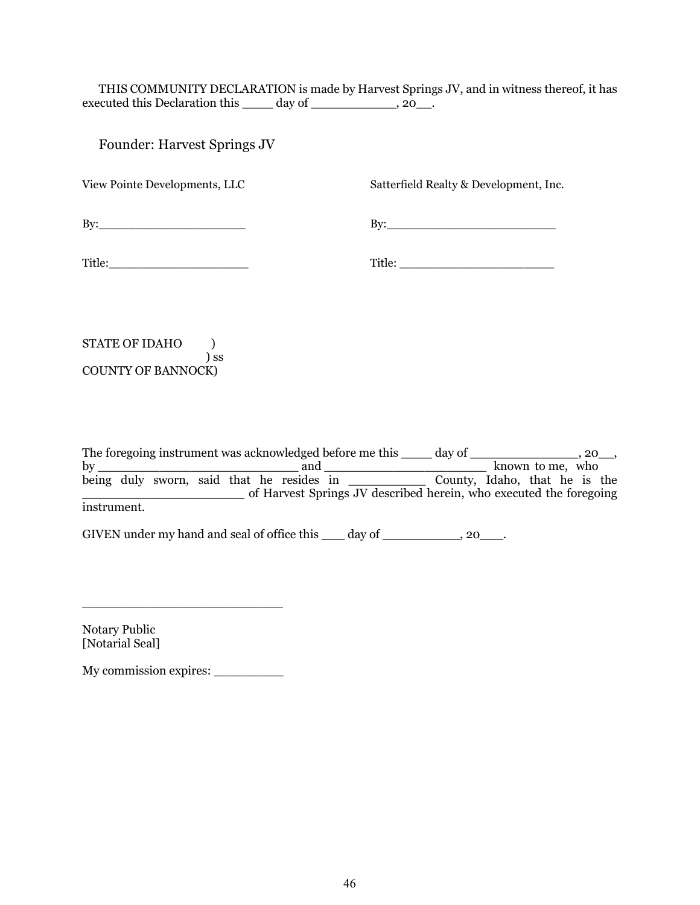THIS COMMUNITY DECLARATION is made by Harvest Springs JV, and in witness thereof, it has executed this Declaration this ____ day of ___________, 20__.

Founder: Harvest Springs JV

| View Pointe Developments, LLC | Satterfield Realty & Development, Inc. |
|---|---|
| By:____________________ | By:_______________________ |
| Title:___________________ | Title: _____________________ |

STATE OF IDAHO )
) ss
COUNTY OF BANNOCK)

The foregoing instrument was acknowledged before me this ____ day of ______________, 20__, by __________________________ and _____________________ known to me, who being duly sworn, said that he resides in __________ County, Idaho, that he is the _____________________ of Harvest Springs JV described herein, who executed the foregoing instrument.

GIVEN under my hand and seal of office this ___ day of __________, 20___.

__________________________

Notary Public
[Notarial Seal]

My commission expires: _________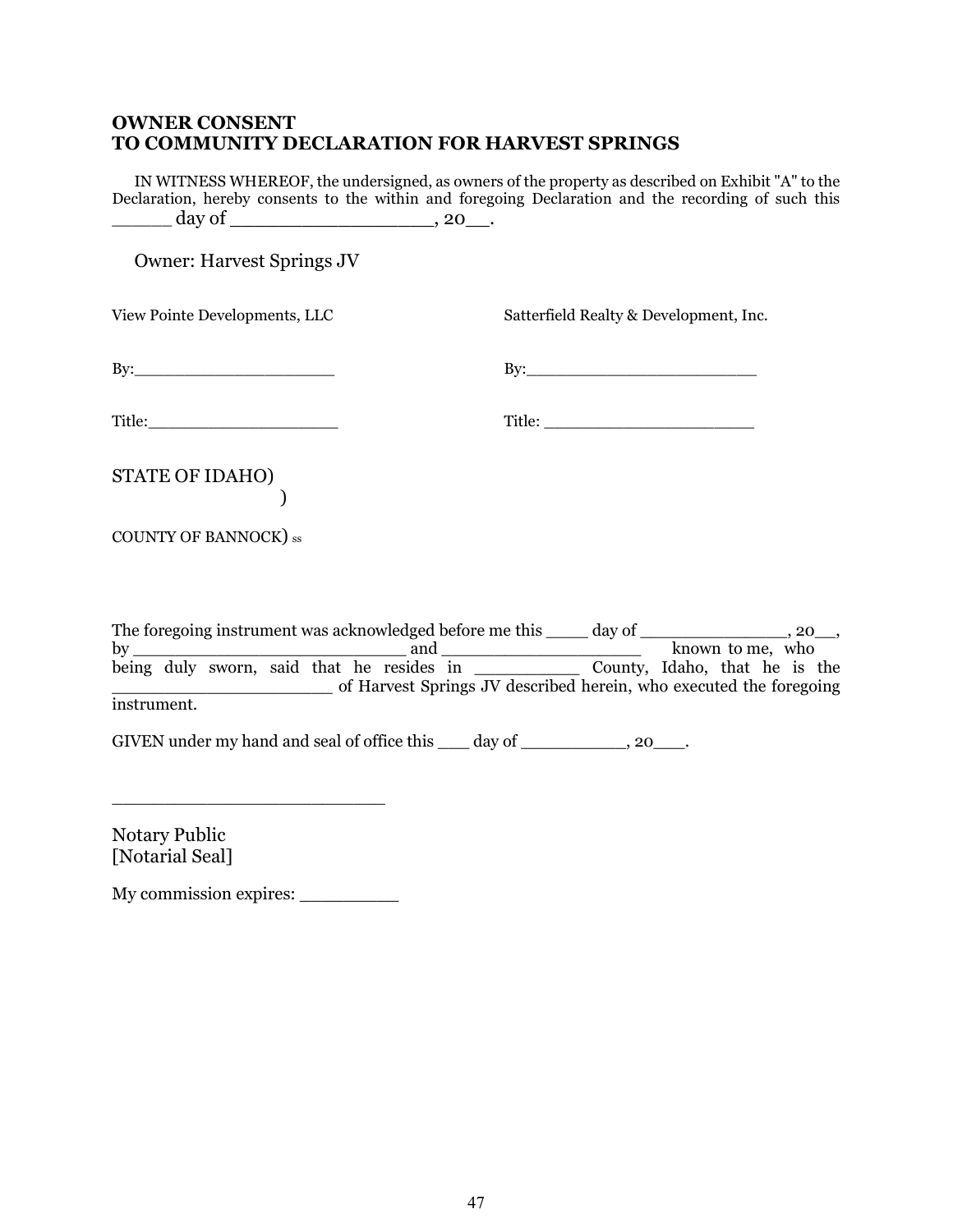**OWNER CONSENT**
**TO COMMUNITY DECLARATION FOR HARVEST SPRINGS**

IN WITNESS WHEREOF, the undersigned, as owners of the property as described on Exhibit "A" to the Declaration, hereby consents to the within and foregoing Declaration and the recording of such this _____ day of _________________, 20__.

Owner: Harvest Springs JV

| View Pointe Developments, LLC | Satterfield Realty & Development, Inc. |
|---|---|
| By:____________________ | By:_______________________ |
| Title:__________________ | Title: ______________________ |

STATE OF IDAHO)
)
COUNTY OF BANNOCK) ss

The foregoing instrument was acknowledged before me this ____ day of ______________, 20__, by _________________________ and __________________ known to me, who being duly sworn, said that he resides in __________ County, Idaho, that he is the ____________________ of Harvest Springs JV described herein, who executed the foregoing instrument.

GIVEN under my hand and seal of office this ___ day of __________, 20___.

________________________

Notary Public
[Notarial Seal]

My commission expires: _________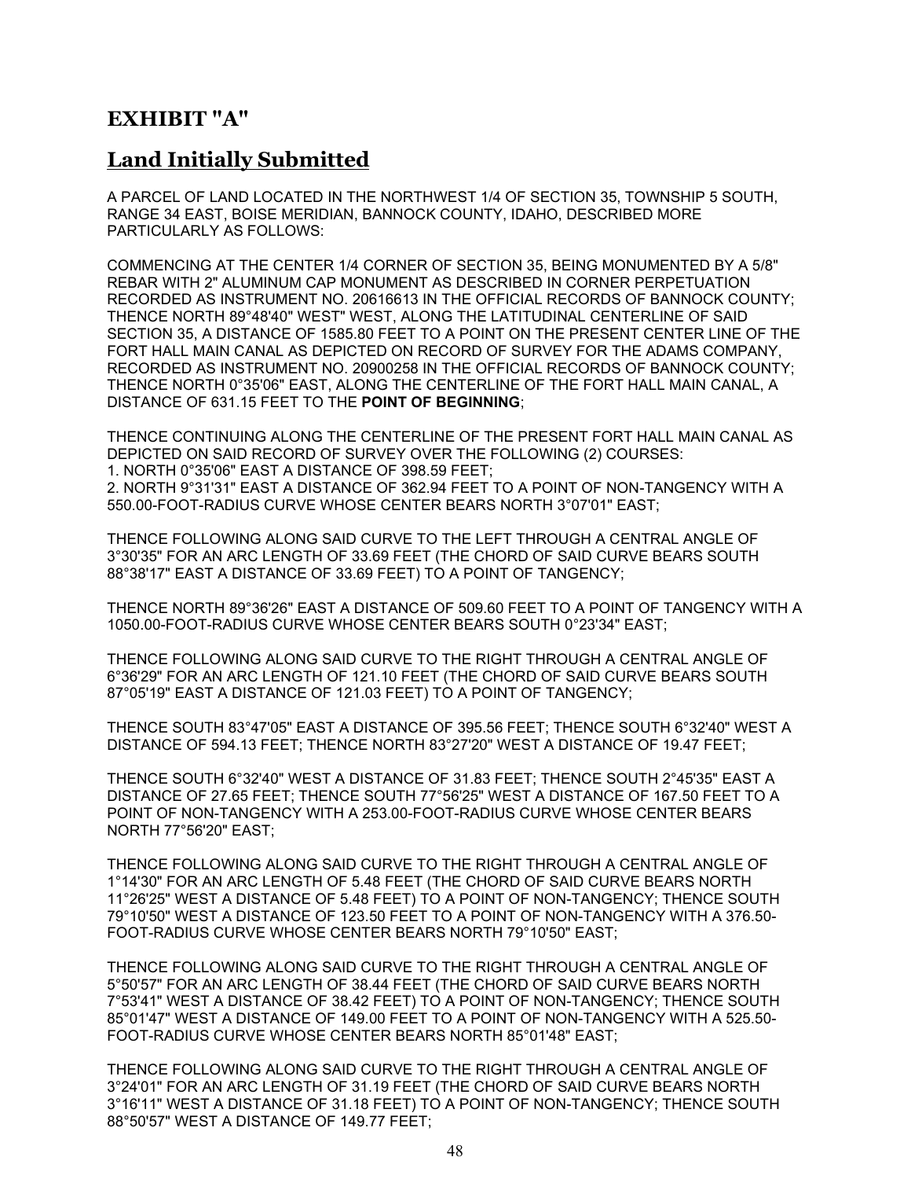# EXHIBIT "A"

## Land Initially Submitted

A PARCEL OF LAND LOCATED IN THE NORTHWEST 1/4 OF SECTION 35, TOWNSHIP 5 SOUTH, RANGE 34 EAST, BOISE MERIDIAN, BANNOCK COUNTY, IDAHO, DESCRIBED MORE PARTICULARLY AS FOLLOWS:

COMMENCING AT THE CENTER 1/4 CORNER OF SECTION 35, BEING MONUMENTED BY A 5/8" REBAR WITH 2" ALUMINUM CAP MONUMENT AS DESCRIBED IN CORNER PERPETUATION RECORDED AS INSTRUMENT NO. 20616613 IN THE OFFICIAL RECORDS OF BANNOCK COUNTY; THENCE NORTH 89°48'40" WEST" WEST, ALONG THE LATITUDINAL CENTERLINE OF SAID SECTION 35, A DISTANCE OF 1585.80 FEET TO A POINT ON THE PRESENT CENTER LINE OF THE FORT HALL MAIN CANAL AS DEPICTED ON RECORD OF SURVEY FOR THE ADAMS COMPANY, RECORDED AS INSTRUMENT NO. 20900258 IN THE OFFICIAL RECORDS OF BANNOCK COUNTY; THENCE NORTH 0°35'06" EAST, ALONG THE CENTERLINE OF THE FORT HALL MAIN CANAL, A DISTANCE OF 631.15 FEET TO THE **POINT OF BEGINNING**;

THENCE CONTINUING ALONG THE CENTERLINE OF THE PRESENT FORT HALL MAIN CANAL AS DEPICTED ON SAID RECORD OF SURVEY OVER THE FOLLOWING (2) COURSES:
1. NORTH 0°35'06" EAST A DISTANCE OF 398.59 FEET;
2. NORTH 9°31'31" EAST A DISTANCE OF 362.94 FEET TO A POINT OF NON-TANGENCY WITH A 550.00-FOOT-RADIUS CURVE WHOSE CENTER BEARS NORTH 3°07'01" EAST;

THENCE FOLLOWING ALONG SAID CURVE TO THE LEFT THROUGH A CENTRAL ANGLE OF 3°30'35" FOR AN ARC LENGTH OF 33.69 FEET (THE CHORD OF SAID CURVE BEARS SOUTH 88°38'17" EAST A DISTANCE OF 33.69 FEET) TO A POINT OF TANGENCY;

THENCE NORTH 89°36'26" EAST A DISTANCE OF 509.60 FEET TO A POINT OF TANGENCY WITH A 1050.00-FOOT-RADIUS CURVE WHOSE CENTER BEARS SOUTH 0°23'34" EAST;

THENCE FOLLOWING ALONG SAID CURVE TO THE RIGHT THROUGH A CENTRAL ANGLE OF 6°36'29" FOR AN ARC LENGTH OF 121.10 FEET (THE CHORD OF SAID CURVE BEARS SOUTH 87°05'19" EAST A DISTANCE OF 121.03 FEET) TO A POINT OF TANGENCY;

THENCE SOUTH 83°47'05" EAST A DISTANCE OF 395.56 FEET; THENCE SOUTH 6°32'40" WEST A DISTANCE OF 594.13 FEET; THENCE NORTH 83°27'20" WEST A DISTANCE OF 19.47 FEET;

THENCE SOUTH 6°32'40" WEST A DISTANCE OF 31.83 FEET; THENCE SOUTH 2°45'35" EAST A DISTANCE OF 27.65 FEET; THENCE SOUTH 77°56'25" WEST A DISTANCE OF 167.50 FEET TO A POINT OF NON-TANGENCY WITH A 253.00-FOOT-RADIUS CURVE WHOSE CENTER BEARS NORTH 77°56'20" EAST;

THENCE FOLLOWING ALONG SAID CURVE TO THE RIGHT THROUGH A CENTRAL ANGLE OF 1°14'30" FOR AN ARC LENGTH OF 5.48 FEET (THE CHORD OF SAID CURVE BEARS NORTH 11°26'25" WEST A DISTANCE OF 5.48 FEET) TO A POINT OF NON-TANGENCY; THENCE SOUTH 79°10'50" WEST A DISTANCE OF 123.50 FEET TO A POINT OF NON-TANGENCY WITH A 376.50-FOOT-RADIUS CURVE WHOSE CENTER BEARS NORTH 79°10'50" EAST;

THENCE FOLLOWING ALONG SAID CURVE TO THE RIGHT THROUGH A CENTRAL ANGLE OF 5°50'57" FOR AN ARC LENGTH OF 38.44 FEET (THE CHORD OF SAID CURVE BEARS NORTH 7°53'41" WEST A DISTANCE OF 38.42 FEET) TO A POINT OF NON-TANGENCY; THENCE SOUTH 85°01'47" WEST A DISTANCE OF 149.00 FEET TO A POINT OF NON-TANGENCY WITH A 525.50-FOOT-RADIUS CURVE WHOSE CENTER BEARS NORTH 85°01'48" EAST;

THENCE FOLLOWING ALONG SAID CURVE TO THE RIGHT THROUGH A CENTRAL ANGLE OF 3°24'01" FOR AN ARC LENGTH OF 31.19 FEET (THE CHORD OF SAID CURVE BEARS NORTH 3°16'11" WEST A DISTANCE OF 31.18 FEET) TO A POINT OF NON-TANGENCY; THENCE SOUTH 88°50'57" WEST A DISTANCE OF 149.77 FEET;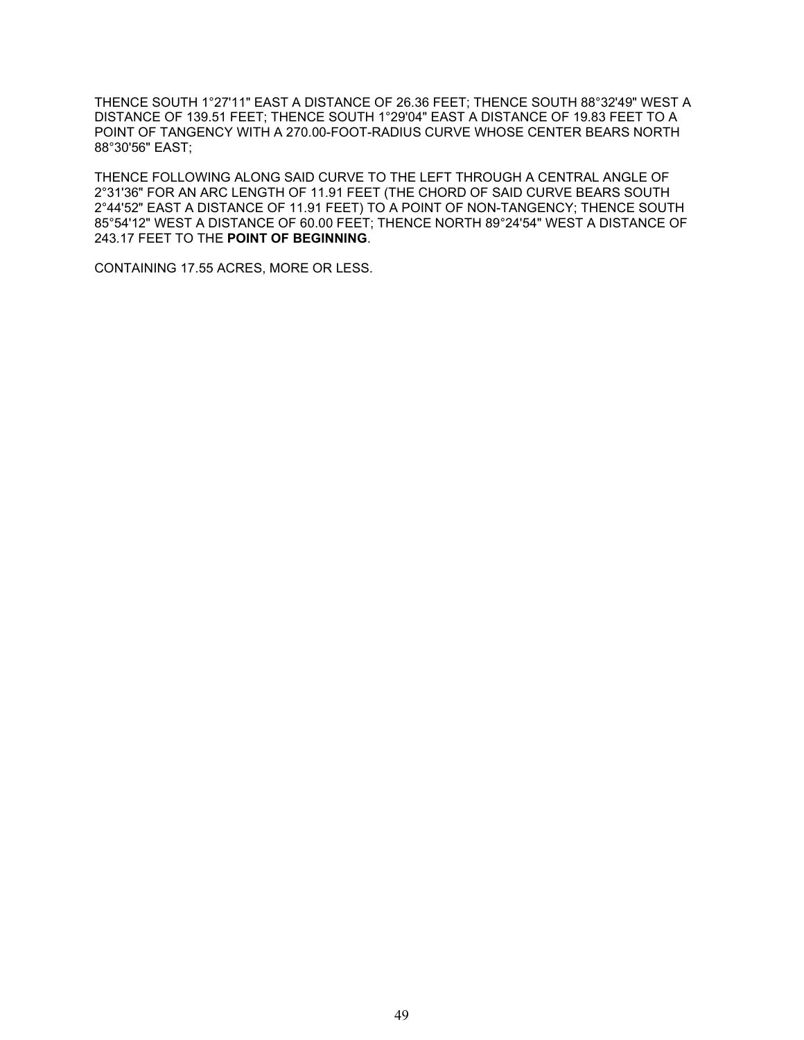THENCE SOUTH 1°27'11" EAST A DISTANCE OF 26.36 FEET; THENCE SOUTH 88°32'49" WEST A DISTANCE OF 139.51 FEET; THENCE SOUTH 1°29'04" EAST A DISTANCE OF 19.83 FEET TO A POINT OF TANGENCY WITH A 270.00-FOOT-RADIUS CURVE WHOSE CENTER BEARS NORTH 88°30'56" EAST;

THENCE FOLLOWING ALONG SAID CURVE TO THE LEFT THROUGH A CENTRAL ANGLE OF 2°31'36" FOR AN ARC LENGTH OF 11.91 FEET (THE CHORD OF SAID CURVE BEARS SOUTH 2°44'52" EAST A DISTANCE OF 11.91 FEET) TO A POINT OF NON-TANGENCY; THENCE SOUTH 85°54'12" WEST A DISTANCE OF 60.00 FEET; THENCE NORTH 89°24'54" WEST A DISTANCE OF 243.17 FEET TO THE **POINT OF BEGINNING**.

CONTAINING 17.55 ACRES, MORE OR LESS.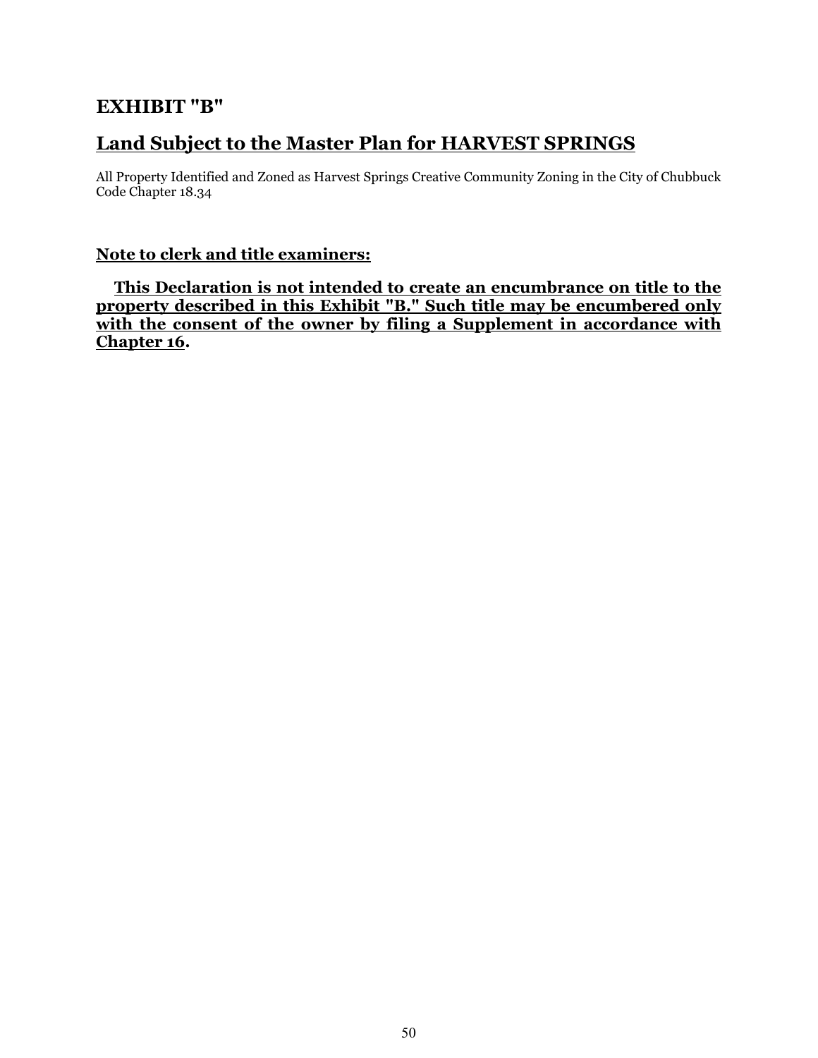## EXHIBIT "B"

## Land Subject to the Master Plan for HARVEST SPRINGS

All Property Identified and Zoned as Harvest Springs Creative Community Zoning in the City of Chubbuck Code Chapter 18.34

**Note to clerk and title examiners:**

**This Declaration is not intended to create an encumbrance on title to the property described in this Exhibit "B." Such title may be encumbered only with the consent of the owner by filing a Supplement in accordance with Chapter 16.**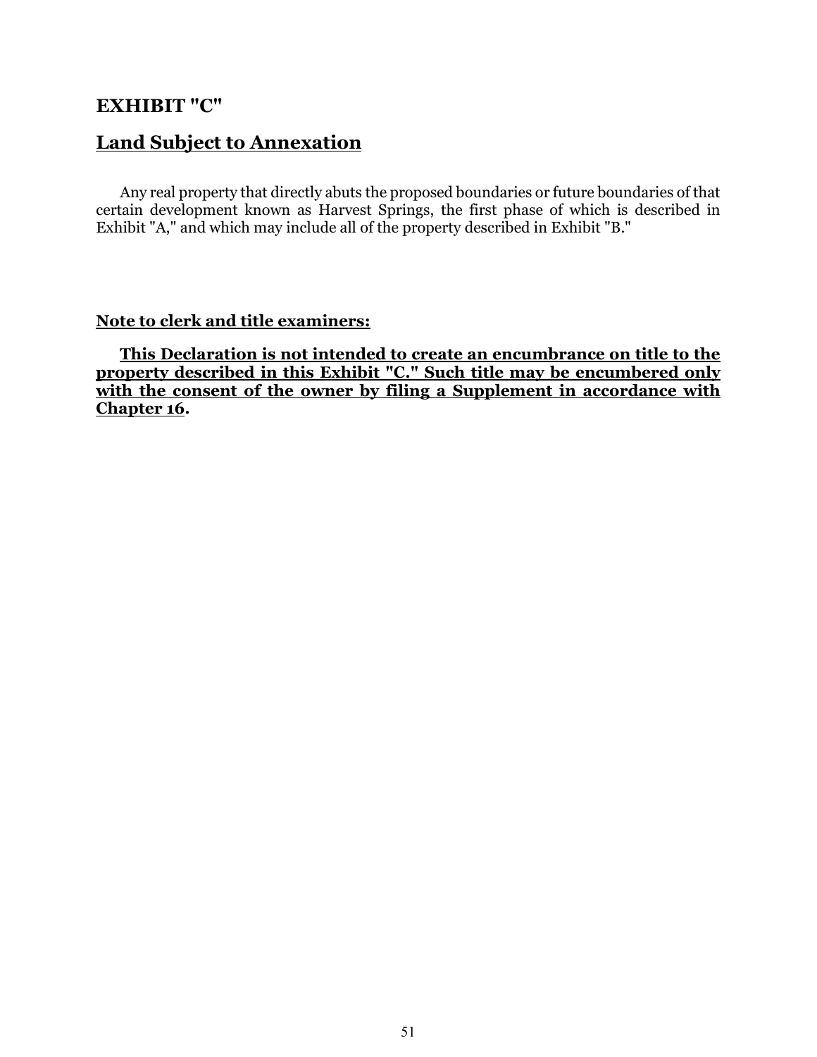## EXHIBIT "C"

## Land Subject to Annexation

Any real property that directly abuts the proposed boundaries or future boundaries of that certain development known as Harvest Springs, the first phase of which is described in Exhibit "A," and which may include all of the property described in Exhibit "B."

**Note to clerk and title examiners:**

**This Declaration is not intended to create an encumbrance on title to the property described in this Exhibit "C." Such title may be encumbered only with the consent of the owner by filing a Supplement in accordance with Chapter 16.**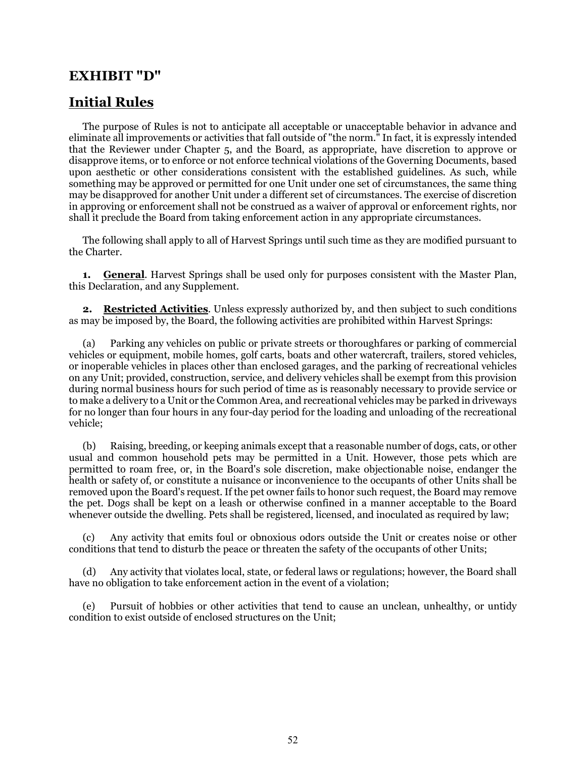## EXHIBIT "D"

## Initial Rules

The purpose of Rules is not to anticipate all acceptable or unacceptable behavior in advance and eliminate all improvements or activities that fall outside of "the norm." In fact, it is expressly intended that the Reviewer under Chapter 5, and the Board, as appropriate, have discretion to approve or disapprove items, or to enforce or not enforce technical violations of the Governing Documents, based upon aesthetic or other considerations consistent with the established guidelines. As such, while something may be approved or permitted for one Unit under one set of circumstances, the same thing may be disapproved for another Unit under a different set of circumstances. The exercise of discretion in approving or enforcement shall not be construed as a waiver of approval or enforcement rights, nor shall it preclude the Board from taking enforcement action in any appropriate circumstances.

The following shall apply to all of Harvest Springs until such time as they are modified pursuant to the Charter.

**1. General**. Harvest Springs shall be used only for purposes consistent with the Master Plan, this Declaration, and any Supplement.

**2. Restricted Activities**. Unless expressly authorized by, and then subject to such conditions as may be imposed by, the Board, the following activities are prohibited within Harvest Springs:

(a) Parking any vehicles on public or private streets or thoroughfares or parking of commercial vehicles or equipment, mobile homes, golf carts, boats and other watercraft, trailers, stored vehicles, or inoperable vehicles in places other than enclosed garages, and the parking of recreational vehicles on any Unit; provided, construction, service, and delivery vehicles shall be exempt from this provision during normal business hours for such period of time as is reasonably necessary to provide service or to make a delivery to a Unit or the Common Area, and recreational vehicles may be parked in driveways for no longer than four hours in any four-day period for the loading and unloading of the recreational vehicle;

(b) Raising, breeding, or keeping animals except that a reasonable number of dogs, cats, or other usual and common household pets may be permitted in a Unit. However, those pets which are permitted to roam free, or, in the Board's sole discretion, make objectionable noise, endanger the health or safety of, or constitute a nuisance or inconvenience to the occupants of other Units shall be removed upon the Board's request. If the pet owner fails to honor such request, the Board may remove the pet. Dogs shall be kept on a leash or otherwise confined in a manner acceptable to the Board whenever outside the dwelling. Pets shall be registered, licensed, and inoculated as required by law;

(c) Any activity that emits foul or obnoxious odors outside the Unit or creates noise or other conditions that tend to disturb the peace or threaten the safety of the occupants of other Units;

(d) Any activity that violates local, state, or federal laws or regulations; however, the Board shall have no obligation to take enforcement action in the event of a violation;

(e) Pursuit of hobbies or other activities that tend to cause an unclean, unhealthy, or untidy condition to exist outside of enclosed structures on the Unit;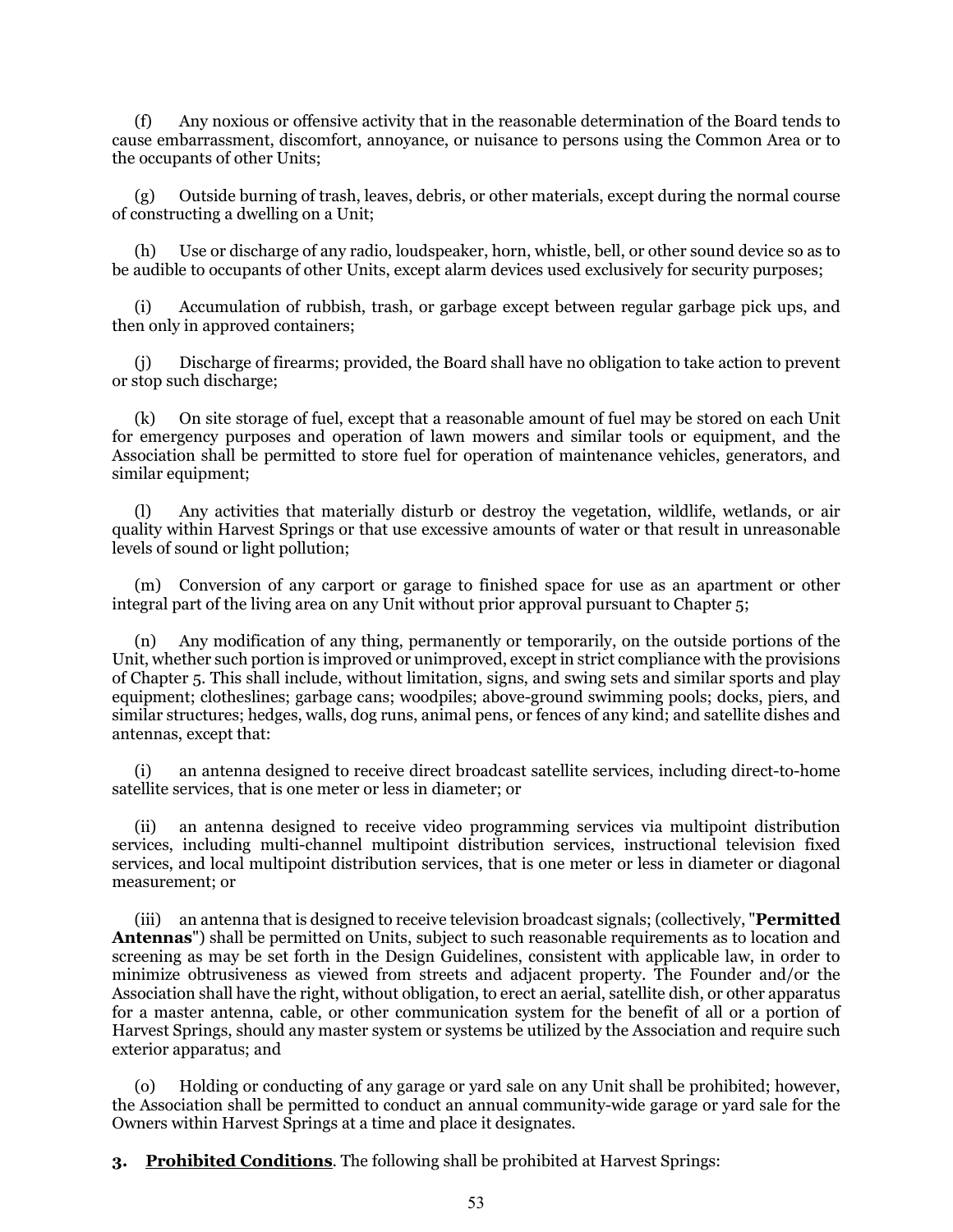(f) Any noxious or offensive activity that in the reasonable determination of the Board tends to cause embarrassment, discomfort, annoyance, or nuisance to persons using the Common Area or to the occupants of other Units;

(g) Outside burning of trash, leaves, debris, or other materials, except during the normal course of constructing a dwelling on a Unit;

(h) Use or discharge of any radio, loudspeaker, horn, whistle, bell, or other sound device so as to be audible to occupants of other Units, except alarm devices used exclusively for security purposes;

(i) Accumulation of rubbish, trash, or garbage except between regular garbage pick ups, and then only in approved containers;

(j) Discharge of firearms; provided, the Board shall have no obligation to take action to prevent or stop such discharge;

(k) On site storage of fuel, except that a reasonable amount of fuel may be stored on each Unit for emergency purposes and operation of lawn mowers and similar tools or equipment, and the Association shall be permitted to store fuel for operation of maintenance vehicles, generators, and similar equipment;

(l) Any activities that materially disturb or destroy the vegetation, wildlife, wetlands, or air quality within Harvest Springs or that use excessive amounts of water or that result in unreasonable levels of sound or light pollution;

(m) Conversion of any carport or garage to finished space for use as an apartment or other integral part of the living area on any Unit without prior approval pursuant to Chapter 5;

(n) Any modification of any thing, permanently or temporarily, on the outside portions of the Unit, whether such portion is improved or unimproved, except in strict compliance with the provisions of Chapter 5. This shall include, without limitation, signs, and swing sets and similar sports and play equipment; clotheslines; garbage cans; woodpiles; above-ground swimming pools; docks, piers, and similar structures; hedges, walls, dog runs, animal pens, or fences of any kind; and satellite dishes and antennas, except that:

(i) an antenna designed to receive direct broadcast satellite services, including direct-to-home satellite services, that is one meter or less in diameter; or

(ii) an antenna designed to receive video programming services via multipoint distribution services, including multi-channel multipoint distribution services, instructional television fixed services, and local multipoint distribution services, that is one meter or less in diameter or diagonal measurement; or

(iii) an antenna that is designed to receive television broadcast signals; (collectively, "**Permitted Antennas**") shall be permitted on Units, subject to such reasonable requirements as to location and screening as may be set forth in the Design Guidelines, consistent with applicable law, in order to minimize obtrusiveness as viewed from streets and adjacent property. The Founder and/or the Association shall have the right, without obligation, to erect an aerial, satellite dish, or other apparatus for a master antenna, cable, or other communication system for the benefit of all or a portion of Harvest Springs, should any master system or systems be utilized by the Association and require such exterior apparatus; and

(o) Holding or conducting of any garage or yard sale on any Unit shall be prohibited; however, the Association shall be permitted to conduct an annual community-wide garage or yard sale for the Owners within Harvest Springs at a time and place it designates.

**3. <u>Prohibited Conditions</u>**. The following shall be prohibited at Harvest Springs: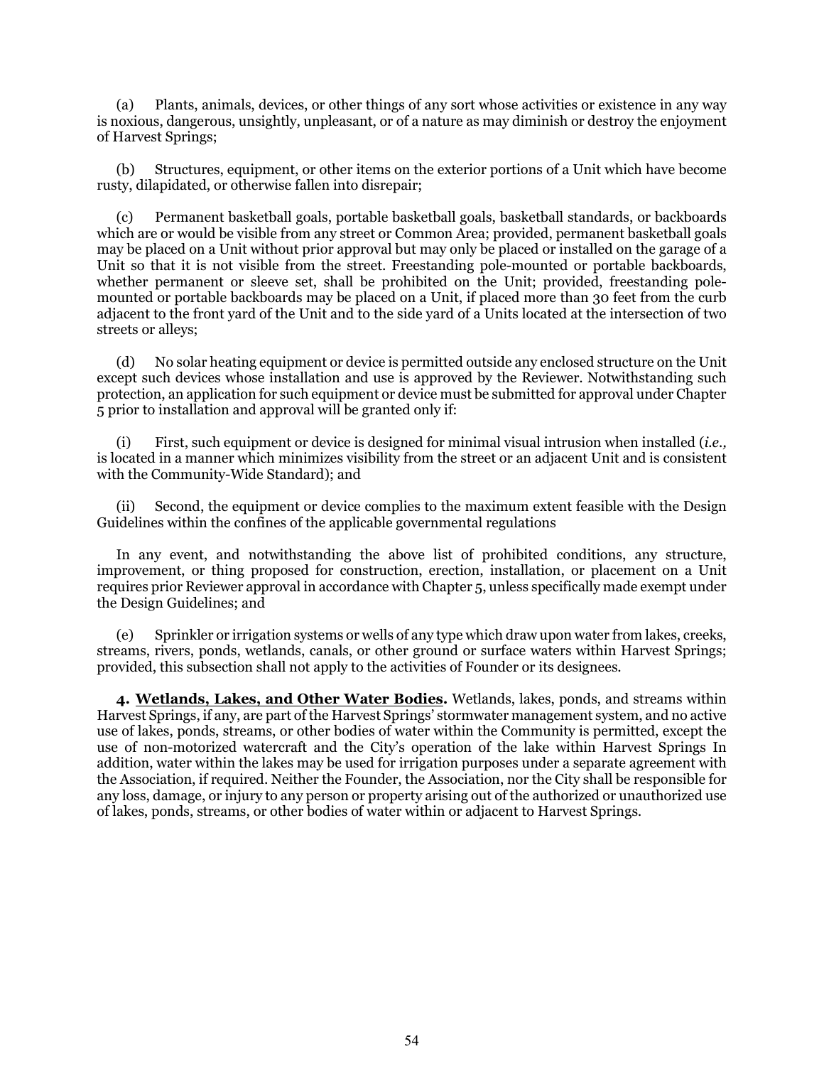(a) Plants, animals, devices, or other things of any sort whose activities or existence in any way is noxious, dangerous, unsightly, unpleasant, or of a nature as may diminish or destroy the enjoyment of Harvest Springs;

(b) Structures, equipment, or other items on the exterior portions of a Unit which have become rusty, dilapidated, or otherwise fallen into disrepair;

(c) Permanent basketball goals, portable basketball goals, basketball standards, or backboards which are or would be visible from any street or Common Area; provided, permanent basketball goals may be placed on a Unit without prior approval but may only be placed or installed on the garage of a Unit so that it is not visible from the street. Freestanding pole-mounted or portable backboards, whether permanent or sleeve set, shall be prohibited on the Unit; provided, freestanding pole-mounted or portable backboards may be placed on a Unit, if placed more than 30 feet from the curb adjacent to the front yard of the Unit and to the side yard of a Units located at the intersection of two streets or alleys;

(d) No solar heating equipment or device is permitted outside any enclosed structure on the Unit except such devices whose installation and use is approved by the Reviewer. Notwithstanding such protection, an application for such equipment or device must be submitted for approval under Chapter 5 prior to installation and approval will be granted only if:

(i) First, such equipment or device is designed for minimal visual intrusion when installed (*i.e.,* is located in a manner which minimizes visibility from the street or an adjacent Unit and is consistent with the Community-Wide Standard); and

(ii) Second, the equipment or device complies to the maximum extent feasible with the Design Guidelines within the confines of the applicable governmental regulations

In any event, and notwithstanding the above list of prohibited conditions, any structure, improvement, or thing proposed for construction, erection, installation, or placement on a Unit requires prior Reviewer approval in accordance with Chapter 5, unless specifically made exempt under the Design Guidelines; and

(e) Sprinkler or irrigation systems or wells of any type which draw upon water from lakes, creeks, streams, rivers, ponds, wetlands, canals, or other ground or surface waters within Harvest Springs; provided, this subsection shall not apply to the activities of Founder or its designees.

**4. Wetlands, Lakes, and Other Water Bodies.** Wetlands, lakes, ponds, and streams within Harvest Springs, if any, are part of the Harvest Springs' stormwater management system, and no active use of lakes, ponds, streams, or other bodies of water within the Community is permitted, except the use of non-motorized watercraft and the City's operation of the lake within Harvest Springs In addition, water within the lakes may be used for irrigation purposes under a separate agreement with the Association, if required. Neither the Founder, the Association, nor the City shall be responsible for any loss, damage, or injury to any person or property arising out of the authorized or unauthorized use of lakes, ponds, streams, or other bodies of water within or adjacent to Harvest Springs.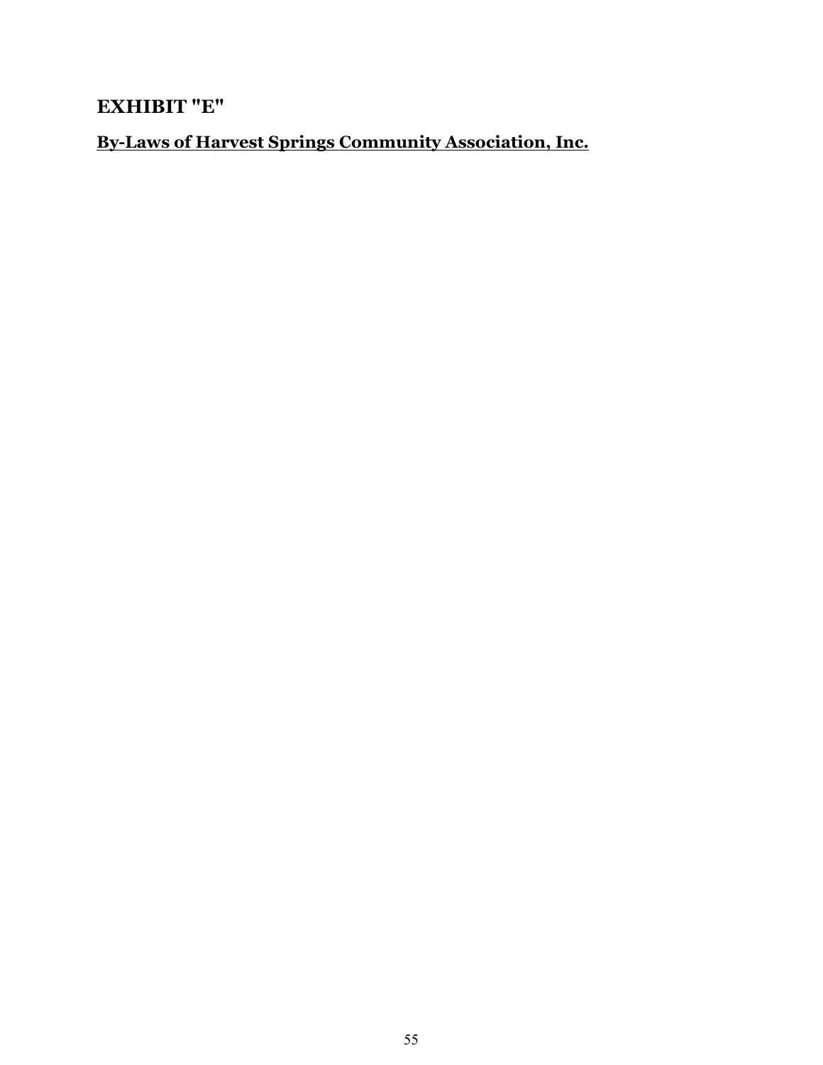## EXHIBIT "E"

**By-Laws of Harvest Springs Community Association, Inc.**